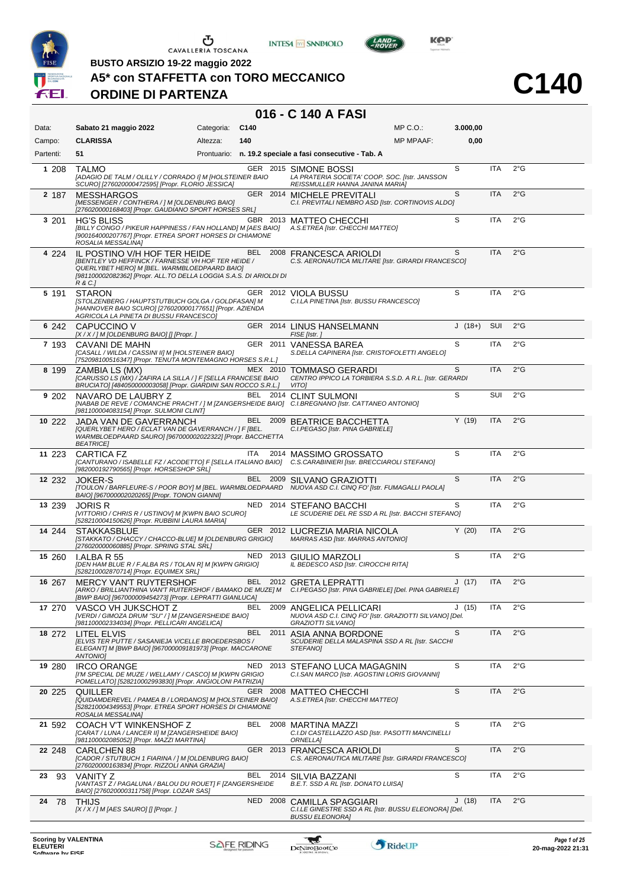BUSTO ARSIZIO 19-22 maggio 2022

# A5* con STAFFETTA con TORO MECCANICO

## ORDINE DI PARTENZA

# C140

## 016 - C 140 A FASI

| | | | | | |
|---|---|---|---|---|---|
| Data: | Sabato 21 maggio 2022 | Categoria: | C140 | MP C.O.: | 3.000,00 |
| Campo: | CLARISSA | Altezza: | 140 | MP MPAAF: | 0,00 |
| Partenti: | 51 | Prontuario: | n. 19.2 speciale a fasi consecutive - Tab. A | | |

| # | Num | Cavallo | Naz. | Anno | Cavaliere | Cat. | Naz. | Grado |
|---|---|---|---|---|---|---|---|---|
| 1 | 208 | TALMO *[ADAGIO DE TALM / OLILLY / CORRADO I] M [HOLSTEINER BAIO SCURO] [276020000472595] [Propr. FLORIO JESSICA]* | GER | 2015 | SIMONE BOSSI *LA PRATERIA SOCIETA' COOP. SOC. [Istr. JANSSON REISSMULLER HANNA JANINA MARIA]* | S | ITA | 2°G |
| 2 | 187 | MESSHARGOS *[MESSENGER / CONTHERA / ] M [OLDENBURG BAIO] [276020000168403] [Propr. GAUDIANO SPORT HORSES SRL]* | GER | 2014 | MICHELE PREVITALI *C.I. PREVITALI NEMBRO ASD [Istr. CORTINOVIS ALDO]* | S | ITA | 2°G |
| 3 | 201 | HG'S BLISS *[BILLY CONGO / PIKEUR HAPPINESS / FAN HOLLAND] M [AES BAIO] [900164000207767] [Propr. ETREA SPORT HORSES DI CHIAMONE ROSALIA MESSALINA]* | GBR | 2013 | MATTEO CHECCHI *A.S.ETREA [Istr. CHECCHI MATTEO]* | S | ITA | 2°G |
| 4 | 224 | IL POSTINO V/H HOF TER HEIDE *[BENTLEY VD HEFFINCK / FARNESSE VH HOF TER HEIDE / QUERLYBET HERO] M [BEL. WARMBLOEDPAARD BAIO] [981100002082362] [Propr. ALL.TO DELLA LOGGIA S.A.S. DI ARIOLDI DI R & C.]* | BEL | 2008 | FRANCESCA ARIOLDI *C.S. AERONAUTICA MILITARE [Istr. GIRARDI FRANCESCO]* | S | ITA | 2°G |
| 5 | 191 | STARON *[STOLZENBERG / HAUPTSTUTBUCH GOLGA / GOLDFASAN] M [HANNOVER BAIO SCURO] [276020000177651] [Propr. AZIENDA AGRICOLA LA PINETA DI BUSSU FRANCESCO]* | GER | 2012 | VIOLA BUSSU *C.I.LA PINETINA [Istr. BUSSU FRANCESCO]* | S | ITA | 2°G |
| 6 | 242 | CAPUCCINO V *[X / X / ] M [OLDENBURG BAIO] [] [Propr. ]* | GER | 2014 | LINUS HANSELMANN *FISE [Istr. ]* | J (18+) | SUI | 2°G |
| 7 | 193 | CAVANI DE MAHN *[CASALL / WILDA / CASSINI II] M [HOLSTEINER BAIO] [752098100516347] [Propr. TENUTA MONTEMAGNO HORSES S.R.L.]* | GER | 2011 | VANESSA BAREA *S.DELLA CAPINERA [Istr. CRISTOFOLETTI ANGELO]* | S | ITA | 2°G |
| 8 | 199 | ZAMBIA LS (MX) *[CARUSSO LS (MX) / ZAFIRA LA SILLA / ] F [SELLA FRANCESE BAIO BRUCIATO] [484050000003058] [Propr. GIARDINI SAN ROCCO S.R.L.]* | MEX | 2010 | TOMMASO GERARDI *CENTRO IPPICO LA TORBIERA S.S.D. A R.L. [Istr. GERARDI VITO]* | S | ITA | 2°G |
| 9 | 202 | NAVARO DE LAUBRY Z *[NABAB DE REVE / COMANCHE PRACHT / ] M [ZANGERSHEIDE BAIO] [981100004083154] [Propr. SULMONI CLINT]* | BEL | 2014 | CLINT SULMONI *C.I.BREGNANO [Istr. CATTANEO ANTONIO]* | S | SUI | 2°G |
| 10 | 222 | JADA VAN DE GAVERRANCH *[QUERLYBET HERO / ECLAT VAN DE GAVERRANCH / ] F [BEL. WARMBLOEDPAARD SAURO] [967000002022322] [Propr. BACCHETTA BEATRICE]* | BEL | 2009 | BEATRICE BACCHETTA *C.I.PEGASO [Istr. PINA GABRIELE]* | Y (19) | ITA | 2°G |
| 11 | 223 | CARTICA FZ *[CANTURANO / ISABELLE FZ / ACODETTO] F [SELLA ITALIANO BAIO] [982000192790565] [Propr. HORSESHOP SRL]* | ITA | 2014 | MASSIMO GROSSATO *C.S.CARABINIERI [Istr. BRECCIAROLI STEFANO]* | S | ITA | 2°G |
| 12 | 232 | JOKER-S *[TOULON / BARFLEURE-S / POOR BOY] M [BEL. WARMBLOEDPAARD BAIO] [967000002020265] [Propr. TONON GIANNI]* | BEL | 2009 | SILVANO GRAZIOTTI *NUOVA ASD C.I. CINQ FO' [Istr. FUMAGALLI PAOLA]* | S | ITA | 2°G |
| 13 | 239 | JORIS R *[VITTORIO / CHRIS R / USTINOV] M [KWPN BAIO SCURO] [528210004150626] [Propr. RUBBINI LAURA MARIA]* | NED | 2014 | STEFANO BACCHI *LE SCUDERIE DEL RE SSD A RL [Istr. BACCHI STEFANO]* | S | ITA | 2°G |
| 14 | 244 | STAKKASBLUE *[STAKKATO / CHACCY / CHACCO-BLUE] M [OLDENBURG GRIGIO] [276020000060885] [Propr. SPRING STAL SRL]* | GER | 2012 | LUCREZIA MARIA NICOLA *MARRAS ASD [Istr. MARRAS ANTONIO]* | Y (20) | ITA | 2°G |
| 15 | 260 | I.ALBA R 55 *[DEN HAM BLUE R / F.ALBA RS / TOLAN R] M [KWPN GRIGIO] [528210002870714] [Propr. EQUIMEX SRL]* | NED | 2013 | GIULIO MARZOLI *IL BEDESCO ASD [Istr. CIROCCHI RITA]* | S | ITA | 2°G |
| 16 | 267 | MERCY VAN'T RUYTERSHOF *[ARKO / BRILLIANTHINA VAN'T RUITERSHOF / BAMAKO DE MUZE] M [BWP BAIO] [967000009454273] [Propr. LEPRATTI GIANLUCA]* | BEL | 2012 | GRETA LEPRATTI *C.I.PEGASO [Istr. PINA GABRIELE] [Del. PINA GABRIELE]* | J (17) | ITA | 2°G |
| 17 | 270 | VASCO VH JUKSCHOT Z *[VERDI / GIMOZA DRUM "SU" / ] M [ZANGERSHEIDE BAIO] [981100002334034] [Propr. PELLICARI ANGELICA]* | BEL | 2009 | ANGELICA PELLICARI *NUOVA ASD C.I. CINQ FO' [Istr. GRAZIOTTI SILVANO] [Del. GRAZIOTTI SILVANO]* | J (15) | ITA | 2°G |
| 18 | 272 | LITEL ELVIS *[ELVIS TER PUTTE / SASANIEJA V/CELLE BROEDERSBOS / ELEGANT] M [BWP BAIO] [967000009181973] [Propr. MACCARONE ANTONIO]* | BEL | 2011 | ASIA ANNA BORDONE *SCUDERIE DELLA MALASPINA SSD A RL [Istr. SACCHI STEFANO]* | S | ITA | 2°G |
| 19 | 280 | IRCO ORANGE *[I'M SPECIAL DE MUZE / WELLAMY / CASCO] M [KWPN GRIGIO POMELLATO] [528210002993830] [Propr. ANGIOLONI PATRIZIA]* | NED | 2013 | STEFANO LUCA MAGAGNIN *C.I.SAN MARCO [Istr. AGOSTINI LORIS GIOVANNI]* | S | ITA | 2°G |
| 20 | 225 | QUILLER *[QUIDAMDEREVEL / PAMEA B / LORDANOS] M [HOLSTEINER BAIO] [528210004349553] [Propr. ETREA SPORT HORSES DI CHIAMONE ROSALIA MESSALINA]* | GER | 2008 | MATTEO CHECCHI *A.S.ETREA [Istr. CHECCHI MATTEO]* | S | ITA | 2°G |
| 21 | 592 | COACH V'T WINKENSHOF Z *[CARAT / LUNA / LANCER II] M [ZANGERSHEIDE BAIO] [981100002085052] [Propr. MAZZI MARTINA]* | BEL | 2008 | MARTINA MAZZI *C.I.DI CASTELLAZZO ASD [Istr. PASOTTI MANCINELLI ORNELLA]* | S | ITA | 2°G |
| 22 | 248 | CARLCHEN 88 *[CADOR / STUTBUCH 1 FIARINA / ] M [OLDENBURG BAIO] [276020000163834] [Propr. RIZZOLI ANNA GRAZIA]* | GER | 2013 | FRANCESCA ARIOLDI *C.S. AERONAUTICA MILITARE [Istr. GIRARDI FRANCESCO]* | S | ITA | 2°G |
| 23 | 93 | VANITY Z *[VANTAST Z / PAGALUNA / BALOU DU ROUET] F [ZANGERSHEIDE BAIO] [276020000311758] [Propr. LOZAR SAS]* | BEL | 2014 | SILVIA BAZZANI *B.E.T. SSD A RL [Istr. DONATO LUISA]* | S | ITA | 2°G |
| 24 | 78 | THIJS *[X / X / ] M [AES SAURO] [] [Propr. ]* | NED | 2008 | CAMILLA SPAGGIARI *C.I.LE GINESTRE SSD A RL [Istr. BUSSU ELEONORA] [Del. BUSSU ELEONORA]* | J (18) | ITA | 2°G |

Scoring by VALENTINA ELEUTERI

20-mag-2022 21:31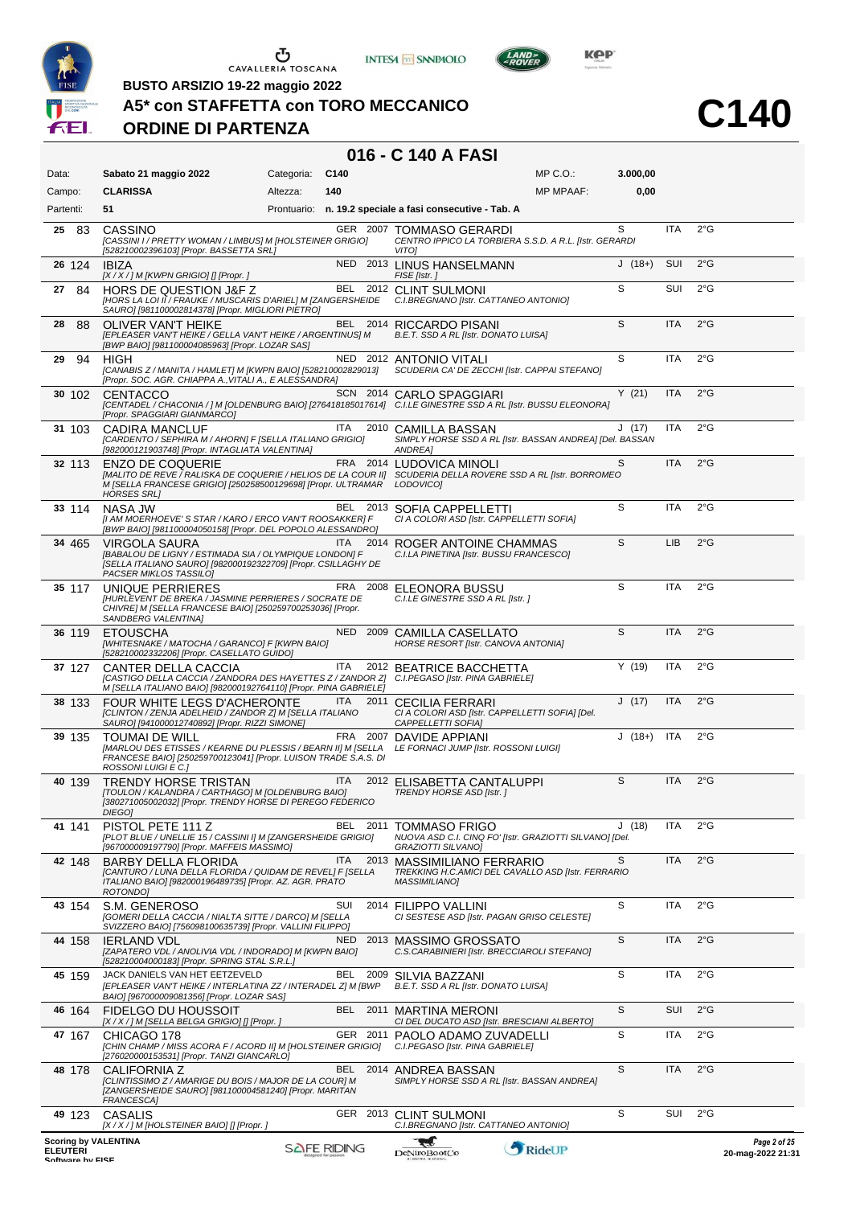BUSTO ARSIZIO 19-22 maggio 2022

# A5* con STAFFETTA con TORO MECCANICO

## ORDINE DI PARTENZA

# C140

## 016 - C 140 A FASI

| | | | | | |
|---|---|---|---|---|---|
| Data: | Sabato 21 maggio 2022 | Categoria: | C140 | MP C.O.: | 3.000,00 |
| Campo: | CLARISSA | Altezza: | 140 | MP MPAAF: | 0,00 |
| Partenti: | 51 | Prontuario: | n. 19.2 speciale a fasi consecutive - Tab. A | | |

| N. | Pett. | Cavallo | Naz. | Anno | Cavaliere | Cat. | Naz. | Gr. |
|---|---|---|---|---|---|---|---|---|
| 25 | 83 | CASSINO<br>*[CASSINI I / PRETTY WOMAN / LIMBUS] M [HOLSTEINER GRIGIO] [528210002396103] [Propr. BASSETTA SRL]* | GER | 2007 | TOMMASO GERARDI<br>*CENTRO IPPICO LA TORBIERA S.S.D. A R.L. [Istr. GERARDI VITO]* | S | ITA | 2°G |
| 26 | 124 | IBIZA<br>*[X / X / ] M [KWPN GRIGIO] [] [Propr. ]* | NED | 2013 | LINUS HANSELMANN<br>*FISE [Istr. ]* | J (18+) | SUI | 2°G |
| 27 | 84 | HORS DE QUESTION J&F Z<br>*[HORS LA LOI II / FRAUKE / MUSCARIS D'ARIEL] M [ZANGERSHEIDE SAURO] [981100002814378] [Propr. MIGLIORI PIETRO]* | BEL | 2012 | CLINT SULMONI<br>*C.I.BREGNANO [Istr. CATTANEO ANTONIO]* | S | SUI | 2°G |
| 28 | 88 | OLIVER VAN'T HEIKE<br>*[EPLEASER VAN'T HEIKE / GELLA VAN'T HEIKE / ARGENTINUS] M [BWP BAIO] [981100004085963] [Propr. LOZAR SAS]* | BEL | 2014 | RICCARDO PISANI<br>*B.E.T. SSD A RL [Istr. DONATO LUISA]* | S | ITA | 2°G |
| 29 | 94 | HIGH<br>*[CANABIS Z / MANITA / HAMLET] M [KWPN BAIO] [528210002829013] [Propr. SOC. AGR. CHIAPPA A.,VITALI A., E ALESSANDRA]* | NED | 2012 | ANTONIO VITALI<br>*SCUDERIA CA' DE ZECCHI [Istr. CAPPAI STEFANO]* | S | ITA | 2°G |
| 30 | 102 | CENTACCO<br>*[CENTADEL / CHACONIA / ] M [OLDENBURG BAIO] [276418185017614] [Propr. SPAGGIARI GIANMARCO]* | SCN | 2014 | CARLO SPAGGIARI<br>*C.I.LE GINESTRE SSD A RL [Istr. BUSSU ELEONORA]* | Y (21) | ITA | 2°G |
| 31 | 103 | CADIRA MANCLUF<br>*[CARDENTO / SEPHIRA M / AHORN] F [SELLA ITALIANO GRIGIO] [982000121903748] [Propr. INTAGLIATA VALENTINA]* | ITA | 2010 | CAMILLA BASSAN<br>*SIMPLY HORSE SSD A RL [Istr. BASSAN ANDREA] [Del. BASSAN ANDREA]* | J (17) | ITA | 2°G |
| 32 | 113 | ENZO DE COQUERIE<br>*[MALITO DE REVE / RALISKA DE COQUERIE / HELIOS DE LA COUR II] M [SELLA FRANCESE GRIGIO] [250258500129698] [Propr. ULTRAMAR HORSES SRL]* | FRA | 2014 | LUDOVICA MINOLI<br>*SCUDERIA DELLA ROVERE SSD A RL [Istr. BORROMEO LODOVICO]* | S | ITA | 2°G |
| 33 | 114 | NASA JW<br>*[I AM MOERHOEVE' S STAR / KARO / ERCO VAN'T ROOSAKKER] F [BWP BAIO] [981100004050158] [Propr. DEL POPOLO ALESSANDRO]* | BEL | 2013 | SOFIA CAPPELLETTI<br>*CI A COLORI ASD [Istr. CAPPELLETTI SOFIA]* | S | ITA | 2°G |
| 34 | 465 | VIRGOLA SAURA<br>*[BABALOU DE LIGNY / ESTIMADA SIA / OLYMPIQUE LONDON] F [SELLA ITALIANO SAURO] [982000192322709] [Propr. CSILLAGHY DE PACSER MIKLOS TASSILO]* | ITA | 2014 | ROGER ANTOINE CHAMMAS<br>*C.I.LA PINETINA [Istr. BUSSU FRANCESCO]* | S | LIB | 2°G |
| 35 | 117 | UNIQUE PERRIERES<br>*[HURLEVENT DE BREKA / JASMINE PERRIERES / SOCRATE DE CHIVRE] M [SELLA FRANCESE BAIO] [250259700253036] [Propr. SANDBERG VALENTINA]* | FRA | 2008 | ELEONORA BUSSU<br>*C.I.LE GINESTRE SSD A RL [Istr. ]* | S | ITA | 2°G |
| 36 | 119 | ETOUSCHA<br>*[WHITESNAKE / MATOCHA / GARANCO] F [KWPN BAIO] [528210002332206] [Propr. CASELLATO GUIDO]* | NED | 2009 | CAMILLA CASELLATO<br>*HORSE RESORT [Istr. CANOVA ANTONIA]* | S | ITA | 2°G |
| 37 | 127 | CANTER DELLA CACCIA<br>*[CASTIGO DELLA CACCIA / ZANDORA DES HAYETTES Z / ZANDOR Z] M [SELLA ITALIANO BAIO] [982000192764110] [Propr. PINA GABRIELE]* | ITA | 2012 | BEATRICE BACCHETTA<br>*C.I.PEGASO [Istr. PINA GABRIELE]* | Y (19) | ITA | 2°G |
| 38 | 133 | FOUR WHITE LEGS D'ACHERONTE<br>*[CLINTON / ZENJA ADELHEID / ZANDOR Z] M [SELLA ITALIANO SAURO] [941000012740892] [Propr. RIZZI SIMONE]* | ITA | 2011 | CECILIA FERRARI<br>*CI A COLORI ASD [Istr. CAPPELLETTI SOFIA] [Del. CAPPELLETTI SOFIA]* | J (17) | ITA | 2°G |
| 39 | 135 | TOUMAI DE WILL<br>*[MARLOU DES ETISSES / KEARNE DU PLESSIS / BEARN II] M [SELLA FRANCESE BAIO] [250259700123041] [Propr. LUISON TRADE S.A.S. DI ROSSONI LUIGI E C.]* | FRA | 2007 | DAVIDE APPIANI<br>*LE FORNACI JUMP [Istr. ROSSONI LUIGI]* | J (18+) | ITA | 2°G |
| 40 | 139 | TRENDY HORSE TRISTAN<br>*[TOULON / KALANDRA / CARTHAGO] M [OLDENBURG BAIO] [380271005002032] [Propr. TRENDY HORSE DI PEREGO FEDERICO DIEGO]* | ITA | 2012 | ELISABETTA CANTALUPPI<br>*TRENDY HORSE ASD [Istr. ]* | S | ITA | 2°G |
| 41 | 141 | PISTOL PETE 111 Z<br>*[PLOT BLUE / UNELLIE 15 / CASSINI I] M [ZANGERSHEIDE GRIGIO] [967000009197790] [Propr. MAFFEIS MASSIMO]* | BEL | 2011 | TOMMASO FRIGO<br>*NUOVA ASD C.I. CINQ FO' [Istr. GRAZIOTTI SILVANO] [Del. GRAZIOTTI SILVANO]* | J (18) | ITA | 2°G |
| 42 | 148 | BARBY DELLA FLORIDA<br>*[CANTURO / LUNA DELLA FLORIDA / QUIDAM DE REVEL] F [SELLA ITALIANO BAIO] [982000196489735] [Propr. AZ. AGR. PRATO ROTONDO]* | ITA | 2013 | MASSIMILIANO FERRARIO<br>*TREKKING H.C.AMICI DEL CAVALLO ASD [Istr. FERRARIO MASSIMILIANO]* | S | ITA | 2°G |
| 43 | 154 | S.M. GENEROSO<br>*[GOMERI DELLA CACCIA / NIALTA SITTE / DARCO] M [SELLA SVIZZERO BAIO] [756098100635739] [Propr. VALLINI FILIPPO]* | SUI | 2014 | FILIPPO VALLINI<br>*CI SESTESE ASD [Istr. PAGAN GRISO CELESTE]* | S | ITA | 2°G |
| 44 | 158 | IERLAND VDL<br>*[ZAPATERO VDL / ANOLIVIA VDL / INDORADO] M [KWPN BAIO] [528210004000183] [Propr. SPRING STAL S.R.L.]* | NED | 2013 | MASSIMO GROSSATO<br>*C.S.CARABINIERI [Istr. BRECCIAROLI STEFANO]* | S | ITA | 2°G |
| 45 | 159 | JACK DANIELS VAN HET EETZEVELD<br>*[EPLEASER VAN'T HEIKE / INTERLATINA ZZ / INTERADEL Z] M [BWP BAIO] [967000009081356] [Propr. LOZAR SAS]* | BEL | 2009 | SILVIA BAZZANI<br>*B.E.T. SSD A RL [Istr. DONATO LUISA]* | S | ITA | 2°G |
| 46 | 164 | FIDELGO DU HOUSSOIT<br>*[X / X / ] M [SELLA BELGA GRIGIO] [] [Propr. ]* | BEL | 2011 | MARTINA MERONI<br>*CI DEL DUCATO ASD [Istr. BRESCIANI ALBERTO]* | S | SUI | 2°G |
| 47 | 167 | CHICAGO 178<br>*[CHIN CHAMP / MISS ACORA F / ACORD II] M [HOLSTEINER GRIGIO] [276020000153531] [Propr. TANZI GIANCARLO]* | GER | 2011 | PAOLO ADAMO ZUVADELLI<br>*C.I.PEGASO [Istr. PINA GABRIELE]* | S | ITA | 2°G |
| 48 | 178 | CALIFORNIA Z<br>*[CLINTISSIMO Z / AMARIGE DU BOIS / MAJOR DE LA COUR] M [ZANGERSHEIDE SAURO] [981100004581240] [Propr. MARITAN FRANCESCA]* | BEL | 2014 | ANDREA BASSAN<br>*SIMPLY HORSE SSD A RL [Istr. BASSAN ANDREA]* | S | ITA | 2°G |
| 49 | 123 | CASALIS<br>*[X / X / ] M [HOLSTEINER BAIO] [] [Propr. ]* | GER | 2013 | CLINT SULMONI<br>*C.I.BREGNANO [Istr. CATTANEO ANTONIO]* | S | SUI | 2°G |

Scoring by VALENTINA ELEUTERI

20-mag-2022 21:31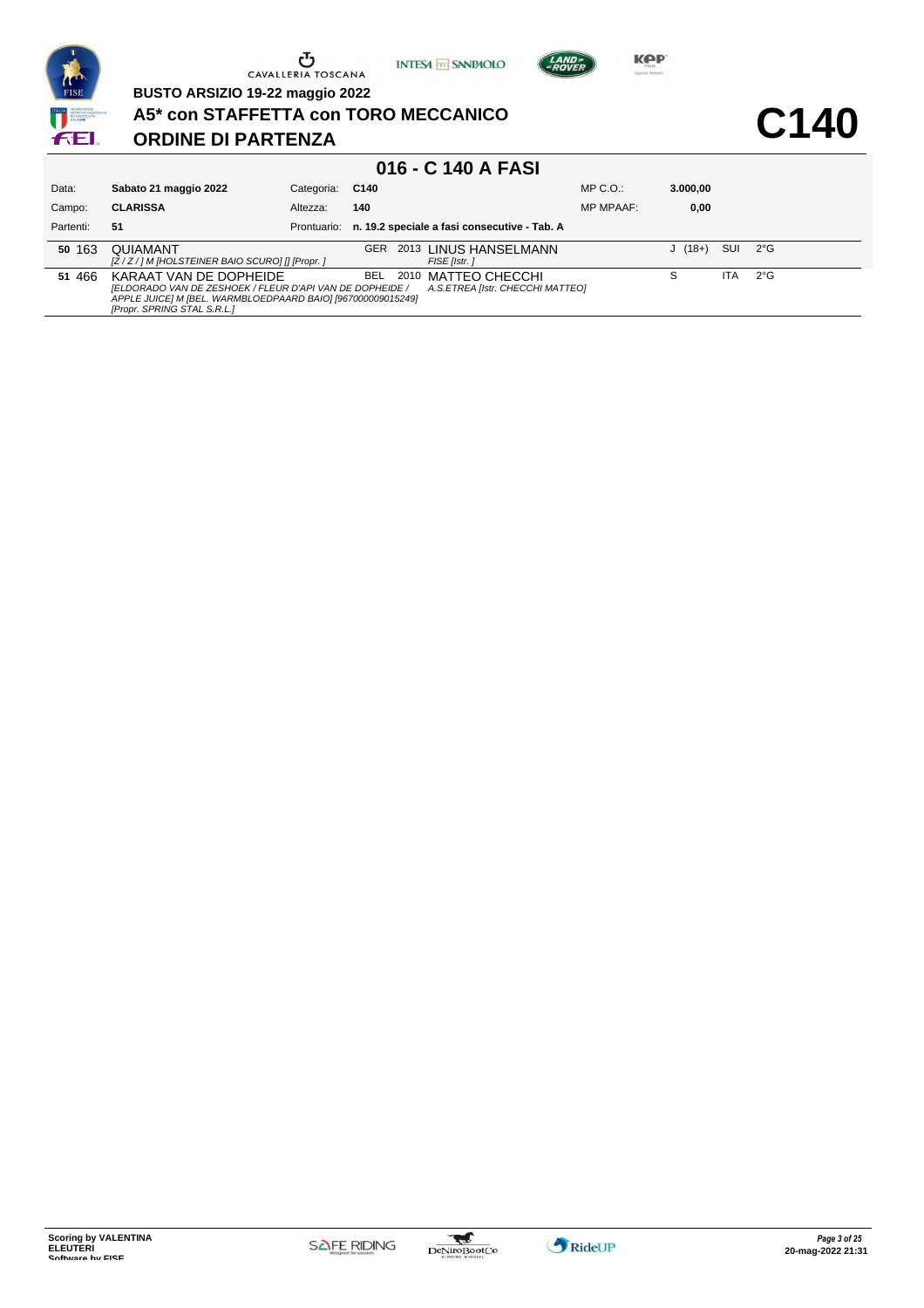**BUSTO ARSIZIO 19-22 maggio 2022**

## A5* con STAFFETTA con TORO MECCANICO

## ORDINE DI PARTENZA

# C140

### 016 - C 140 A FASI

| | | | | | |
|---|---|---|---|---|---|
| Data: | **Sabato 21 maggio 2022** | Categoria: | **C140** | MP C.O.: | **3.000,00** |
| Campo: | **CLARISSA** | Altezza: | **140** | MP MPAAF: | **0,00** |
| Partenti: | **51** | Prontuario: | **n. 19.2 speciale a fasi consecutive - Tab. A** | | |

| Ord. | N. | Cavallo | Naz. | Anno | Cavaliere | Cat. | Naz. | Grado |
|---|---|---|---|---|---|---|---|---|
| 50 | 163 | QUIAMANT *[Z / Z / ] M [HOLSTEINER BAIO SCURO] [] [Propr. ]* | GER | 2013 | LINUS HANSELMANN *FISE [Istr. ]* | J (18+) | SUI | 2°G |
| 51 | 466 | KARAAT VAN DE DOPHEIDE *[ELDORADO VAN DE ZESHOEK / FLEUR D'API VAN DE DOPHEIDE / APPLE JUICE] M [BEL. WARMBLOEDPAARD BAIO] [967000009015249] [Propr. SPRING STAL S.R.L.]* | BEL | 2010 | MATTEO CHECCHI *A.S.ETREA [Istr. CHECCHI MATTEO]* | S | ITA | 2°G |

Scoring by VALENTINA ELEUTERI
Software by FISE

20-mag-2022 21:31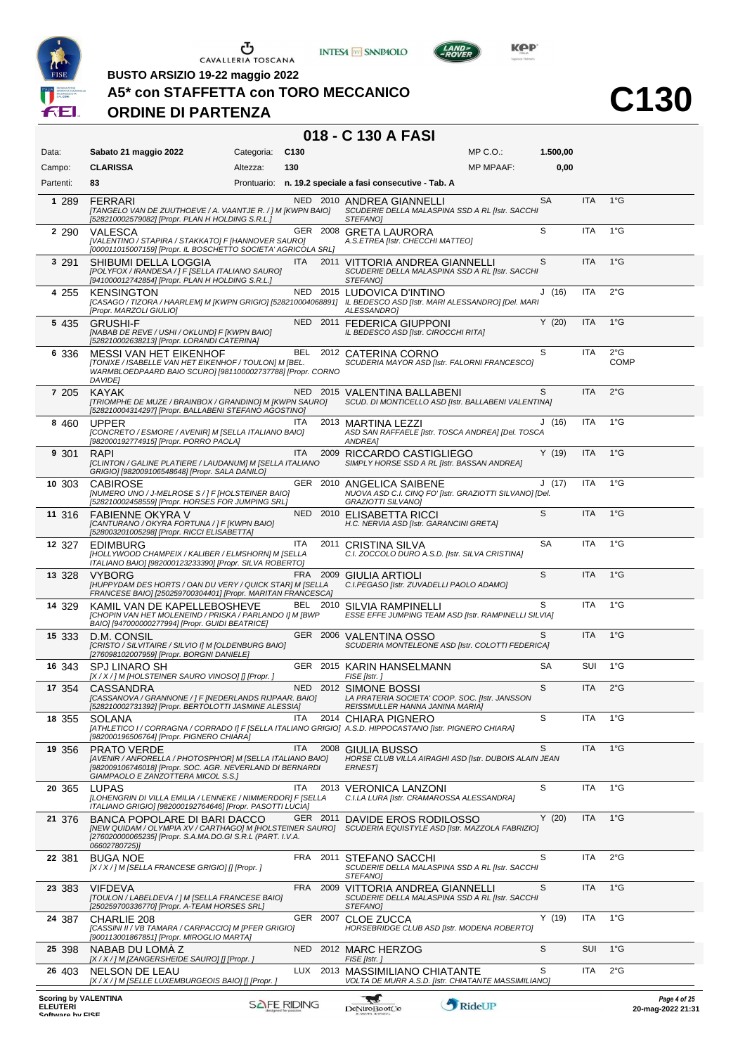BUSTO ARSIZIO 19-22 maggio 2022

# A5* con STAFFETTA con TORO MECCANICO

## ORDINE DI PARTENZA

# C130

## 018 - C 130 A FASI

| | | | | | |
|---|---|---|---|---|---|
| Data: | Sabato 21 maggio 2022 | Categoria: | C130 | MP C.O.: | 1.500,00 |
| Campo: | CLARISSA | Altezza: | 130 | MP MPAAF: | 0,00 |
| Partenti: | 83 | Prontuario: | n. 19.2 speciale a fasi consecutive - Tab. A | | |

| N. | Pett. | Cavallo | Naz. | Anno | Cavaliere | Cat. | Naz. | Grado |
|---|---|---|---|---|---|---|---|---|
| 1 | 289 | FERRARI *[TANGELO VAN DE ZUUTHOEVE / A. VAANTJE R. / ] M [KWPN BAIO] [528210002579082] [Propr. PLAN H HOLDING S.R.L.]* | NED | 2010 | ANDREA GIANNELLI *SCUDERIE DELLA MALASPINA SSD A RL [Istr. SACCHI STEFANO]* | SA | ITA | 1°G |
| 2 | 290 | VALESCA *[VALENTINO / STAPIRA / STAKKATO] F [HANNOVER SAURO] [000011015007159] [Propr. IL BOSCHETTO SOCIETA' AGRICOLA SRL]* | GER | 2008 | GRETA LAURORA *A.S.ETREA [Istr. CHECCHI MATTEO]* | S | ITA | 1°G |
| 3 | 291 | SHIBUMI DELLA LOGGIA *[POLYFOX / IRANDESA / ] F [SELLA ITALIANO SAURO] [941000012742854] [Propr. PLAN H HOLDING S.R.L.]* | ITA | 2011 | VITTORIA ANDREA GIANNELLI *SCUDERIE DELLA MALASPINA SSD A RL [Istr. SACCHI STEFANO]* | S | ITA | 1°G |
| 4 | 255 | KENSINGTON *[CASAGO / TIZORA / HAARLEM] M [KWPN GRIGIO] [528210004068891] [Propr. MARZOLI GIULIO]* | NED | 2015 | LUDOVICA D'INTINO *IL BEDESCO ASD [Istr. MARI ALESSANDRO] [Del. MARI ALESSANDRO]* | J (16) | ITA | 2°G |
| 5 | 435 | GRUSHI-F *[NABAB DE REVE / USHI / OKLUND] F [KWPN BAIO] [528210002638213] [Propr. LORANDI CATERINA]* | NED | 2011 | FEDERICA GIUPPONI *IL BEDESCO ASD [Istr. CIROCCHI RITA]* | Y (20) | ITA | 1°G |
| 6 | 336 | MESSI VAN HET EIKENHOF *[TONIXE / ISABELLE VAN HET EIKENHOF / TOULON] M [BEL. WARMBLOEDPAARD BAIO SCURO] [981100002737788] [Propr. CORNO DAVIDE]* | BEL | 2012 | CATERINA CORNO *SCUDERIA MAYOR ASD [Istr. FALORNI FRANCESCO]* | S | ITA | 2°G COMP |
| 7 | 205 | KAYAK *[TRIOMPHE DE MUZE / BRAINBOX / GRANDINO] M [KWPN SAURO] [528210004314297] [Propr. BALLABENI STEFANO AGOSTINO]* | NED | 2015 | VALENTINA BALLABENI *SCUD. DI MONTICELLO ASD [Istr. BALLABENI VALENTINA]* | S | ITA | 2°G |
| 8 | 460 | UPPER *[CONCRETO / ESMORE / AVENIR] M [SELLA ITALIANO BAIO] [982000192774915] [Propr. PORRO PAOLA]* | ITA | 2013 | MARTINA LEZZI *ASD SAN RAFFAELE [Istr. TOSCA ANDREA] [Del. TOSCA ANDREA]* | J (16) | ITA | 1°G |
| 9 | 301 | RAPI *[CLINTON / GALINE PLATIERE / LAUDANUM] M [SELLA ITALIANO GRIGIO] [982009106548648] [Propr. SALA DANILO]* | ITA | 2009 | RICCARDO CASTIGLIEGO *SIMPLY HORSE SSD A RL [Istr. BASSAN ANDREA]* | Y (19) | ITA | 1°G |
| 10 | 303 | CABIROSE *[NUMERO UNO / J-MELROSE S / ] F [HOLSTEINER BAIO] [528210002458559] [Propr. HORSES FOR JUMPING SRL]* | GER | 2010 | ANGELICA SAIBENE *NUOVA ASD C.I. CINQ FO' [Istr. GRAZIOTTI SILVANO] [Del. GRAZIOTTI SILVANO]* | J (17) | ITA | 1°G |
| 11 | 316 | FABIENNE OKYRA V *[CANTURANO / OKYRA FORTUNA / ] F [KWPN BAIO] [528003201005298] [Propr. RICCI ELISABETTA]* | NED | 2010 | ELISABETTA RICCI *H.C. NERVIA ASD [Istr. GARANCINI GRETA]* | S | ITA | 1°G |
| 12 | 327 | EDIMBURG *[HOLLYWOOD CHAMPEIX / KALIBER / ELMSHORN] M [SELLA ITALIANO BAIO] [982000123233390] [Propr. SILVA ROBERTO]* | ITA | 2011 | CRISTINA SILVA *C.I. ZOCCOLO DURO A.S.D. [Istr. SILVA CRISTINA]* | SA | ITA | 1°G |
| 13 | 328 | VYBORG *[HUPPYDAM DES HORTS / OAN DU VERY / QUICK STAR] M [SELLA FRANCESE BAIO] [250259700304401] [Propr. MARITAN FRANCESCA]* | FRA | 2009 | GIULIA ARTIOLI *C.I.PEGASO [Istr. ZUVADELLI PAOLO ADAMO]* | S | ITA | 1°G |
| 14 | 329 | KAMIL VAN DE KAPELLEBOSHEVE *[CHOPIN VAN HET MOLENEIND / PRISKA / PARLANDO I] M [BWP BAIO] [947000000277994] [Propr. GUIDI BEATRICE]* | BEL | 2010 | SILVIA RAMPINELLI *ESSE EFFE JUMPING TEAM ASD [Istr. RAMPINELLI SILVIA]* | S | ITA | 1°G |
| 15 | 333 | D.M. CONSIL *[CRISTO / SILVITAIRE / SILVIO I] M [OLDENBURG BAIO] [276098102007959] [Propr. BORGNI DANIELE]* | GER | 2006 | VALENTINA OSSO *SCUDERIA MONTELEONE ASD [Istr. COLOTTI FEDERICA]* | S | ITA | 1°G |
| 16 | 343 | SPJ LINARO SH *[X / X / ] M [HOLSTEINER SAURO VINOSO] [] [Propr. ]* | GER | 2015 | KARIN HANSELMANN *FISE [Istr. ]* | SA | SUI | 1°G |
| 17 | 354 | CASSANDRA *[CASSANOVA / GRANNONE / ] F [NEDERLANDS RIJPAAR. BAIO] [528210002731392] [Propr. BERTOLOTTI JASMINE ALESSIA]* | NED | 2012 | SIMONE BOSSI *LA PRATERIA SOCIETA' COOP. SOC. [Istr. JANSSON REISSMULLER HANNA JANINA MARIA]* | S | ITA | 2°G |
| 18 | 355 | SOLANA *[ATHLETICO I / CORRAGNA / CORRADO I] F [SELLA ITALIANO GRIGIO] [982000196506764] [Propr. PIGNERO CHIARA]* | ITA | 2014 | CHIARA PIGNERO *A.S.D. HIPPOCASTANO [Istr. PIGNERO CHIARA]* | S | ITA | 1°G |
| 19 | 356 | PRATO VERDE *[AVENIR / ANFORELLA / PHOTOSPH'OR] M [SELLA ITALIANO BAIO] [982009106746018] [Propr. SOC. AGR. NEVERLAND DI BERNARDI GIAMPAOLO E ZANZOTTERA MICOL S.S.]* | ITA | 2008 | GIULIA BUSSO *HORSE CLUB VILLA AIRAGHI ASD [Istr. DUBOIS ALAIN JEAN ERNEST]* | S | ITA | 1°G |
| 20 | 365 | LUPAS *[LOHENGRIN DI VILLA EMILIA / LENNEKE / NIMMERDOR] F [SELLA ITALIANO GRIGIO] [982000192764646] [Propr. PASOTTI LUCIA]* | ITA | 2013 | VERONICA LANZONI *C.I.LA LURA [Istr. CRAMAROSSA ALESSANDRA]* | S | ITA | 1°G |
| 21 | 376 | BANCA POPOLARE DI BARI DACCO *[NEW QUIDAM / OLYMPIA XV / CARTHAGO] M [HOLSTEINER SAURO] [276020000065235] [Propr. S.A.MA.DO.GI S.R.L (PART. I.V.A. 06602780725)]* | GER | 2011 | DAVIDE EROS RODILOSSO *SCUDERIA EQUISTYLE ASD [Istr. MAZZOLA FABRIZIO]* | Y (20) | ITA | 1°G |
| 22 | 381 | BUGA NOE *[X / X / ] M [SELLA FRANCESE GRIGIO] [] [Propr. ]* | FRA | 2011 | STEFANO SACCHI *SCUDERIE DELLA MALASPINA SSD A RL [Istr. SACCHI STEFANO]* | S | ITA | 2°G |
| 23 | 383 | VIFDEVA *[TOULON / LABELDEVA / ] M [SELLA FRANCESE BAIO] [250259700336770] [Propr. A-TEAM HORSES SRL]* | FRA | 2009 | VITTORIA ANDREA GIANNELLI *SCUDERIE DELLA MALASPINA SSD A RL [Istr. SACCHI STEFANO]* | S | ITA | 1°G |
| 24 | 387 | CHARLIE 208 *[CASSINI II / VB TAMARA / CARPACCIO] M [PFER GRIGIO] [900113001867851] [Propr. MIROGLIO MARTA]* | GER | 2007 | CLOE ZUCCA *HORSEBRIDGE CLUB ASD [Istr. MODENA ROBERTO]* | Y (19) | ITA | 1°G |
| 25 | 398 | NABAB DU LOMÀ Z *[X / X / ] M [ZANGERSHEIDE SAURO] [] [Propr. ]* | NED | 2012 | MARC HERZOG *FISE [Istr. ]* | S | SUI | 1°G |
| 26 | 403 | NELSON DE LEAU *[X / X / ] M [SELLE LUXEMBURGEOIS BAIO] [] [Propr. ]* | LUX | 2013 | MASSIMILIANO CHIATANTE *VOLTA DE MURR A.S.D. [Istr. CHIATANTE MASSIMILIANO]* | S | ITA | 2°G |

Scoring by VALENTINA
ELEUTERI
Software by FISE

20-mag-2022 21:31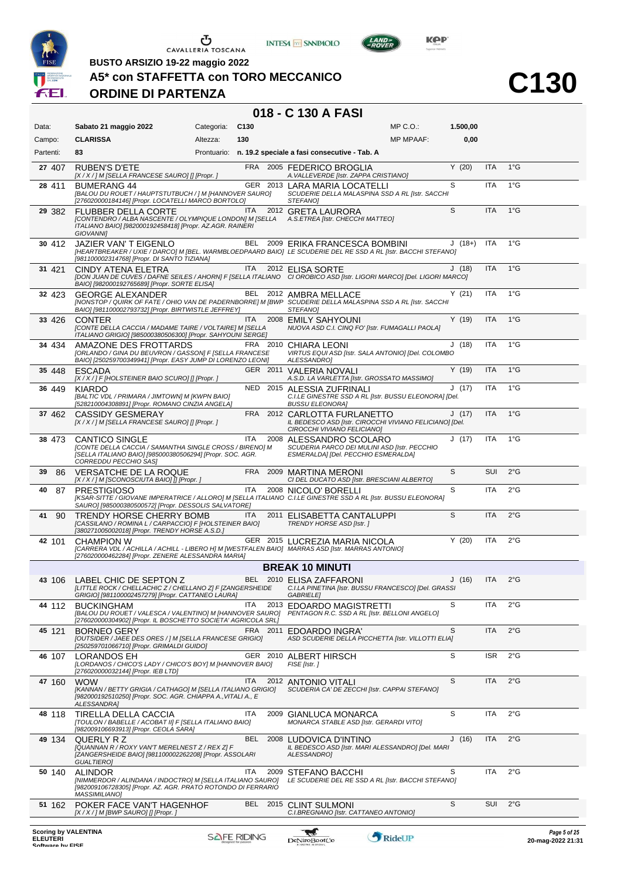**BUSTO ARSIZIO 19-22 maggio 2022**

# A5* con STAFFETTA con TORO MECCANICO

## ORDINE DI PARTENZA

# C130

## 018 - C 130 A FASI

| | | | | | |
|---|---|---|---|---|---|
| Data: | Sabato 21 maggio 2022 | Categoria: | C130 | MP C.O.: | 1.500,00 |
| Campo: | CLARISSA | Altezza: | 130 | MP MPAAF: | 0,00 |
| Partenti: | 83 | Prontuario: | n. 19.2 speciale a fasi consecutive - Tab. A | | |

| Ord. | Num. | Cavallo | Naz. | Anno | Cavaliere | Cat. | Naz. | Grado |
|---|---|---|---|---|---|---|---|---|
| 27 | 407 | RUBEN'S D'ETE<br>[X / X / ] M [SELLA FRANCESE SAURO] [] [Propr. ] | FRA | 2005 | FEDERICO BROGLIA<br>A.VALLEVERDE [Istr. ZAPPA CRISTIANO] | Y (20) | ITA | 1°G |
| 28 | 411 | BUMERANG 44<br>[BALOU DU ROUET / HAUPTSTUTBUCH / ] M [HANNOVER SAURO] [276020000184146] [Propr. LOCATELLI MARCO BORTOLO] | GER | 2013 | LARA MARIA LOCATELLI<br>SCUDERIE DELLA MALASPINA SSD A RL [Istr. SACCHI STEFANO] | S | ITA | 1°G |
| 29 | 382 | FLUBBER DELLA CORTE<br>[CONTENDRO / ALBA NASCENTE / OLYMPIQUE LONDON] M [SELLA ITALIANO BAIO] [982000192458418] [Propr. AZ.AGR. RAINERI GIOVANNI] | ITA | 2012 | GRETA LAURORA<br>A.S.ETREA [Istr. CHECCHI MATTEO] | S | ITA | 1°G |
| 30 | 412 | JAZIER VAN' T EIGENLO<br>[HEARTBREAKER / UXIE / DARCO] M [BEL. WARMBLOEDPAARD BAIO] [981100002314768] [Propr. DI SANTO TIZIANA] | BEL | 2009 | ERIKA FRANCESCA BOMBINI<br>LE SCUDERIE DEL RE SSD A RL [Istr. BACCHI STEFANO] | J (18+) | ITA | 1°G |
| 31 | 421 | CINDY ATENA ELETRA<br>[DON JUAN DE CUVES / DAFNE SEILES / AHORN] F [SELLA ITALIANO BAIO] [982000192765689] [Propr. SORTE ELISA] | ITA | 2012 | ELISA SORTE<br>CI OROBICO ASD [Istr. LIGORI MARCO] [Del. LIGORI MARCO] | J (18) | ITA | 1°G |
| 32 | 423 | GEORGE ALEXANDER<br>[NONSTOP / QUIRK OF FATE / OHIO VAN DE PADERNBORRE] M [BWP BAIO] [981100002793732] [Propr. BIRTWISTLE JEFFREY] | BEL | 2012 | AMBRA MELLACE<br>SCUDERIE DELLA MALASPINA SSD A RL [Istr. SACCHI STEFANO] | Y (21) | ITA | 1°G |
| 33 | 426 | CONTER<br>[CONTE DELLA CACCIA / MADAME TAIRE / VOLTAIRE] M [SELLA ITALIANO GRIGIO] [985000380506300] [Propr. SAHYOUNI SERGE] | ITA | 2008 | EMILY SAHYOUNI<br>NUOVA ASD C.I. CINQ FO' [Istr. FUMAGALLI PAOLA] | Y (19) | ITA | 1°G |
| 34 | 434 | AMAZONE DES FROTTARDS<br>[ORLANDO / GINA DU BEUVRON / GASSON] F [SELLA FRANCESE BAIO] [250259700349941] [Propr. EASY JUMP DI LORENZO LEONI] | FRA | 2010 | CHIARA LEONI<br>VIRTUS EQUI ASD [Istr. SALA ANTONIO] [Del. COLOMBO ALESSANDRO] | J (18) | ITA | 1°G |
| 35 | 448 | ESCADA<br>[X / X / ] F [HOLSTEINER BAIO SCURO] [] [Propr. ] | GER | 2011 | VALERIA NOVALI<br>A.S.D. LA VARLETTA [Istr. GROSSATO MASSIMO] | Y (19) | ITA | 1°G |
| 36 | 449 | KIARDO<br>[BALTIC VDL / PRIMARA / JIMTOWN] M [KWPN BAIO] [528210004308891] [Propr. ROMANO CINZIA ANGELA] | NED | 2015 | ALESSIA ZUFRINALI<br>C.I.LE GINESTRE SSD A RL [Istr. BUSSU ELEONORA] [Del. BUSSU ELEONORA] | J (17) | ITA | 1°G |
| 37 | 462 | CASSIDY GESMERAY<br>[X / X / ] M [SELLA FRANCESE SAURO] [] [Propr. ] | FRA | 2012 | CARLOTTA FURLANETTO<br>IL BEDESCO ASD [Istr. CIROCCHI VIVIANO FELICIANO] [Del. CIROCCHI VIVIANO FELICIANO] | J (17) | ITA | 1°G |
| 38 | 473 | CANTICO SINGLE<br>[CONTE DELLA CACCIA / SAMANTHA SINGLE CROSS / BIRENO] M [SELLA ITALIANO BAIO] [985000380506294] [Propr. SOC. AGR. CORREDDU PECCHIO SAS] | ITA | 2008 | ALESSANDRO SCOLARO<br>SCUDERIA PARCO DEI MULINI ASD [Istr. PECCHIO ESMERALDA] [Del. PECCHIO ESMERALDA] | J (17) | ITA | 1°G |
| 39 | 86 | VERSATCHE DE LA ROQUE<br>[X / X / ] M [SCONOSCIUTA BAIO] [] [Propr. ] | FRA | 2009 | MARTINA MERONI<br>CI DEL DUCATO ASD [Istr. BRESCIANI ALBERTO] | S | SUI | 2°G |
| 40 | 87 | PRESTIGIOSO<br>[KSAR-SITTE / GIOVANE IMPERATRICE / ALLORO] M [SELLA ITALIANO SAURO] [985000380500572] [Propr. DESSOLIS SALVATORE] | ITA | 2008 | NICOLO' BORELLI<br>C.I.LE GINESTRE SSD A RL [Istr. BUSSU ELEONORA] | S | ITA | 2°G |
| 41 | 90 | TRENDY HORSE CHERRY BOMB<br>[CASSILANO / ROMINA L / CARPACCIO] F [HOLSTEINER BAIO] [380271005002018] [Propr. TRENDY HORSE A.S.D.] | ITA | 2011 | ELISABETTA CANTALUPPI<br>TRENDY HORSE ASD [Istr. ] | S | ITA | 2°G |
| 42 | 101 | CHAMPION W<br>[CARRERA VDL / ACHILLA / ACHILL - LIBERO H] M [WESTFALEN BAIO] [276020000462284] [Propr. ZENERE ALESSANDRA MARIA] | GER | 2015 | LUCREZIA MARIA NICOLA<br>MARRAS ASD [Istr. MARRAS ANTONIO] | Y (20) | ITA | 2°G |
| | | **BREAK 10 MINUTI** | | | | | | |
| 43 | 106 | LABEL CHIC DE SEPTON Z<br>[LITTLE ROCK / CHELLACHIC Z / CHELLANO Z] F [ZANGERSHEIDE GRIGIO] [981100002457279] [Propr. CATTANEO LAURA] | BEL | 2010 | ELISA ZAFFARONI<br>C.I.LA PINETINA [Istr. BUSSU FRANCESCO] [Del. GRASSI GABRIELE] | J (16) | ITA | 2°G |
| 44 | 112 | BUCKINGHAM<br>[BALOU DU ROUET / VALESCA / VALENTINO] M [HANNOVER SAURO] [276020000304902] [Propr. IL BOSCHETTO SOCIETA' AGRICOLA SRL] | ITA | 2013 | EDOARDO MAGISTRETTI<br>PENTAGON R.C. SSD A RL [Istr. BELLONI ANGELO] | S | ITA | 2°G |
| 45 | 121 | BORNEO GERY<br>[OUTSIDER / JAEE DES ORES / ] M [SELLA FRANCESE GRIGIO] [250259701066710] [Propr. GRIMALDI GUIDO] | FRA | 2011 | EDOARDO INGRA'<br>ASD SCUDERIE DELLA PICCHETTA [Istr. VILLOTTI ELIA] | S | ITA | 2°G |
| 46 | 107 | LORANDOS EH<br>[LORDANOS / CHICO'S LADY / CHICO'S BOY] M [HANNOVER BAIO] [276020000032144] [Propr. IEB LTD] | GER | 2010 | ALBERT HIRSCH<br>FISE [Istr. ] | S | ISR | 2°G |
| 47 | 160 | WOW<br>[KANNAN / BETTY GRIGIA / CATHAGO] M [SELLA ITALIANO GRIGIO] [982000192510250] [Propr. SOC. AGR. CHIAPPA A.,VITALI A., E ALESSANDRA] | ITA | 2012 | ANTONIO VITALI<br>SCUDERIA CA' DE ZECCHI [Istr. CAPPAI STEFANO] | S | ITA | 2°G |
| 48 | 118 | TIRELLA DELLA CACCIA<br>[TOULON / BABELLE / ACOBAT II] F [SELLA ITALIANO BAIO] [982009106693913] [Propr. CEOLA SARA] | ITA | 2009 | GIANLUCA MONARCA<br>MONARCA STABLE ASD [Istr. GERARDI VITO] | S | ITA | 2°G |
| 49 | 134 | QUERLY R Z<br>[QUANNAN R / ROXY VAN'T MERELNEST Z / REX Z] F [ZANGERSHEIDE BAIO] [981100002262208] [Propr. ASSOLARI GUALTIERO] | BEL | 2008 | LUDOVICA D'INTINO<br>IL BEDESCO ASD [Istr. MARI ALESSANDRO] [Del. MARI ALESSANDRO] | J (16) | ITA | 2°G |
| 50 | 140 | ALINDOR<br>[NIMMERDOR / ALINDANA / INDOCTRO] M [SELLA ITALIANO SAURO] [982009106728305] [Propr. AZ. AGR. PRATO ROTONDO DI FERRARIO MASSIMILIANO] | ITA | 2009 | STEFANO BACCHI<br>LE SCUDERIE DEL RE SSD A RL [Istr. BACCHI STEFANO] | S | ITA | 2°G |
| 51 | 162 | POKER FACE VAN'T HAGENHOF<br>[X / X / ] M [BWP SAURO] [] [Propr. ] | BEL | 2015 | CLINT SULMONI<br>C.I.BREGNANO [Istr. CATTANEO ANTONIO] | S | SUI | 2°G |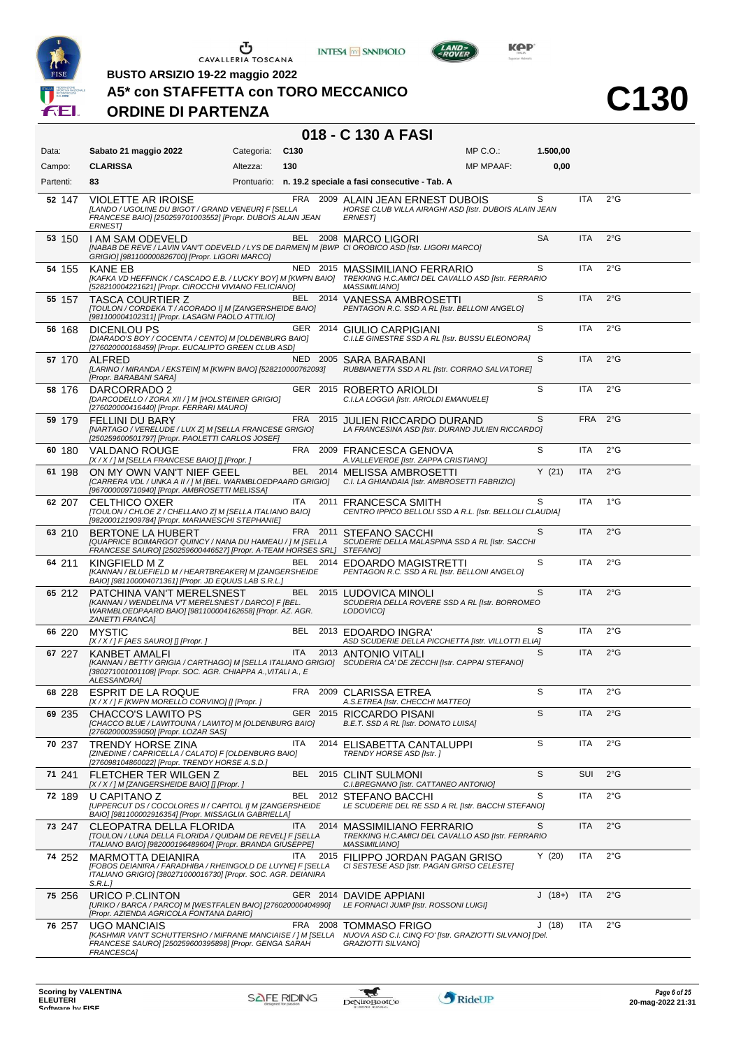BUSTO ARSIZIO 19-22 maggio 2022

# A5* con STAFFETTA con TORO MECCANICO

## ORDINE DI PARTENZA

# C130

## 018 - C 130 A FASI

| | | | | | |
|---|---|---|---|---|---|
| Data: | **Sabato 21 maggio 2022** | Categoria: | **C130** | MP C.O.: | **1.500,00** |
| Campo: | **CLARISSA** | Altezza: | **130** | MP MPAAF: | **0,00** |
| Partenti: | **83** | Prontuario: | **n. 19.2 speciale a fasi consecutive - Tab. A** | | |

| # | Testiera | Cavallo | Naz. | Anno | Cavaliere | Cat. | Naz. | Grado |
|---|---|---|---|---|---|---|---|---|
| 52 | 147 | VIOLETTE AR IROISE *[LANDO / UGOLINE DU BIGOT / GRAND VENEUR] F [SELLA FRANCESE BAIO] [250259701003552] [Propr. DUBOIS ALAIN JEAN ERNEST]* | FRA | 2009 | ALAIN JEAN ERNEST DUBOIS *HORSE CLUB VILLA AIRAGHI ASD [Istr. DUBOIS ALAIN JEAN ERNEST]* | S | ITA | 2°G |
| 53 | 150 | I AM SAM ODEVELD *[NABAB DE REVE / LAVIN VAN'T ODEVELD / LYS DE DARMEN] M [BWP GRIGIO] [981100000826700] [Propr. LIGORI MARCO]* | BEL | 2008 | MARCO LIGORI *CI OROBICO ASD [Istr. LIGORI MARCO]* | SA | ITA | 2°G |
| 54 | 155 | KANE EB *[KAFKA VD HEFFINCK / CASCADO E.B. / LUCKY BOY] M [KWPN BAIO] [528210004221621] [Propr. CIROCCHI VIVIANO FELICIANO]* | NED | 2015 | MASSIMILIANO FERRARIO *TREKKING H.C.AMICI DEL CAVALLO ASD [Istr. FERRARIO MASSIMILIANO]* | S | ITA | 2°G |
| 55 | 157 | TASCA COURTIER Z *[TOULON / CORDEKA T / ACORADO I] M [ZANGERSHEIDE BAIO] [981100004102311] [Propr. LASAGNI PAOLO ATTILIO]* | BEL | 2014 | VANESSA AMBROSETTI *PENTAGON R.C. SSD A RL [Istr. BELLONI ANGELO]* | S | ITA | 2°G |
| 56 | 168 | DICENLOU PS *[DIARADO'S BOY / COCENTA / CENTO] M [OLDENBURG BAIO] [276020000168459] [Propr. EUCALIPTO GREEN CLUB ASD]* | GER | 2014 | GIULIO CARPIGIANI *C.I.LE GINESTRE SSD A RL [Istr. BUSSU ELEONORA]* | S | ITA | 2°G |
| 57 | 170 | ALFRED *[LARINO / MIRANDA / EKSTEIN] M [KWPN BAIO] [528210000762093] [Propr. BARABANI SARA]* | NED | 2005 | SARA BARABANI *RUBBIANETTA SSD A RL [Istr. CORRAO SALVATORE]* | S | ITA | 2°G |
| 58 | 176 | DARCORRADO 2 *[DARCODELLO / ZORA XII / ] M [HOLSTEINER GRIGIO] [276020000416440] [Propr. FERRARI MAURO]* | GER | 2015 | ROBERTO ARIOLDI *C.I.LA LOGGIA [Istr. ARIOLDI EMANUELE]* | S | ITA | 2°G |
| 59 | 179 | FELLINI DU BARY *[NARTAGO / VERELUDE / LUX Z] M [SELLA FRANCESE GRIGIO] [250259600501797] [Propr. PAOLETTI CARLOS JOSEF]* | FRA | 2015 | JULIEN RICCARDO DURAND *LA FRANCESINA ASD [Istr. DURAND JULIEN RICCARDO]* | S | FRA | 2°G |
| 60 | 180 | VALDANO ROUGE *[X / X / ] M [SELLA FRANCESE BAIO] [] [Propr. ]* | FRA | 2009 | FRANCESCA GENOVA *A.VALLEVERDE [Istr. ZAPPA CRISTIANO]* | S | ITA | 2°G |
| 61 | 198 | ON MY OWN VAN'T NIEF GEEL *[CARRERA VDL / UNKA A II / ] M [BEL. WARMBLOEDPAARD GRIGIO] [967000009710940] [Propr. AMBROSETTI MELISSA]* | BEL | 2014 | MELISSA AMBROSETTI *C.I. LA GHIANDAIA [Istr. AMBROSETTI FABRIZIO]* | Y (21) | ITA | 2°G |
| 62 | 207 | CELTHICO OXER *[TOULON / CHLOE Z / CHELLANO Z] M [SELLA ITALIANO BAIO] [982000121909784] [Propr. MARIANESCHI STEPHANIE]* | ITA | 2011 | FRANCESCA SMITH *CENTRO IPPICO BELLOLI SSD A R.L. [Istr. BELLOLI CLAUDIA]* | S | ITA | 1°G |
| 63 | 210 | BERTONE LA HUBERT *[QUAPRICE BOIMARGOT QUINCY / NANA DU HAMEAU / ] M [SELLA FRANCESE SAURO] [250259600446527] [Propr. A-TEAM HORSES SRL]* | FRA | 2011 | STEFANO SACCHI *SCUDERIE DELLA MALASPINA SSD A RL [Istr. SACCHI STEFANO]* | S | ITA | 2°G |
| 64 | 211 | KINGFIELD M Z *[KANNAN / BLUEFIELD M / HEARTBREAKER] M [ZANGERSHEIDE BAIO] [981100004071361] [Propr. JD EQUUS LAB S.R.L.]* | BEL | 2014 | EDOARDO MAGISTRETTI *PENTAGON R.C. SSD A RL [Istr. BELLONI ANGELO]* | S | ITA | 2°G |
| 65 | 212 | PATCHINA VAN'T MERELSNEST *[KANNAN / WENDELINA V'T MERELSNEST / DARCO] F [BEL. WARMBLOEDPAARD BAIO] [981100004162658] [Propr. AZ. AGR. ZANETTI FRANCA]* | BEL | 2015 | LUDOVICA MINOLI *SCUDERIA DELLA ROVERE SSD A RL [Istr. BORROMEO LODOVICO]* | S | ITA | 2°G |
| 66 | 220 | MYSTIC *[X / X / ] F [AES SAURO] [] [Propr. ]* | BEL | 2013 | EDOARDO INGRA' *ASD SCUDERIE DELLA PICCHETTA [Istr. VILLOTTI ELIA]* | S | ITA | 2°G |
| 67 | 227 | KANBET AMALFI *[KANNAN / BETTY GRIGIA / CARTHAGO] M [SELLA ITALIANO GRIGIO] [380271001001108] [Propr. SOC. AGR. CHIAPPA A.,VITALI A., E ALESSANDRA]* | ITA | 2013 | ANTONIO VITALI *SCUDERIA CA' DE ZECCHI [Istr. CAPPAI STEFANO]* | S | ITA | 2°G |
| 68 | 228 | ESPRIT DE LA ROQUE *[X / X / ] F [KWPN MORELLO CORVINO] [] [Propr. ]* | FRA | 2009 | CLARISSA ETREA *A.S.ETREA [Istr. CHECCHI MATTEO]* | S | ITA | 2°G |
| 69 | 235 | CHACCO'S LAWITO PS *[CHACCO BLUE / LAWITOUNA / LAWITO] M [OLDENBURG BAIO] [276020000359050] [Propr. LOZAR SAS]* | GER | 2015 | RICCARDO PISANI *B.E.T. SSD A RL [Istr. DONATO LUISA]* | S | ITA | 2°G |
| 70 | 237 | TRENDY HORSE ZINA *[ZINEDINE / CAPRICELLA / CALATO] F [OLDENBURG BAIO] [276098104860022] [Propr. TRENDY HORSE A.S.D.]* | ITA | 2014 | ELISABETTA CANTALUPPI *TRENDY HORSE ASD [Istr. ]* | S | ITA | 2°G |
| 71 | 241 | FLETCHER TER WILGEN Z *[X / X / ] M [ZANGERSHEIDE BAIO] [] [Propr. ]* | BEL | 2015 | CLINT SULMONI *C.I.BREGNANO [Istr. CATTANEO ANTONIO]* | S | SUI | 2°G |
| 72 | 189 | U CAPITANO Z *[UPPERCUT DS / COCOLORES II / CAPITOL I] M [ZANGERSHEIDE BAIO] [981100002916354] [Propr. MISSAGLIA GABRIELLA]* | BEL | 2012 | STEFANO BACCHI *LE SCUDERIE DEL RE SSD A RL [Istr. BACCHI STEFANO]* | S | ITA | 2°G |
| 73 | 247 | CLEOPATRA DELLA FLORIDA *[TOULON / LUNA DELLA FLORIDA / QUIDAM DE REVEL] F [SELLA ITALIANO BAIO] [982000196489604] [Propr. BRANDA GIUSEPPE]* | ITA | 2014 | MASSIMILIANO FERRARIO *TREKKING H.C.AMICI DEL CAVALLO ASD [Istr. FERRARIO MASSIMILIANO]* | S | ITA | 2°G |
| 74 | 252 | MARMOTTA DEIANIRA *[FOBOS DEIANIRA / FARADHIBA / RHEINGOLD DE LUYNE] F [SELLA ITALIANO GRIGIO] [380271000016730] [Propr. SOC. AGR. DEIANIRA S.R.L.]* | ITA | 2015 | FILIPPO JORDAN PAGAN GRISO *CI SESTESE ASD [Istr. PAGAN GRISO CELESTE]* | Y (20) | ITA | 2°G |
| 75 | 256 | URICO P.CLINTON *[URIKO / BARCA / PARCO] M [WESTFALEN BAIO] [276020000404990] [Propr. AZIENDA AGRICOLA FONTANA DARIO]* | GER | 2014 | DAVIDE APPIANI *LE FORNACI JUMP [Istr. ROSSONI LUIGI]* | J (18+) | ITA | 2°G |
| 76 | 257 | UGO MANCIAIS *[KASHMIR VAN'T SCHUTTERSHO / MIFRANE MANCIAISE / ] M [SELLA FRANCESE SAURO] [250259600395898] [Propr. GENGA SARAH FRANCESCA]* | FRA | 2008 | TOMMASO FRIGO *NUOVA ASD C.I. CINQ FO' [Istr. GRAZIOTTI SILVANO] [Del. GRAZIOTTI SILVANO]* | J (18) | ITA | 2°G |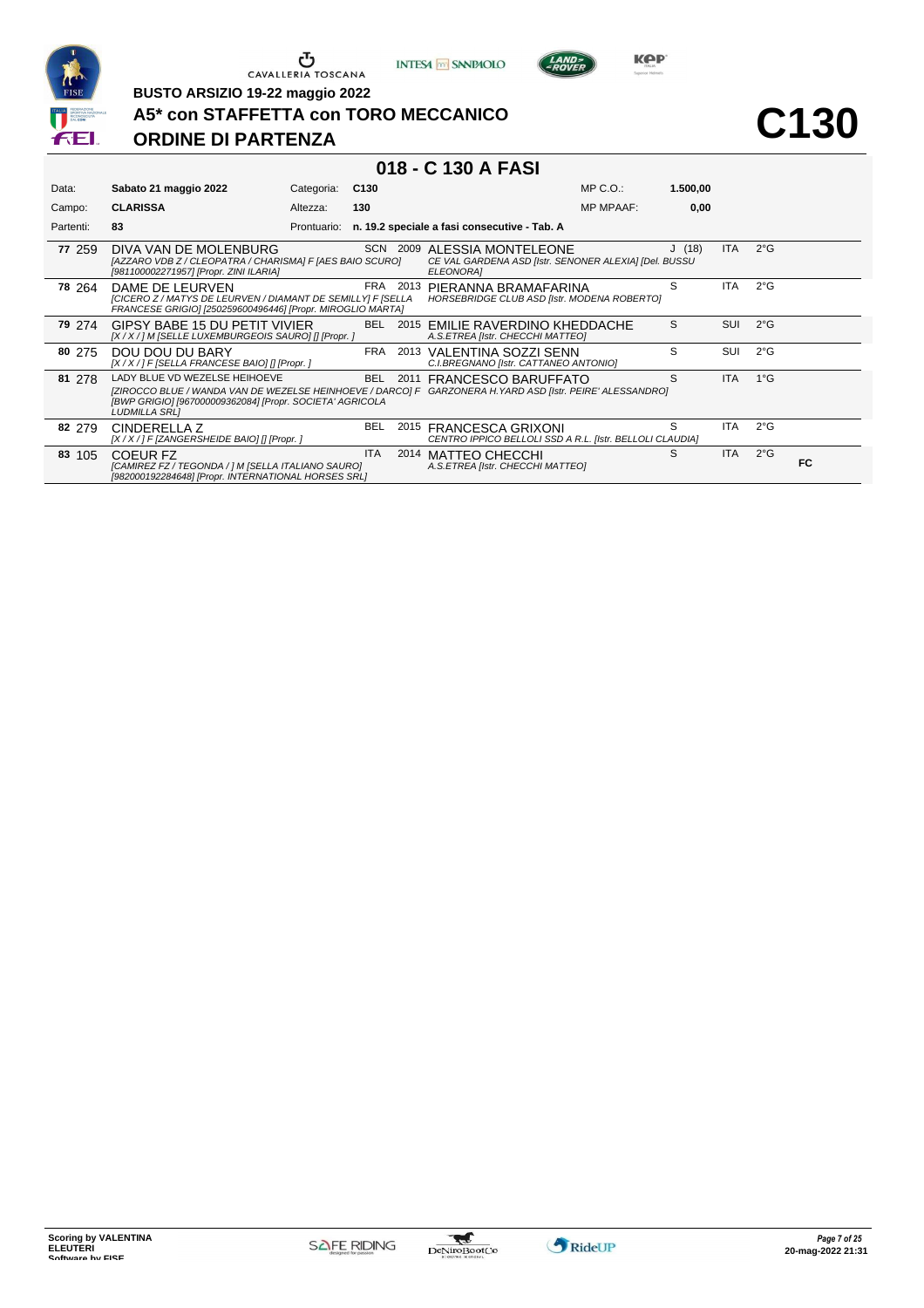BUSTO ARSIZIO 19-22 maggio 2022

# A5* con STAFFETTA con TORO MECCANICO

## ORDINE DI PARTENZA

# C130

## 018 - C 130 A FASI

| | | | | | |
|---|---|---|---|---|---|
| Data: | **Sabato 21 maggio 2022** | Categoria: | **C130** | MP C.O.: | **1.500,00** |
| Campo: | **CLARISSA** | Altezza: | **130** | MP MPAAF: | **0,00** |
| Partenti: | **83** | Prontuario: | **n. 19.2 speciale a fasi consecutive - Tab. A** | | |

| Ord. | Pett. | Cavallo | Naz. | Anno | Cavaliere | Cat. | Naz. | Grado | |
|---|---|---|---|---|---|---|---|---|---|
| **77** | 259 | DIVA VAN DE MOLENBURG *[AZZARO VDB Z / CLEOPATRA / CHARISMA] F [AES BAIO SCURO] [981100002271957] [Propr. ZINI ILARIA]* | SCN | 2009 | ALESSIA MONTELEONE *CE VAL GARDENA ASD [Istr. SENONER ALEXIA] [Del. BUSSU ELEONORA]* | J (18) | ITA | 2°G | |
| **78** | 264 | DAME DE LEURVEN *[CICERO Z / MATYS DE LEURVEN / DIAMANT DE SEMILLY] F [SELLA FRANCESE GRIGIO] [250259600496446] [Propr. MIROGLIO MARTA]* | FRA | 2013 | PIERANNA BRAMAFARINA *HORSEBRIDGE CLUB ASD [Istr. MODENA ROBERTO]* | S | ITA | 2°G | |
| **79** | 274 | GIPSY BABE 15 DU PETIT VIVIER *[X / X / ] M [SELLE LUXEMBURGEOIS SAURO] [] [Propr. ]* | BEL | 2015 | EMILIE RAVERDINO KHEDDACHE *A.S.ETREA [Istr. CHECCHI MATTEO]* | S | SUI | 2°G | |
| **80** | 275 | DOU DOU DU BARY *[X / X / ] F [SELLA FRANCESE BAIO] [] [Propr. ]* | FRA | 2013 | VALENTINA SOZZI SENN *C.I.BREGNANO [Istr. CATTANEO ANTONIO]* | S | SUI | 2°G | |
| **81** | 278 | LADY BLUE VD WEZELSE HEIHOEVE *[ZIROCCO BLUE / WANDA VAN DE WEZELSE HEINHOEVE / DARCO] F [BWP GRIGIO] [967000009362084] [Propr. SOCIETA' AGRICOLA LUDMILLA SRL]* | BEL | 2011 | FRANCESCO BARUFFATO *GARZONERA H.YARD ASD [Istr. PEIRE' ALESSANDRO]* | S | ITA | 1°G | |
| **82** | 279 | CINDERELLA Z *[X / X / ] F [ZANGERSHEIDE BAIO] [] [Propr. ]* | BEL | 2015 | FRANCESCA GRIXONI *CENTRO IPPICO BELLOLI SSD A R.L. [Istr. BELLOLI CLAUDIA]* | S | ITA | 2°G | |
| **83** | 105 | COEUR FZ *[CAMIREZ FZ / TEGONDA / ] M [SELLA ITALIANO SAURO] [982000192284648] [Propr. INTERNATIONAL HORSES SRL]* | ITA | 2014 | MATTEO CHECCHI *A.S.ETREA [Istr. CHECCHI MATTEO]* | S | ITA | 2°G | FC |

Scoring by VALENTINA ELEUTERI
Software by FISE
20-mag-2022 21:31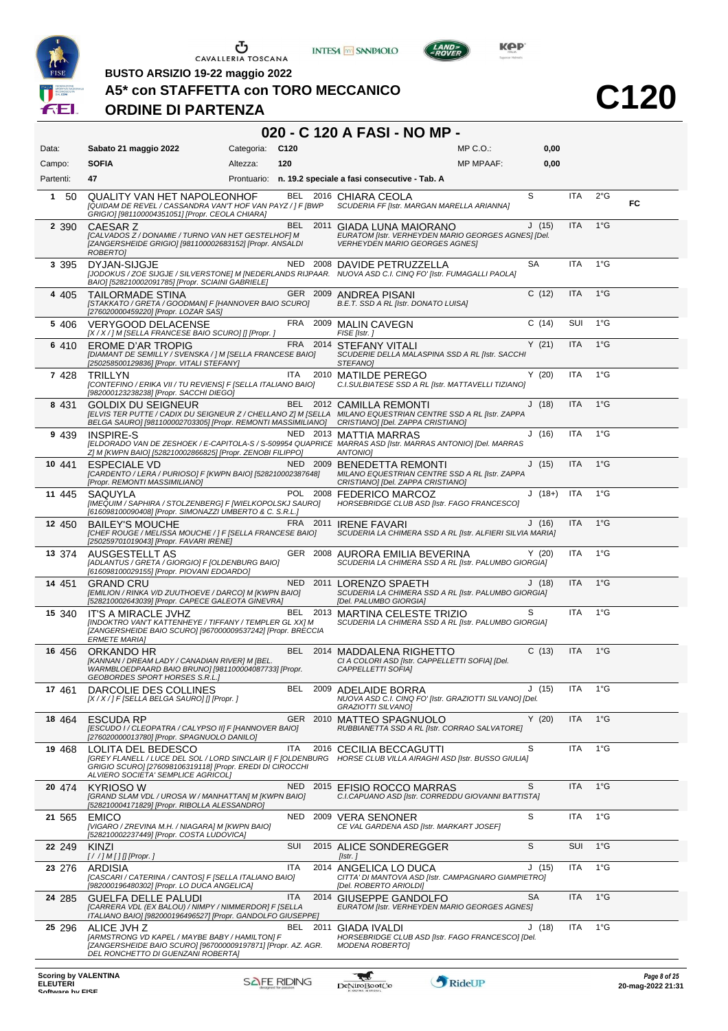BUSTO ARSIZIO 19-22 maggio 2022

# A5* con STAFFETTA con TORO MECCANICO

## ORDINE DI PARTENZA

# C120

## 020 - C 120 A FASI - NO MP -

| | | | | | |
|---|---|---|---|---|---|
| Data: | Sabato 21 maggio 2022 | Categoria: | C120 | MP C.O.: | 0,00 |
| Campo: | SOFIA | Altezza: | 120 | MP MPAAF: | 0,00 |
| Partenti: | 47 | Prontuario: | n. 19.2 speciale a fasi consecutive - Tab. A | | |

| # | N. | Cavallo | Naz. | Anno | Cavaliere | Cat. | Naz. | Grado | |
|---|---|---|---|---|---|---|---|---|---|
| 1 | 50 | QUALITY VAN HET NAPOLEONHOF *[QUIDAM DE REVEL / CASSANDRA VAN'T HOF VAN PAYZ / ] F [BWP GRIGIO] [981100004351051] [Propr. CEOLA CHIARA]* | BEL | 2016 | CHIARA CEOLA *SCUDERIA FF [Istr. MARGAN MARELLA ARIANNA]* | S | ITA | 2°G | FC |
| 2 | 390 | CAESAR Z *[CALVADOS Z / DONAMIE / TURNO VAN HET GESTELHOF] M [ZANGERSHEIDE GRIGIO] [981100002683152] [Propr. ANSALDI ROBERTO]* | BEL | 2011 | GIADA LUNA MAIORANO *EURATOM [Istr. VERHEYDEN MARIO GEORGES AGNES] [Del. VERHEYDEN MARIO GEORGES AGNES]* | J (15) | ITA | 1°G | |
| 3 | 395 | DYJAN-SIJGJE *[JODOKUS / ZOE SIJGJE / SILVERSTONE] M [NEDERLANDS RIJPAAR. BAIO] [528210002091785] [Propr. SCIAINI GABRIELE]* | NED | 2008 | DAVIDE PETRUZZELLA *NUOVA ASD C.I. CINQ FO' [Istr. FUMAGALLI PAOLA]* | SA | ITA | 1°G | |
| 4 | 405 | TAILORMADE STINA *[STAKKATO / GRETA / GOODMAN] F [HANNOVER BAIO SCURO] [276020000459220] [Propr. LOZAR SAS]* | GER | 2009 | ANDREA PISANI *B.E.T. SSD A RL [Istr. DONATO LUISA]* | C (12) | ITA | 1°G | |
| 5 | 406 | VERYGOOD DELACENSE *[X / X / ] M [SELLA FRANCESE BAIO SCURO] [] [Propr. ]* | FRA | 2009 | MALIN CAVEGN *FISE [Istr. ]* | C (14) | SUI | 1°G | |
| 6 | 410 | EROME D'AR TROPIG *[DIAMANT DE SEMILLY / SVENSKA / ] M [SELLA FRANCESE BAIO] [250258500129836] [Propr. VITALI STEFANY]* | FRA | 2014 | STEFANY VITALI *SCUDERIE DELLA MALASPINA SSD A RL [Istr. SACCHI STEFANO]* | Y (21) | ITA | 1°G | |
| 7 | 428 | TRILLYN *[CONTEFINO / ERIKA VII / TU REVIENS] F [SELLA ITALIANO BAIO] [982000123238238] [Propr. SACCHI DIEGO]* | ITA | 2010 | MATILDE PEREGO *C.I.SULBIATESE SSD A RL [Istr. MATTAVELLI TIZIANO]* | Y (20) | ITA | 1°G | |
| 8 | 431 | GOLDIX DU SEIGNEUR *[ELVIS TER PUTTE / CADIX DU SEIGNEUR Z / CHELLANO Z] M [SELLA BELGA SAURO] [981100002703305] [Propr. REMONTI MASSIMILIANO]* | BEL | 2012 | CAMILLA REMONTI *MILANO EQUESTRIAN CENTRE SSD A RL [Istr. ZAPPA CRISTIANO] [Del. ZAPPA CRISTIANO]* | J (18) | ITA | 1°G | |
| 9 | 439 | INSPIRE-S *[ELDORADO VAN DE ZESHOEK / E-CAPITOLA-S / S-509954 QUAPRICE Z] M [KWPN BAIO] [528210002866825] [Propr. ZENOBI FILIPPO]* | NED | 2013 | MATTIA MARRAS *MARRAS ASD [Istr. MARRAS ANTONIO] [Del. MARRAS ANTONIO]* | J (16) | ITA | 1°G | |
| 10 | 441 | ESPECIALE VD *[CARDENTO / LERA / PURIOSO] F [KWPN BAIO] [528210002387648] [Propr. REMONTI MASSIMILIANO]* | NED | 2009 | BENEDETTA REMONTI *MILANO EQUESTRIAN CENTRE SSD A RL [Istr. ZAPPA CRISTIANO] [Del. ZAPPA CRISTIANO]* | J (15) | ITA | 1°G | |
| 11 | 445 | SAQUYLA *[IMEQUIM / SAPHIRA / STOLZENBERG] F [WIELKOPOLSKJ SAURO] [616098100090408] [Propr. SIMONAZZI UMBERTO & C. S.R.L.]* | POL | 2008 | FEDERICO MARCOZ *HORSEBRIDGE CLUB ASD [Istr. FAGO FRANCESCO]* | J (18+) | ITA | 1°G | |
| 12 | 450 | BAILEY'S MOUCHE *[CHEF ROUGE / MELISSA MOUCHE / ] F [SELLA FRANCESE BAIO] [250259701019043] [Propr. FAVARI IRENE]* | FRA | 2011 | IRENE FAVARI *SCUDERIA LA CHIMERA SSD A RL [Istr. ALFIERI SILVIA MARIA]* | J (16) | ITA | 1°G | |
| 13 | 374 | AUSGESTELLT AS *[ADLANTUS / GRETA / GIORGIO] F [OLDENBURG BAIO] [616098100029155] [Propr. PIOVANI EDOARDO]* | GER | 2008 | AURORA EMILIA BEVERINA *SCUDERIA LA CHIMERA SSD A RL [Istr. PALUMBO GIORGIA]* | Y (20) | ITA | 1°G | |
| 14 | 451 | GRAND CRU *[EMILION / RINKA V/D ZUUTHOEVE / DARCO] M [KWPN BAIO] [528210002643039] [Propr. CAPECE GALEOTA GINEVRA]* | NED | 2011 | LORENZO SPAETH *SCUDERIA LA CHIMERA SSD A RL [Istr. PALUMBO GIORGIA] [Del. PALUMBO GIORGIA]* | J (18) | ITA | 1°G | |
| 15 | 340 | IT'S A MIRACLE JVHZ *[INDOKTRO VAN'T KATTENHEYE / TIFFANY / TEMPLER GL XX] M [ZANGERSHEIDE BAIO SCURO] [967000009537242] [Propr. BRECCIA ERMETE MARIA]* | BEL | 2013 | MARTINA CELESTE TRIZIO *SCUDERIA LA CHIMERA SSD A RL [Istr. PALUMBO GIORGIA]* | S | ITA | 1°G | |
| 16 | 456 | ORKANDO HR *[KANNAN / DREAM LADY / CANADIAN RIVER] M [BEL. WARMBLOEDPAARD BAIO BRUNO] [981100004087733] [Propr. GEOBORDES SPORT HORSES S.R.L.]* | BEL | 2014 | MADDALENA RIGHETTO *CI A COLORI ASD [Istr. CAPPELLETTI SOFIA] [Del. CAPPELLETTI SOFIA]* | C (13) | ITA | 1°G | |
| 17 | 461 | DARCOLIE DES COLLINES *[X / X / ] F [SELLA BELGA SAURO] [] [Propr. ]* | BEL | 2009 | ADELAIDE BORRA *NUOVA ASD C.I. CINQ FO' [Istr. GRAZIOTTI SILVANO] [Del. GRAZIOTTI SILVANO]* | J (15) | ITA | 1°G | |
| 18 | 464 | ESCUDA RP *[ESCUDO I / CLEOPATRA / CALYPSO II] F [HANNOVER BAIO] [276020000013780] [Propr. SPAGNUOLO DANILO]* | GER | 2010 | MATTEO SPAGNUOLO *RUBBIANETTA SSD A RL [Istr. CORRAO SALVATORE]* | Y (20) | ITA | 1°G | |
| 19 | 468 | LOLITA DEL BEDESCO *[GREY FLANELL / LUCE DEL SOL / LORD SINCLAIR I] F [OLDENBURG GRIGIO SCURO] [276098106319118] [Propr. EREDI DI CIROCCHI ALVIERO SOCIETA' SEMPLICE AGRICOL]* | ITA | 2016 | CECILIA BECCAGUTTI *HORSE CLUB VILLA AIRAGHI ASD [Istr. BUSSO GIULIA]* | S | ITA | 1°G | |
| 20 | 474 | KYRIOSO W *[GRAND SLAM VDL / UROSA W / MANHATTAN] M [KWPN BAIO] [528210004171829] [Propr. RIBOLLA ALESSANDRO]* | NED | 2015 | EFISIO ROCCO MARRAS *C.I.CAPUANO ASD [Istr. CORREDDU GIOVANNI BATTISTA]* | S | ITA | 1°G | |
| 21 | 565 | EMICO *[VIGARO / ZREVINA M.H. / NIAGARA] M [KWPN BAIO] [528210002237449] [Propr. COSTA LUDOVICA]* | NED | 2009 | VERA SENONER *CE VAL GARDENA ASD [Istr. MARKART JOSEF]* | S | ITA | 1°G | |
| 22 | 249 | KINZI *[ / / ] M [ ] [] [Propr. ]* | SUI | 2015 | ALICE SONDEREGGER *[Istr. ]* | S | SUI | 1°G | |
| 23 | 276 | ARDISIA *[CASCARI / CATERINA / CANTOS] F [SELLA ITALIANO BAIO] [982000196480302] [Propr. LO DUCA ANGELICA]* | ITA | 2014 | ANGELICA LO DUCA *CITTA' DI MANTOVA ASD [Istr. CAMPAGNARO GIAMPIETRO] [Del. ROBERTO ARIOLDI]* | J (15) | ITA | 1°G | |
| 24 | 285 | GUELFA DELLE PALUDI *[CARRERA VDL (EX BALOU) / NIMPY / NIMMERDOR] F [SELLA ITALIANO BAIO] [982000196496527] [Propr. GANDOLFO GIUSEPPE]* | ITA | 2014 | GIUSEPPE GANDOLFO *EURATOM [Istr. VERHEYDEN MARIO GEORGES AGNES]* | SA | ITA | 1°G | |
| 25 | 296 | ALICE JVH Z *[ARMSTRONG VD KAPEL / MAYBE BABY / HAMILTON] F [ZANGERSHEIDE BAIO SCURO] [967000009197871] [Propr. AZ. AGR. DEL RONCHETTO DI GUENZANI ROBERTA]* | BEL | 2011 | GIADA IVALDI *HORSEBRIDGE CLUB ASD [Istr. FAGO FRANCESCO] [Del. MODENA ROBERTO]* | J (18) | ITA | 1°G | |

Scoring by VALENTINA
ELEUTERI
Software by FISE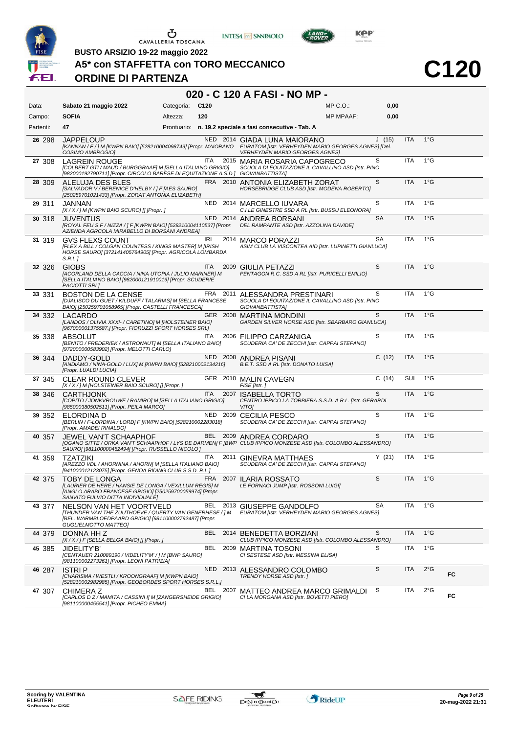BUSTO ARSIZIO 19-22 maggio 2022

# A5* con STAFFETTA con TORO MECCANICO

## ORDINE DI PARTENZA

# C120

## 020 - C 120 A FASI - NO MP -

| | | | | | |
|---|---|---|---|---|---|
| Data: | **Sabato 21 maggio 2022** | Categoria: | **C120** | MP C.O.: | **0,00** |
| Campo: | **SOFIA** | Altezza: | **120** | MP MPAAF: | **0,00** |
| Partenti: | **47** | Prontuario: | **n. 19.2 speciale a fasi consecutive - Tab. A** | | |

| N. | Cav. | Cavallo | Naz. | Anno | Cavaliere / Circolo | Cat. | Naz. | Grado | |
|---|---|---|---|---|---|---|---|---|---|
| 26 | 298 | JAPPELOUP *[KANNAN / F / ] M [KWPN BAIO] [528210004098749] [Propr. MAIORANO COSIMO AMBROGIO]* | NED | 2014 | GIADA LUNA MAIORANO *EURATOM [Istr. VERHEYDEN MARIO GEORGES AGNES] [Del. VERHEYDEN MARIO GEORGES AGNES]* | J (15) | ITA | 1°G | |
| 27 | 308 | LAGREIN ROUGE *[COLBERT GTI / MAUD / BURGGRAAF] M [SELLA ITALIANO GRIGIO] [982000192790711] [Propr. CIRCOLO BARESE DI EQUITAZIONE A.S.D.]* | ITA | 2015 | MARIA ROSARIA CAPOGRECO *SCUOLA DI EQUITAZIONE IL CAVALLINO ASD [Istr. PINO GIOVANBATTISTA]* | S | ITA | 1°G | |
| 28 | 309 | ALELUJA DES BLES *[SALVADOR V / BERENICE D'HELBY / ] F [AES SAURO] [250259701021433] [Propr. ZORAT ANTONIA ELIZABETH]* | FRA | 2010 | ANTONIA ELIZABETH ZORAT *HORSEBRIDGE CLUB ASD [Istr. MODENA ROBERTO]* | S | ITA | 1°G | |
| 29 | 311 | JANNAN *[X / X / ] M [KWPN BAIO SCURO] [] [Propr. ]* | NED | 2014 | MARCELLO IUVARA *C.I.LE GINESTRE SSD A RL [Istr. BUSSU ELEONORA]* | S | ITA | 1°G | |
| 30 | 318 | JUVENTUS *[ROYAL FEU S.F / NIZZA / ] F [KWPN BAIO] [528210004110537] [Propr. AZIENDA AGRCOLA MIRABELLO DI BORSANI ANDREA]* | NED | 2014 | ANDREA BORSANI *DEL RAMPANTE ASD [Istr. AZZOLINA DAVIDE]* | SA | ITA | 1°G | |
| 31 | 319 | GVS FLEXS COUNT *[FLEX A BILL / COLGAN COUNTESS / KINGS MASTER] M [IRISH HORSE SAURO] [372141405764905] [Propr. AGRICOLA LOMBARDA S.R.L.]* | IRL | 2014 | MARCO PORAZZI *ASIM CLUB LA VISCONTEA AID [Istr. LUPINETTI GIANLUCA]* | SA | ITA | 1°G | |
| 32 | 326 | GIOBS *[ACORLAND DELLA CACCIA / NINA UTOPIA / JULIO MARINER] M [SELLA ITALIANO BAIO] [982000121910019] [Propr. SCUDERIE PACIOTTI SRL]* | ITA | 2009 | GIULIA PETAZZI *PENTAGON R.C. SSD A RL [Istr. PURICELLI EMILIO]* | S | ITA | 1°G | |
| 33 | 331 | BOSTON DE LA CENSE *[DJALISCO DU GUET / KILDUFF / TALARIAS] M [SELLA FRANCESE BAIO] [250259701058965] [Propr. CASTELLI FRANCESCA]* | FRA | 2011 | ALESSANDRA PRESTINARI *SCUOLA DI EQUITAZIONE IL CAVALLINO ASD [Istr. PINO GIOVANBATTISTA]* | S | ITA | 1°G | |
| 34 | 332 | LACARDO *[LANDOS / OLIVIA XXXI- / CARETINO] M [HOLSTEINER BAIO] [967000001375587.] [Propr. FIORUZZI SPORT HORSES SRL]* | GER | 2008 | MARTINA MONDINI *GARDEN SILVER HORSE ASD [Istr. SBARBARO GIANLUCA]* | S | ITA | 1°G | |
| 35 | 338 | ABSOLUT *[BENITO / FREDERIEK / ASTRONAUT] M [SELLA ITALIANO BAIO] [972000000583902] [Propr. MELOTTI CARLO]* | ITA | 2006 | FILIPPO CARZANIGA *SCUDERIA CA' DE ZECCHI [Istr. CAPPAI STEFANO]* | S | ITA | 1°G | |
| 36 | 344 | DADDY-GOLD *[ANDIAMO / NINA-GOLD / LUX] M [KWPN BAIO] [528210002134216] [Propr. LUALDI LUCIA]* | NED | 2008 | ANDREA PISANI *B.E.T. SSD A RL [Istr. DONATO LUISA]* | C (12) | ITA | 1°G | |
| 37 | 345 | CLEAR ROUND CLEVER *[X / X / ] M [HOLSTEINER BAIO SCURO] [] [Propr. ]* | GER | 2010 | MALIN CAVEGN *FISE [Istr. ]* | C (14) | SUI | 1°G | |
| 38 | 346 | CARTHJONK *[COPITO / JONKVROUWE / RAMIRO] M [SELLA ITALIANO GRIGIO] [985000380502511] [Propr. PEILA MARCO]* | ITA | 2007 | ISABELLA TORTO *CENTRO IPPICO LA TORBIERA S.S.D. A R.L. [Istr. GERARDI VITO]* | S | ITA | 1°G | |
| 39 | 352 | ELORDINA D *[BERLIN / F-LORDINA / LORD] F [KWPN BAIO] [528210002283018] [Propr. AMADEI RINALDO]* | NED | 2009 | CECILIA PESCO *SCUDERIA CA' DE ZECCHI [Istr. CAPPAI STEFANO]* | S | ITA | 1°G | |
| 40 | 357 | JEWEL VAN'T SCHAAPHOF *[OGANO SITTE / ORKA VAN'T SCHAAPHOF / LYS DE DARMEN] F [BWP SAURO] [981100000452494] [Propr. RUSSELLO NICOLO']* | BEL | 2009 | ANDREA CORDARO *CLUB IPPICO MONZESE ASD [Istr. COLOMBO ALESSANDRO]* | S | ITA | 1°G | |
| 41 | 359 | TZATZIKI *[AREZZO VDL / AHORNINA / AHORN] M [SELLA ITALIANO BAIO] [941000012123075] [Propr. GENOA RIDING CLUB S.S.D. R.L.]* | ITA | 2011 | GINEVRA MATTHAES *SCUDERIA CA' DE ZECCHI [Istr. CAPPAI STEFANO]* | Y (21) | ITA | 1°G | |
| 42 | 375 | TOBY DE LONGA *[LAURIER DE HERE / HANSIE DE LONGA / VEXILLUM REGIS] M [ANGLO ARABO FRANCESE GRIGIO] [250259700059974] [Propr. SANVITO FULVIO DITTA INDIVIDUALE]* | FRA | 2007 | ILARIA ROSSATO *LE FORNACI JUMP [Istr. ROSSONI LUIGI]* | S | ITA | 1°G | |
| 43 | 377 | NELSON VAN HET VOORTVELD *[THUNDER VAN THE ZUUTHOEVE / QUERTY VAN GENERHESE / ] M [BEL. WARMBLOEDPAARD GRIGIO] [981100002792487] [Propr. GUGLIELMOTTO MATTEO]* | BEL | 2013 | GIUSEPPE GANDOLFO *EURATOM [Istr. VERHEYDEN MARIO GEORGES AGNES]* | SA | ITA | 1°G | |
| 44 | 379 | DONNA HH Z *[X / X / ] F [SELLA BELGA BAIO] [] [Propr. ]* | BEL | 2014 | BENEDETTA BORZIANI *CLUB IPPICO MONZESE ASD [Istr. COLOMBO ALESSANDRO]* | S | ITA | 1°G | |
| 45 | 385 | JIDELITY'B' *[CENTAUER 210089190 / VIDELITY'M' / ] M [BWP SAURO] [981100002273261] [Propr. LEONI PATRIZIA]* | BEL | 2009 | MARTINA TOSONI *CI SESTESE ASD [Istr. MESSINA ELISA]* | S | ITA | 1°G | |
| 46 | 287 | ISTRI P *[CHARISMA / WESTLI / KROONGRAAF] M [KWPN BAIO] [528210002982985] [Propr. GEOBORDES SPORT HORSES S.R.L.]* | NED | 2013 | ALESSANDRO COLOMBO *TRENDY HORSE ASD [Istr. ]* | S | ITA | 2°G | FC |
| 47 | 307 | CHIMERA Z *[CARLOS D Z / MAMITA / CASSINI I] M [ZANGERSHEIDE GRIGIO] [981100000455541] [Propr. PICHEO EMMA]* | BEL | 2007 | MATTEO ANDREA MARCO GRIMALDI *CI LA MORGANA ASD [Istr. BOVETTI PIERO]* | S | ITA | 2°G | FC |

Scoring by VALENTINA ELEUTERI Software by FISE

20-mag-2022 21:31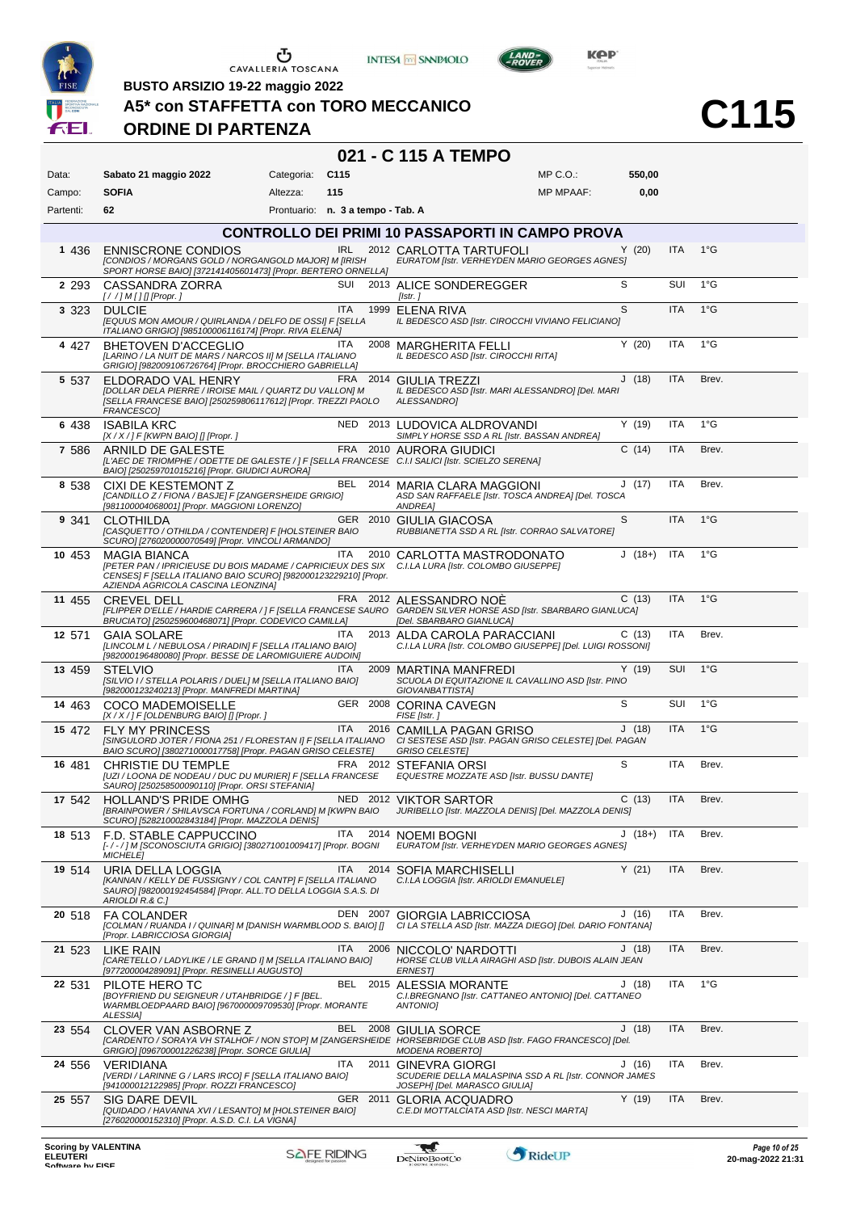BUSTO ARSIZIO 19-22 maggio 2022

# A5* con STAFFETTA con TORO MECCANICO

## ORDINE DI PARTENZA

# C115

## 021 - C 115 A TEMPO

| | | | | | |
|---|---|---|---|---|---|
| Data: | **Sabato 21 maggio 2022** | Categoria: | **C115** | MP C.O.: | **550,00** |
| Campo: | **SOFIA** | Altezza: | **115** | MP MPAAF: | **0,00** |
| Partenti: | **62** | Prontuario: | **n. 3 a tempo - Tab. A** | | |

### CONTROLLO DEI PRIMI 10 PASSAPORTI IN CAMPO PROVA

| N. | Cav. | Cavallo | Naz. | Anno | Cavaliere | Cat. | Naz. | Grado |
|---|---|---|---|---|---|---|---|---|
| 1 | 436 | **ENNISCRONE CONDIOS** *[CONDIOS / MORGANS GOLD / NORGANGOLD MAJOR] M [IRISH SPORT HORSE BAIO] [372141405601473] [Propr. BERTERO ORNELLA]* | IRL | 2012 | **CARLOTTA TARTUFOLI** *EURATOM [Istr. VERHEYDEN MARIO GEORGES AGNES]* | Y (20) | ITA | 1°G |
| 2 | 293 | **CASSANDRA ZORRA** *[ / / ] M [ ] [] [Propr. ]* | SUI | 2013 | **ALICE SONDEREGGER** *[Istr. ]* | S | SUI | 1°G |
| 3 | 323 | **DULCIE** *[EQUUS MON AMOUR / QUIRLANDA / DELFO DE OSSI] F [SELLA ITALIANO GRIGIO] [985100006116174] [Propr. RIVA ELENA]* | ITA | 1999 | **ELENA RIVA** *IL BEDESCO ASD [Istr. CIROCCHI VIVIANO FELICIANO]* | S | ITA | 1°G |
| 4 | 427 | **BHETOVEN D'ACCEGLIO** *[LARINO / LA NUIT DE MARS / NARCOS II] M [SELLA ITALIANO GRIGIO] [982009106726764] [Propr. BROCCHIERO GABRIELLA]* | ITA | 2008 | **MARGHERITA FELLI** *IL BEDESCO ASD [Istr. CIROCCHI RITA]* | Y (20) | ITA | 1°G |
| 5 | 537 | **ELDORADO VAL HENRY** *[DOLLAR DELA PIERRE / IROISE MAIL / QUARTZ DU VALLON] M [SELLA FRANCESE BAIO] [250259806117612] [Propr. TREZZI PAOLO FRANCESCO]* | FRA | 2014 | **GIULIA TREZZI** *IL BEDESCO ASD [Istr. MARI ALESSANDRO] [Del. MARI ALESSANDRO]* | J (18) | ITA | Brev. |
| 6 | 438 | **ISABILA KRC** *[X / X / ] F [KWPN BAIO] [] [Propr. ]* | NED | 2013 | **LUDOVICA ALDROVANDI** *SIMPLY HORSE SSD A RL [Istr. BASSAN ANDREA]* | Y (19) | ITA | 1°G |
| 7 | 586 | **ARNILD DE GALESTE** *[L'AEC DE TRIOMPHE / ODETTE DE GALESTE / ] F [SELLA FRANCESE BAIO] [250259701015216] [Propr. GIUDICI AURORA]* | FRA | 2010 | **AURORA GIUDICI** *C.I.I SALICI [Istr. SCIELZO SERENA]* | C (14) | ITA | Brev. |
| 8 | 538 | **CIXI DE KESTEMONT Z** *[CANDILLO Z / FIONA / BASJE] F [ZANGERSHEIDE GRIGIO] [981100004068001] [Propr. MAGGIONI LORENZO]* | BEL | 2014 | **MARIA CLARA MAGGIONI** *ASD SAN RAFFAELE [Istr. TOSCA ANDREA] [Del. TOSCA ANDREA]* | J (17) | ITA | Brev. |
| 9 | 341 | **CLOTHILDA** *[CASQUETTO / OTHILDA / CONTENDER] F [HOLSTEINER BAIO SCURO] [276020000070549] [Propr. VINCOLI ARMANDO]* | GER | 2010 | **GIULIA GIACOSA** *RUBBIANETTA SSD A RL [Istr. CORRAO SALVATORE]* | S | ITA | 1°G |
| 10 | 453 | **MAGIA BIANCA** *[PETER PAN / IPRICIEUSE DU BOIS MADAME / CAPRICIEUX DES SIX CENSES] F [SELLA ITALIANO BAIO SCURO] [982000123229210] [Propr. AZIENDA AGRICOLA CASCINA LEONZINA]* | ITA | 2010 | **CARLOTTA MASTRODONATO** *C.I.LA LURA [Istr. COLOMBO GIUSEPPE]* | J (18+) | ITA | 1°G |
| 11 | 455 | **CREVEL DELL** *[FLIPPER D'ELLE / HARDIE CARRERA / ] F [SELLA FRANCESE SAURO BRUCIATO] [250259600468071] [Propr. CODEVICO CAMILLA]* | FRA | 2012 | **ALESSANDRO NOÈ** *GARDEN SILVER HORSE ASD [Istr. SBARBARO GIANLUCA] [Del. SBARBARO GIANLUCA]* | C (13) | ITA | 1°G |
| 12 | 571 | **GAIA SOLARE** *[LINCOLM L / NEBULOSA / PIRADIN] F [SELLA ITALIANO BAIO] [982000196480080] [Propr. BESSE DE LAROMIGUIERE AUDOIN]* | ITA | 2013 | **ALDA CAROLA PARACCIANI** *C.I.LA LURA [Istr. COLOMBO GIUSEPPE] [Del. LUIGI ROSSONI]* | C (13) | ITA | Brev. |
| 13 | 459 | **STELVIO** *[SILVIO I / STELLA POLARIS / DUEL] M [SELLA ITALIANO BAIO] [982000123240213] [Propr. MANFREDI MARTINA]* | ITA | 2009 | **MARTINA MANFREDI** *SCUOLA DI EQUITAZIONE IL CAVALLINO ASD [Istr. PINO GIOVANBATTISTA]* | Y (19) | SUI | 1°G |
| 14 | 463 | **COCO MADEMOISELLE** *[X / X / ] F [OLDENBURG BAIO] [] [Propr. ]* | GER | 2008 | **CORINA CAVEGN** *FISE [Istr. ]* | S | SUI | 1°G |
| 15 | 472 | **FLY MY PRINCESS** *[SINGULORD JOTER / FIONA 251 / FLORESTAN I] F [SELLA ITALIANO BAIO SCURO] [380271000017758] [Propr. PAGAN GRISO CELESTE]* | ITA | 2016 | **CAMILLA PAGAN GRISO** *CI SESTESE ASD [Istr. PAGAN GRISO CELESTE] [Del. PAGAN GRISO CELESTE]* | J (18) | ITA | 1°G |
| 16 | 481 | **CHRISTIE DU TEMPLE** *[UZI / LOONA DE NODEAU / DUC DU MURIER] F [SELLA FRANCESE SAURO] [250258500090110] [Propr. ORSI STEFANIA]* | FRA | 2012 | **STEFANIA ORSI** *EQUESTRE MOZZATE ASD [Istr. BUSSU DANTE]* | S | ITA | Brev. |
| 17 | 542 | **HOLLAND'S PRIDE OMHG** *[BRAINPOWER / SHILAVSCA FORTUNA / CORLAND] M [KWPN BAIO SCURO] [528210002843184] [Propr. MAZZOLA DENIS]* | NED | 2012 | **VIKTOR SARTOR** *JURIBELLO [Istr. MAZZOLA DENIS] [Del. MAZZOLA DENIS]* | C (13) | ITA | Brev. |
| 18 | 513 | **F.D. STABLE CAPPUCCINO** *[- / - / ] M [SCONOSCIUTA GRIGIO] [380271001009417] [Propr. BOGNI MICHELE]* | ITA | 2014 | **NOEMI BOGNI** *EURATOM [Istr. VERHEYDEN MARIO GEORGES AGNES]* | J (18+) | ITA | Brev. |
| 19 | 514 | **URIA DELLA LOGGIA** *[KANNAN / KELLY DE FUSSIGNY / COL CANTP] F [SELLA ITALIANO SAURO] [982000192454584] [Propr. ALL.TO DELLA LOGGIA S.A.S. DI ARIOLDI R.& C.]* | ITA | 2014 | **SOFIA MARCHISELLI** *C.I.LA LOGGIA [Istr. ARIOLDI EMANUELE]* | Y (21) | ITA | Brev. |
| 20 | 518 | **FA COLANDER** *[COLMAN / RUANDA I / QUINAR] M [DANISH WARMBLOOD S. BAIO] [] [Propr. LABRICCIOSA GIORGIA]* | DEN | 2007 | **GIORGIA LABRICCIOSA** *CI LA STELLA ASD [Istr. MAZZA DIEGO] [Del. DARIO FONTANA]* | J (16) | ITA | Brev. |
| 21 | 523 | **LIKE RAIN** *[CARETELLO / LADYLIKE / LE GRAND I] M [SELLA ITALIANO BAIO] [977200004289091] [Propr. RESINELLI AUGUSTO]* | ITA | 2006 | **NICCOLO' NARDOTTI** *HORSE CLUB VILLA AIRAGHI ASD [Istr. DUBOIS ALAIN JEAN ERNEST]* | J (18) | ITA | Brev. |
| 22 | 531 | **PILOTE HERO TC** *[BOYFRIEND DU SEIGNEUR / UTAHBRIDGE / ] F [BEL. WARMBLOEDPAARD BAIO] [967000009709530] [Propr. MORANTE ALESSIA]* | BEL | 2015 | **ALESSIA MORANTE** *C.I.BREGNANO [Istr. CATTANEO ANTONIO] [Del. CATTANEO ANTONIO]* | J (18) | ITA | 1°G |
| 23 | 554 | **CLOVER VAN ASBORNE Z** *[CARDENTO / SORAYA VH STALHOF / NON STOP] M [ZANGERSHEIDE GRIGIO] [096700001226238] [Propr. SORCE GIULIA]* | BEL | 2008 | **GIULIA SORCE** *HORSEBRIDGE CLUB ASD [Istr. FAGO FRANCESCO] [Del. MODENA ROBERTO]* | J (18) | ITA | Brev. |
| 24 | 556 | **VERIDIANA** *[VERDI / LARINNE G / LARS IRCO] F [SELLA ITALIANO BAIO] [941000012122985] [Propr. ROZZI FRANCESCO]* | ITA | 2011 | **GINEVRA GIORGI** *SCUDERIE DELLA MALASPINA SSD A RL [Istr. CONNOR JAMES JOSEPH] [Del. MARASCO GIULIA]* | J (16) | ITA | Brev. |
| 25 | 557 | **SIG DARE DEVIL** *[QUIDADO / HAVANNA XVI / LESANTO] M [HOLSTEINER BAIO] [276020000152310] [Propr. A.S.D. C.I. LA VIGNA]* | GER | 2011 | **GLORIA ACQUADRO** *C.E.DI MOTTALCIATA ASD [Istr. NESCI MARTA]* | Y (19) | ITA | Brev. |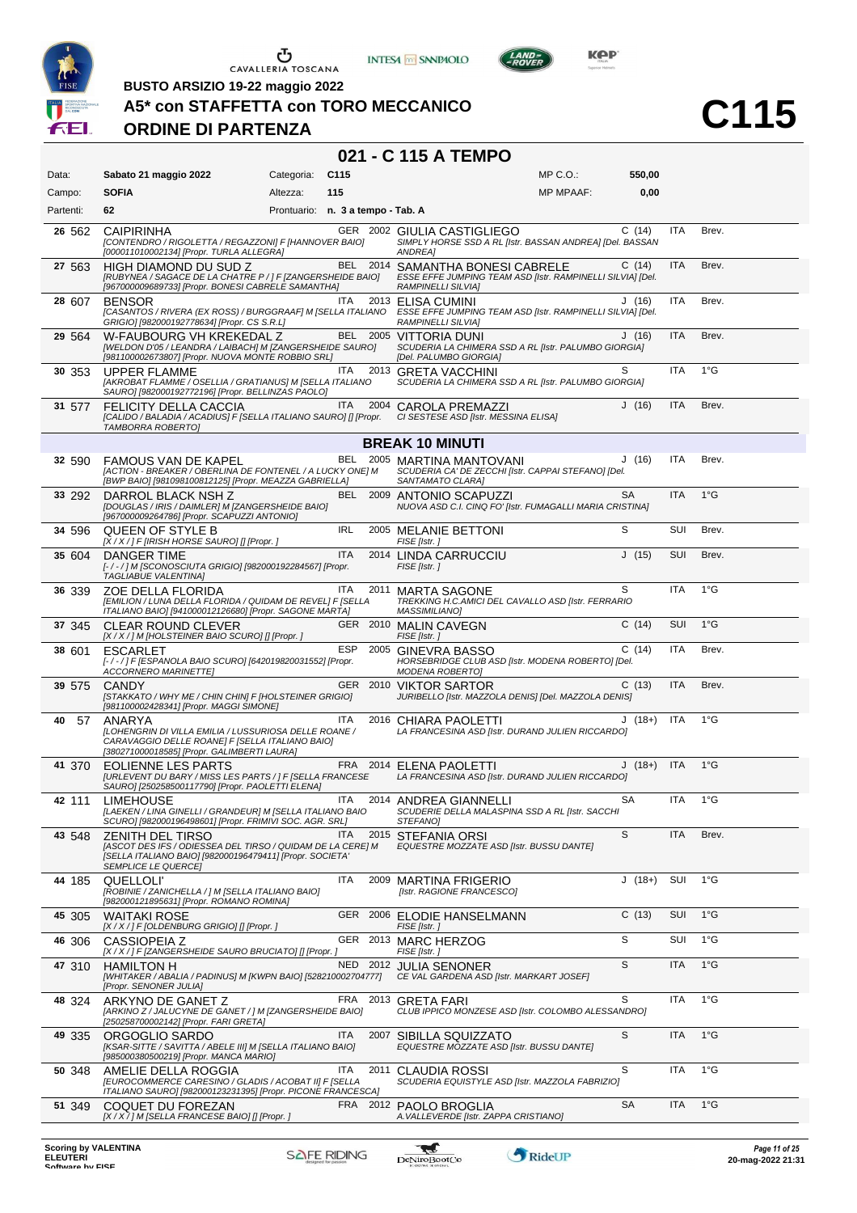**BUSTO ARSIZIO 19-22 maggio 2022**

# A5* con STAFFETTA con TORO MECCANICO

## ORDINE DI PARTENZA

# C115

## 021 - C 115 A TEMPO

| | | | | | |
|---|---|---|---|---|---|
| Data: | **Sabato 21 maggio 2022** | Categoria: | **C115** | MP C.O.: | **550,00** |
| Campo: | **SOFIA** | Altezza: | **115** | MP MPAAF: | **0,00** |
| Partenti: | **62** | Prontuario: | **n. 3 a tempo - Tab. A** | | |

| N. | Testiera | Cavallo | Naz. | Anno | Cavaliere | Cat. | Naz. | Patente |
|---|---|---|---|---|---|---|---|---|
| **26** | 562 | CAIPIRINHA *[CONTENDRO / RIGOLETTA / REGAZZONI] F [HANNOVER BAIO] [000011010002134] [Propr. TURLA ALLEGRA]* | GER | 2002 | GIULIA CASTIGLIEGO *SIMPLY HORSE SSD A RL [Istr. BASSAN ANDREA] [Del. BASSAN ANDREA]* | C (14) | ITA | Brev. |
| **27** | 563 | HIGH DIAMOND DU SUD Z *[RUBYNEA / SAGACE DE LA CHATRE P / ] F [ZANGERSHEIDE BAIO] [967000009689733] [Propr. BONESI CABRELE SAMANTHA]* | BEL | 2014 | SAMANTHA BONESI CABRELE *ESSE EFFE JUMPING TEAM ASD [Istr. RAMPINELLI SILVIA] [Del. RAMPINELLI SILVIA]* | C (14) | ITA | Brev. |
| **28** | 607 | BENSOR *[CASANTOS / RIVERA (EX ROSS) / BURGGRAAF] M [SELLA ITALIANO GRIGIO] [982000192778634] [Propr. CS S.R.L]* | ITA | 2013 | ELISA CUMINI *ESSE EFFE JUMPING TEAM ASD [Istr. RAMPINELLI SILVIA] [Del. RAMPINELLI SILVIA]* | J (16) | ITA | Brev. |
| **29** | 564 | W-FAUBOURG VK KREKEDAL Z *[WELDON D'05 / LEANDRA / LAIBACH] M [ZANGERSHEIDE SAURO] [981100002673807] [Propr. NUOVA MONTE ROBBIO SRL]* | BEL | 2005 | VITTORIA DUNI *SCUDERIA LA CHIMERA SSD A RL [Istr. PALUMBO GIORGIA] [Del. PALUMBO GIORGIA]* | J (16) | ITA | Brev. |
| **30** | 353 | UPPER FLAMME *[AKROBAT FLAMME / OSELLIA / GRATIANUS] M [SELLA ITALIANO SAURO] [982000192772196] [Propr. BELLINZAS PAOLO]* | ITA | 2013 | GRETA VACCHINI *SCUDERIA LA CHIMERA SSD A RL [Istr. PALUMBO GIORGIA]* | S | ITA | 1°G |
| **31** | 577 | FELICITY DELLA CACCIA *[CALIDO / BALADIA / ACADIUS] F [SELLA ITALIANO SAURO] [] [Propr. TAMBORRA ROBERTO]* | ITA | 2004 | CAROLA PREMAZZI *CI SESTESE ASD [Istr. MESSINA ELISA]* | J (16) | ITA | Brev. |
| | | **BREAK 10 MINUTI** | | | | | | |
| **32** | 590 | FAMOUS VAN DE KAPEL *[ACTION - BREAKER / OBERLINA DE FONTENEL / A LUCKY ONE] M [BWP BAIO] [981098100812125] [Propr. MEAZZA GABRIELLA]* | BEL | 2005 | MARTINA MANTOVANI *SCUDERIA CA' DE ZECCHI [Istr. CAPPAI STEFANO] [Del. SANTAMATO CLARA]* | J (16) | ITA | Brev. |
| **33** | 292 | DARROL BLACK NSH Z *[DOUGLAS / IRIS / DAIMLER] M [ZANGERSHEIDE BAIO] [967000009264786] [Propr. SCAPUZZI ANTONIO]* | BEL | 2009 | ANTONIO SCAPUZZI *NUOVA ASD C.I. CINQ FO' [Istr. FUMAGALLI MARIA CRISTINA]* | SA | ITA | 1°G |
| **34** | 596 | QUEEN OF STYLE B *[X / X / ] F [IRISH HORSE SAURO] [] [Propr. ]* | IRL | 2005 | MELANIE BETTONI *FISE [Istr. ]* | S | SUI | Brev. |
| **35** | 604 | DANGER TIME *[- / - / ] M [SCONOSCIUTA GRIGIO] [9820001922845 67] [Propr. TAGLIABUE VALENTINA]* | ITA | 2014 | LINDA CARRUCCIU *FISE [Istr. ]* | J (15) | SUI | Brev. |
| **36** | 339 | ZOE DELLA FLORIDA *[EMILION / LUNA DELLA FLORIDA / QUIDAM DE REVEL] F [SELLA ITALIANO BAIO] [941000012126680] [Propr. SAGONE MARTA]* | ITA | 2011 | MARTA SAGONE *TREKKING H.C.AMICI DEL CAVALLO ASD [Istr. FERRARIO MASSIMILIANO]* | S | ITA | 1°G |
| **37** | 345 | CLEAR ROUND CLEVER *[X / X / ] M [HOLSTEINER BAIO SCURO] [] [Propr. ]* | GER | 2010 | MALIN CAVEGN *FISE [Istr. ]* | C (14) | SUI | 1°G |
| **38** | 601 | ESCARLET *[- / - / ] F [ESPANOLA BAIO SCURO] [642019820031552] [Propr. ACCORNERO MARINETTE]* | ESP | 2005 | GINEVRA BASSO *HORSEBRIDGE CLUB ASD [Istr. MODENA ROBERTO] [Del. MODENA ROBERTO]* | C (14) | ITA | Brev. |
| **39** | 575 | CANDY *[STAKKATO / WHY ME / CHIN CHIN] F [HOLSTEINER GRIGIO] [981100002428341] [Propr. MAGGI SIMONE]* | GER | 2010 | VIKTOR SARTOR *JURIBELLO [Istr. MAZZOLA DENIS] [Del. MAZZOLA DENIS]* | C (13) | ITA | Brev. |
| **40** | 57 | ANARYA *[LOHENGRIN DI VILLA EMILIA / LUSSURIOSA DELLE ROANE / CARAVAGGIO DELLE ROANE] F [SELLA ITALIANO BAIO] [380271000018585] [Propr. GALIMBERTI LAURA]* | ITA | 2016 | CHIARA PAOLETTI *LA FRANCESINA ASD [Istr. DURAND JULIEN RICCARDO]* | J (18+) | ITA | 1°G |
| **41** | 370 | EOLIENNE LES PARTS *[URLEVENT DU BARY / MISS LES PARTS / ] F [SELLA FRANCESE SAURO] [250258500117790] [Propr. PAOLETTI ELENA]* | FRA | 2014 | ELENA PAOLETTI *LA FRANCESINA ASD [Istr. DURAND JULIEN RICCARDO]* | J (18+) | ITA | 1°G |
| **42** | 111 | LIMEHOUSE *[LAEKEN / LINA GINELLI / GRANDEUR] M [SELLA ITALIANO BAIO SCURO] [982000196498601] [Propr. FRIMIVI SOC. AGR. SRL]* | ITA | 2014 | ANDREA GIANNELLI *SCUDERIE DELLA MALASPINA SSD A RL [Istr. SACCHI STEFANO]* | SA | ITA | 1°G |
| **43** | 548 | ZENITH DEL TIRSO *[ASCOT DES IFS / ODIESSEA DEL TIRSO / QUIDAM DE LA CERE] M [SELLA ITALIANO BAIO] [982000196479411] [Propr. SOCIETA' SEMPLICE LE QUERCE]* | ITA | 2015 | STEFANIA ORSI *EQUESTRE MOZZATE ASD [Istr. BUSSU DANTE]* | S | ITA | Brev. |
| **44** | 185 | QUELLOLI' *[ROBINIE / ZANICHELLA / ] M [SELLA ITALIANO BAIO] [982000121895631] [Propr. ROMANO ROMINA]* | ITA | 2009 | MARTINA FRIGERIO *[Istr. RAGIONE FRANCESCO]* | J (18+) | SUI | 1°G |
| **45** | 305 | WAITAKI ROSE *[X / X / ] F [OLDENBURG GRIGIO] [] [Propr. ]* | GER | 2006 | ELODIE HANSELMANN *FISE [Istr. ]* | C (13) | SUI | 1°G |
| **46** | 306 | CASSIOPEIA Z *[X / X / ] F [ZANGERSHEIDE SAURO BRUCIATO] [] [Propr. ]* | GER | 2013 | MARC HERZOG *FISE [Istr. ]* | S | SUI | 1°G |
| **47** | 310 | HAMILTON H *[WHITAKER / ABALIA / PADINUS] M [KWPN BAIO] [528210002704777] [Propr. SENONER JULIA]* | NED | 2012 | JULIA SENONER *CE VAL GARDENA ASD [Istr. MARKART JOSEF]* | S | ITA | 1°G |
| **48** | 324 | ARKYNO DE GANET Z *[ARKINO Z / JALUCYNE DE GANET / ] M [ZANGERSHEIDE BAIO] [250258700002142] [Propr. FARI GRETA]* | FRA | 2013 | GRETA FARI *CLUB IPPICO MONZESE ASD [Istr. COLOMBO ALESSANDRO]* | S | ITA | 1°G |
| **49** | 335 | ORGOGLIO SARDO *[KSAR-SITTE / SAVITTA / ABELE III] M [SELLA ITALIANO BAIO] [985000380500219] [Propr. MANCA MARIO]* | ITA | 2007 | SIBILLA SQUIZZATO *EQUESTRE MOZZATE ASD [Istr. BUSSU DANTE]* | S | ITA | 1°G |
| **50** | 348 | AMELIE DELLA ROGGIA *[EUROCOMMERCE CARESINO / GLADIS / ACOBAT II] F [SELLA ITALIANO SAURO] [982000123231395] [Propr. PICONE FRANCESCA]* | ITA | 2011 | CLAUDIA ROSSI *SCUDERIA EQUISTYLE ASD [Istr. MAZZOLA FABRIZIO]* | S | ITA | 1°G |
| **51** | 349 | COQUET DU FOREZAN *[X / X / ] M [SELLA FRANCESE BAIO] [] [Propr. ]* | FRA | 2012 | PAOLO BROGLIA *A.VALLEVERDE [Istr. ZAPPA CRISTIANO]* | SA | ITA | 1°G |

Scoring by VALENTINA ELEUTERI

20-mag-2022 21:31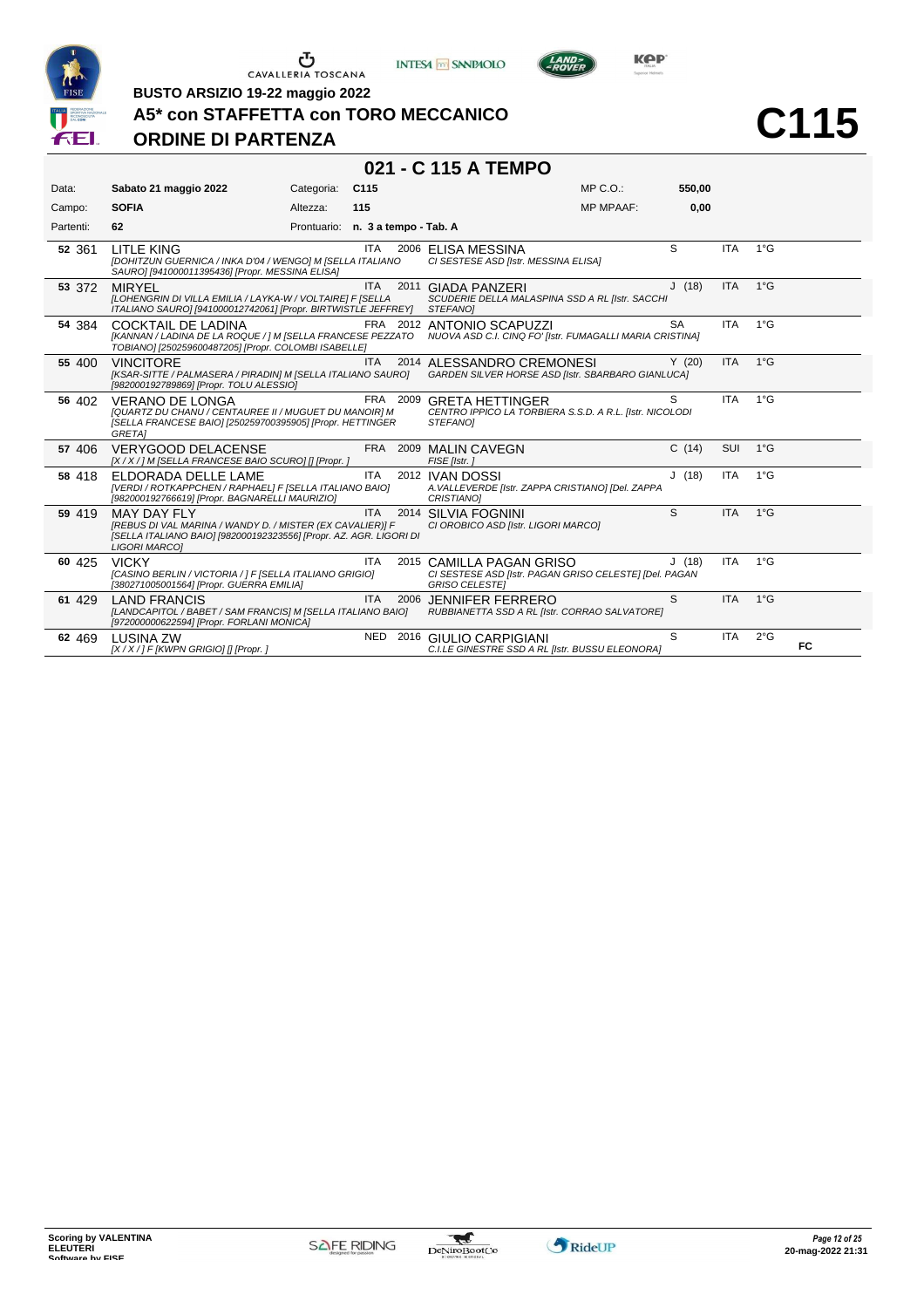BUSTO ARSIZIO 19-22 maggio 2022

# A5* con STAFFETTA con TORO MECCANICO

## ORDINE DI PARTENZA

# C115

## 021 - C 115 A TEMPO

| | | | | | |
|---|---|---|---|---|---|
| Data: | Sabato 21 maggio 2022 | Categoria: | C115 | MP C.O.: | 550,00 |
| Campo: | SOFIA | Altezza: | 115 | MP MPAAF: | 0,00 |
| Partenti: | 62 | Prontuario: | n. 3 a tempo - Tab. A | | |

| N. | Pett. | Cavallo | Naz. | Anno | Cavaliere | Cat. | Naz. | Grado | |
|---|---|---|---|---|---|---|---|---|---|
| 52 | 361 | LITLE KING *[DOHITZUN GUERNICA / INKA D'04 / WENGO] M [SELLA ITALIANO SAURO] [941000011395436] [Propr. MESSINA ELISA]* | ITA | 2006 | ELISA MESSINA *CI SESTESE ASD [Istr. MESSINA ELISA]* | S | ITA | 1°G | |
| 53 | 372 | MIRYEL *[LOHENGRIN DI VILLA EMILIA / LAYKA-W / VOLTAIRE] F [SELLA ITALIANO SAURO] [941000012742061] [Propr. BIRTWISTLE JEFFREY]* | ITA | 2011 | GIADA PANZERI *SCUDERIE DELLA MALASPINA SSD A RL [Istr. SACCHI STEFANO]* | J (18) | ITA | 1°G | |
| 54 | 384 | COCKTAIL DE LADINA *[KANNAN / LADINA DE LA ROQUE / ] M [SELLA FRANCESE PEZZATO TOBIANO] [250259600487205] [Propr. COLOMBI ISABELLE]* | FRA | 2012 | ANTONIO SCAPUZZI *NUOVA ASD C.I. CINQ FO' [Istr. FUMAGALLI MARIA CRISTINA]* | SA | ITA | 1°G | |
| 55 | 400 | VINCITORE *[KSAR-SITTE / PALMASERA / PIRADIN] M [SELLA ITALIANO SAURO] [982000192789869] [Propr. TOLU ALESSIO]* | ITA | 2014 | ALESSANDRO CREMONESI *GARDEN SILVER HORSE ASD [Istr. SBARBARO GIANLUCA]* | Y (20) | ITA | 1°G | |
| 56 | 402 | VERANO DE LONGA *[QUARTZ DU CHANU / CENTAUREE II / MUGUET DU MANOIR] M [SELLA FRANCESE BAIO] [250259700395905] [Propr. HETTINGER GRETA]* | FRA | 2009 | GRETA HETTINGER *CENTRO IPPICO LA TORBIERA S.S.D. A R.L. [Istr. NICOLODI STEFANO]* | S | ITA | 1°G | |
| 57 | 406 | VERYGOOD DELACENSE *[X / X / ] M [SELLA FRANCESE BAIO SCURO] [] [Propr. ]* | FRA | 2009 | MALIN CAVEGN *FISE [Istr. ]* | C (14) | SUI | 1°G | |
| 58 | 418 | ELDORADA DELLE LAME *[VERDI / ROTKAPPCHEN / RAPHAEL] F [SELLA ITALIANO BAIO] [982000192766619] [Propr. BAGNARELLI MAURIZIO]* | ITA | 2012 | IVAN DOSSI *A.VALLEVERDE [Istr. ZAPPA CRISTIANO] [Del. ZAPPA CRISTIANO]* | J (18) | ITA | 1°G | |
| 59 | 419 | MAY DAY FLY *[REBUS DI VAL MARINA / WANDY D. / MISTER (EX CAVALIER)] F [SELLA ITALIANO BAIO] [982000192323556] [Propr. AZ. AGR. LIGORI DI LIGORI MARCO]* | ITA | 2014 | SILVIA FOGNINI *CI OROBICO ASD [Istr. LIGORI MARCO]* | S | ITA | 1°G | |
| 60 | 425 | VICKY *[CASINO BERLIN / VICTORIA / ] F [SELLA ITALIANO GRIGIO] [380271005001564] [Propr. GUERRA EMILIA]* | ITA | 2015 | CAMILLA PAGAN GRISO *CI SESTESE ASD [Istr. PAGAN GRISO CELESTE] [Del. PAGAN GRISO CELESTE]* | J (18) | ITA | 1°G | |
| 61 | 429 | LAND FRANCIS *[LANDCAPITOL / BABET / SAM FRANCIS] M [SELLA ITALIANO BAIO] [972000000622594] [Propr. FORLANI MONICA]* | ITA | 2006 | JENNIFER FERRERO *RUBBIANETTA SSD A RL [Istr. CORRAO SALVATORE]* | S | ITA | 1°G | |
| 62 | 469 | LUSINA ZW *[X / X / ] F [KWPN GRIGIO] [] [Propr. ]* | NED | 2016 | GIULIO CARPIGIANI *C.I.LE GINESTRE SSD A RL [Istr. BUSSU ELEONORA]* | S | ITA | 2°G | FC |

Scoring by VALENTINA ELEUTERI Software by FISE

20-mag-2022 21:31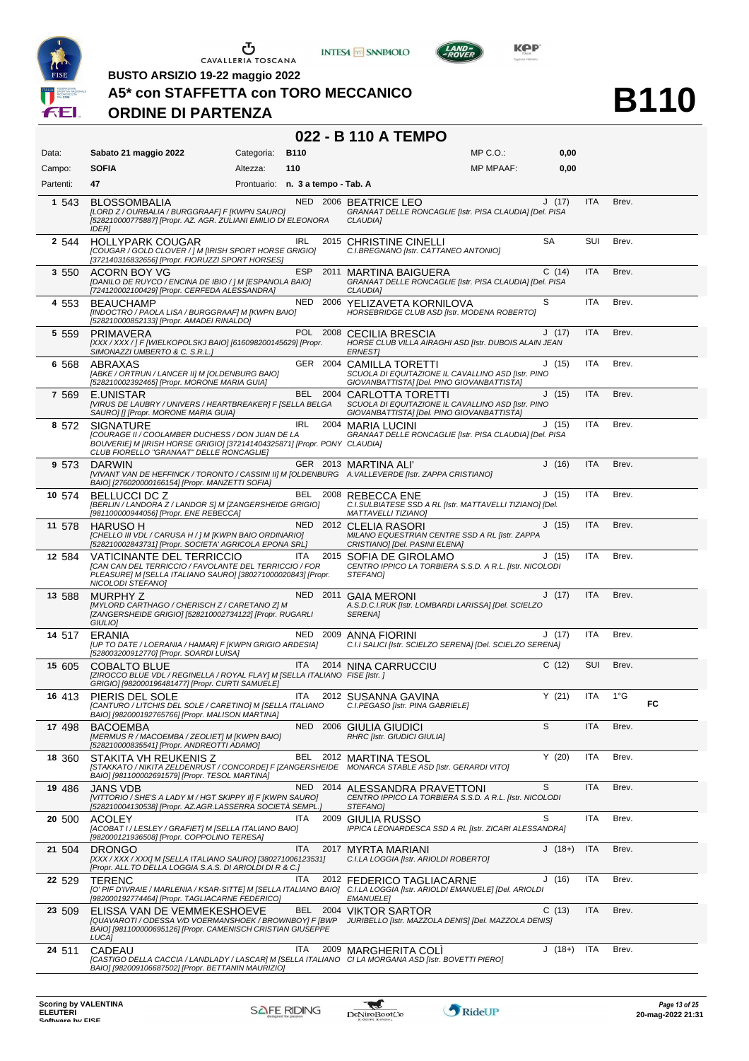BUSTO ARSIZIO 19-22 maggio 2022

# A5* con STAFFETTA con TORO MECCANICO

## ORDINE DI PARTENZA

# B110

## 022 - B 110 A TEMPO

| Data: | Sabato 21 maggio 2022 | Categoria: | B110 | MP C.O.: | 0,00 |
|---|---|---|---|---|---|
| Campo: | SOFIA | Altezza: | 110 | MP MPAAF: | 0,00 |
| Partenti: | 47 | Prontuario: | n. 3 a tempo - Tab. A | | |

| # | Nr. | Cavallo | Naz. | Anno | Cavaliere | Cat. | Naz. | Brev. | |
|---|---|---|---|---|---|---|---|---|---|
| 1 | 543 | BLOSSOMBALIA *[LORD Z / OURBALIA / BURGGRAAF] F [KWPN SAURO] [528210000775887] [Propr. AZ. AGR. ZULIANI EMILIO DI ELEONORA IDER]* | NED | 2006 | BEATRICE LEO *GRANAAT DELLE RONCAGLIE [Istr. PISA CLAUDIA] [Del. PISA CLAUDIA]* | J (17) | ITA | Brev. | |
| 2 | 544 | HOLLYPARK COUGAR *[COUGAR / GOLD CLOVER / ] M [IRISH SPORT HORSE GRIGIO] [372140316832656] [Propr. FIORUZZI SPORT HORSES]* | IRL | 2015 | CHRISTINE CINELLI *C.I.BREGNANO [Istr. CATTANEO ANTONIO]* | SA | SUI | Brev. | |
| 3 | 550 | ACORN BOY VG *[DANILO DE RUYCO / ENCINA DE IBIO / ] M [ESPANOLA BAIO] [724120002100429] [Propr. CERFEDA ALESSANDRA]* | ESP | 2011 | MARTINA BAIGUERA *GRANAAT DELLE RONCAGLIE [Istr. PISA CLAUDIA] [Del. PISA CLAUDIA]* | C (14) | ITA | Brev. | |
| 4 | 553 | BEAUCHAMP *[INDOCTRO / PAOLA LISA / BURGGRAAF] M [KWPN BAIO] [528210000852133] [Propr. AMADEI RINALDO]* | NED | 2006 | YELIZAVETA KORNILOVA *HORSEBRIDGE CLUB ASD [Istr. MODENA ROBERTO]* | S | ITA | Brev. | |
| 5 | 559 | PRIMAVERA *[XXX / XXX / ] F [WIELKOPOLSKJ BAIO] [616098200145629] [Propr. SIMONAZZI UMBERTO & C. S.R.L.]* | POL | 2008 | CECILIA BRESCIA *HORSE CLUB VILLA AIRAGHI ASD [Istr. DUBOIS ALAIN JEAN ERNEST]* | J (17) | ITA | Brev. | |
| 6 | 568 | ABRAXAS *[ABKE / ORTRUN / LANCER II] M [OLDENBURG BAIO] [528210002392465] [Propr. MORONE MARIA GUIA]* | GER | 2004 | CAMILLA TORETTI *SCUOLA DI EQUITAZIONE IL CAVALLINO ASD [Istr. PINO GIOVANBATTISTA] [Del. PINO GIOVANBATTISTA]* | J (15) | ITA | Brev. | |
| 7 | 569 | E.UNISTAR *[VIRUS DE LAUBRY / UNIVERS / HEARTBREAKER] F [SELLA BELGA SAURO] [] [Propr. MORONE MARIA GUIA]* | BEL | 2004 | CARLOTTA TORETTI *SCUOLA DI EQUITAZIONE IL CAVALLINO ASD [Istr. PINO GIOVANBATTISTA] [Del. PINO GIOVANBATTISTA]* | J (15) | ITA | Brev. | |
| 8 | 572 | SIGNATURE *[COURAGE II / COOLAMBER DUCHESS / DON JUAN DE LA BOUVERIE] M [IRISH HORSE GRIGIO] [372141404325871] [Propr. PONY CLUB FIORELLO "GRANAAT" DELLE RONCAGLIE]* | IRL | 2004 | MARIA LUCINI *GRANAAT DELLE RONCAGLIE [Istr. PISA CLAUDIA] [Del. PISA CLAUDIA]* | J (15) | ITA | Brev. | |
| 9 | 573 | DARWIN *[VIVANT VAN DE HEFFINCK / TORONTO / CASSINI II] M [OLDENBURG BAIO] [276020000166154] [Propr. MANZETTI SOFIA]* | GER | 2013 | MARTINA ALI' *A.VALLEVERDE [Istr. ZAPPA CRISTIANO]* | J (16) | ITA | Brev. | |
| 10 | 574 | BELLUCCI DC Z *[BERLIN / LANDORA Z / LANDOR S] M [ZANGERSHEIDE GRIGIO] [981100000944056] [Propr. ENE REBECCA]* | BEL | 2008 | REBECCA ENE *C.I.SULBIATESE SSD A RL [Istr. MATTAVELLI TIZIANO] [Del. MATTAVELLI TIZIANO]* | J (15) | ITA | Brev. | |
| 11 | 578 | HARUSO H *[CHELLO III VDL / CARUSA H / ] M [KWPN BAIO ORDINARIO] [528210002843731] [Propr. SOCIETA' AGRICOLA EPONA SRL]* | NED | 2012 | CLELIA RASORI *MILANO EQUESTRIAN CENTRE SSD A RL [Istr. ZAPPA CRISTIANO] [Del. PASINI ELENA]* | J (15) | ITA | Brev. | |
| 12 | 584 | VATICINANTE DEL TERRICCIO *[CAN CAN DEL TERRICCIO / FAVOLANTE DEL TERRICCIO / FOR PLEASURE] M [SELLA ITALIANO SAURO] [380271000020843] [Propr. NICOLODI STEFANO]* | ITA | 2015 | SOFIA DE GIROLAMO *CENTRO IPPICO LA TORBIERA S.S.D. A R.L. [Istr. NICOLODI STEFANO]* | J (15) | ITA | Brev. | |
| 13 | 588 | MURPHY Z *[MYLORD CARTHAGO / CHERISCH Z / CARETANO Z] M [ZANGERSHEIDE GRIGIO] [528210002734122] [Propr. RUGARLI GIULIO]* | NED | 2011 | GAIA MERONI *A.S.D.C.I.RUK [Istr. LOMBARDI LARISSA] [Del. SCIELZO SERENA]* | J (17) | ITA | Brev. | |
| 14 | 517 | ERANIA *[UP TO DATE / LOERANIA / HAMAR] F [KWPN GRIGIO ARDESIA] [528003200912770] [Propr. SOARDI LUISA]* | NED | 2009 | ANNA FIORINI *C.I.I SALICI [Istr. SCIELZO SERENA] [Del. SCIELZO SERENA]* | J (17) | ITA | Brev. | |
| 15 | 605 | COBALTO BLUE *[ZIROCCO BLUE VDL / REGINELLA / ROYAL FLAY] M [SELLA ITALIANO GRIGIO] [982000196481477] [Propr. CURTI SAMUELE]* | ITA | 2014 | NINA CARRUCCIU *FISE [Istr. ]* | C (12) | SUI | Brev. | |
| 16 | 413 | PIERIS DEL SOLE *[CANTURO / LITCHIS DEL SOLE / CARETINO] M [SELLA ITALIANO BAIO] [982000192765766] [Propr. MALISON MARTINA]* | ITA | 2012 | SUSANNA GAVINA *C.I.PEGASO [Istr. PINA GABRIELE]* | Y (21) | ITA | 1°G | FC |
| 17 | 498 | BACOEMBA *[MERMUS R / MACOEMBA / ZEOLIET] M [KWPN BAIO] [528210000835541] [Propr. ANDREOTTI ADAMO]* | NED | 2006 | GIULIA GIUDICI *RHRC [Istr. GIUDICI GIULIA]* | S | ITA | Brev. | |
| 18 | 360 | STAKITA VH REUKENIS Z *[STAKKATO / NIKITA ZELDENRUST / CONCORDE] F [ZANGERSHEIDE BAIO] [981100002691579] [Propr. TESOL MARTINA]* | BEL | 2012 | MARTINA TESOL *MONARCA STABLE ASD [Istr. GERARDI VITO]* | Y (20) | ITA | Brev. | |
| 19 | 486 | JANS VDB *[VITTORIO / SHE'S A LADY M / HGT SKIPPY II] F [KWPN SAURO] [528210004130538] [Propr. AZ.AGR.LASSERRA SOCIETÀ SEMPL.]* | NED | 2014 | ALESSANDRA PRAVETTONI *CENTRO IPPICO LA TORBIERA S.S.D. A R.L. [Istr. NICOLODI STEFANO]* | S | ITA | Brev. | |
| 20 | 500 | ACOLEY *[ACOBAT I / LESLEY / GRAFIET] M [SELLA ITALIANO BAIO] [982000121936508] [Propr. COPPOLINO TERESA]* | ITA | 2009 | GIULIA RUSSO *IPPICA LEONARDESCA SSD A RL [Istr. ZICARI ALESSANDRA]* | S | ITA | Brev. | |
| 21 | 504 | DRONGO *[XXX / XXX / XXX] M [SELLA ITALIANO SAURO] [380271006123531] [Propr. ALL.TO DELLA LOGGIA S.A.S. DI ARIOLDI DI R & C.]* | ITA | 2017 | MYRTA MARIANI *C.I.LA LOGGIA [Istr. ARIOLDI ROBERTO]* | J (18+) | ITA | Brev. | |
| 22 | 529 | TERENC *[O' PIF D'IVRAIE / MARLENIA / KSAR-SITTE] M [SELLA ITALIANO BAIO] [982000192774464] [Propr. TAGLIACARNE FEDERICO]* | ITA | 2012 | FEDERICO TAGLIACARNE *C.I.LA LOGGIA [Istr. ARIOLDI EMANUELE] [Del. ARIOLDI EMANUELE]* | J (16) | ITA | Brev. | |
| 23 | 509 | ELISSA VAN DE VEMMEKESHOEVE *[QUAVAROTI / ODESSA V/D VOERMANSHOEK / BROWNBOY] F [BWP BAIO] [981100000695126] [Propr. CAMENISCH CRISTIAN GIUSEPPE LUCA]* | BEL | 2004 | VIKTOR SARTOR *JURIBELLO [Istr. MAZZOLA DENIS] [Del. MAZZOLA DENIS]* | C (13) | ITA | Brev. | |
| 24 | 511 | CADEAU *[CASTIGO DELLA CACCIA / LANDLADY / LASCAR] M [SELLA ITALIANO BAIO] [982009106687502] [Propr. BETTANIN MAURIZIO]* | ITA | 2009 | MARGHERITA COLÌ *CI LA MORGANA ASD [Istr. BOVETTI PIERO]* | J (18+) | ITA | Brev. | |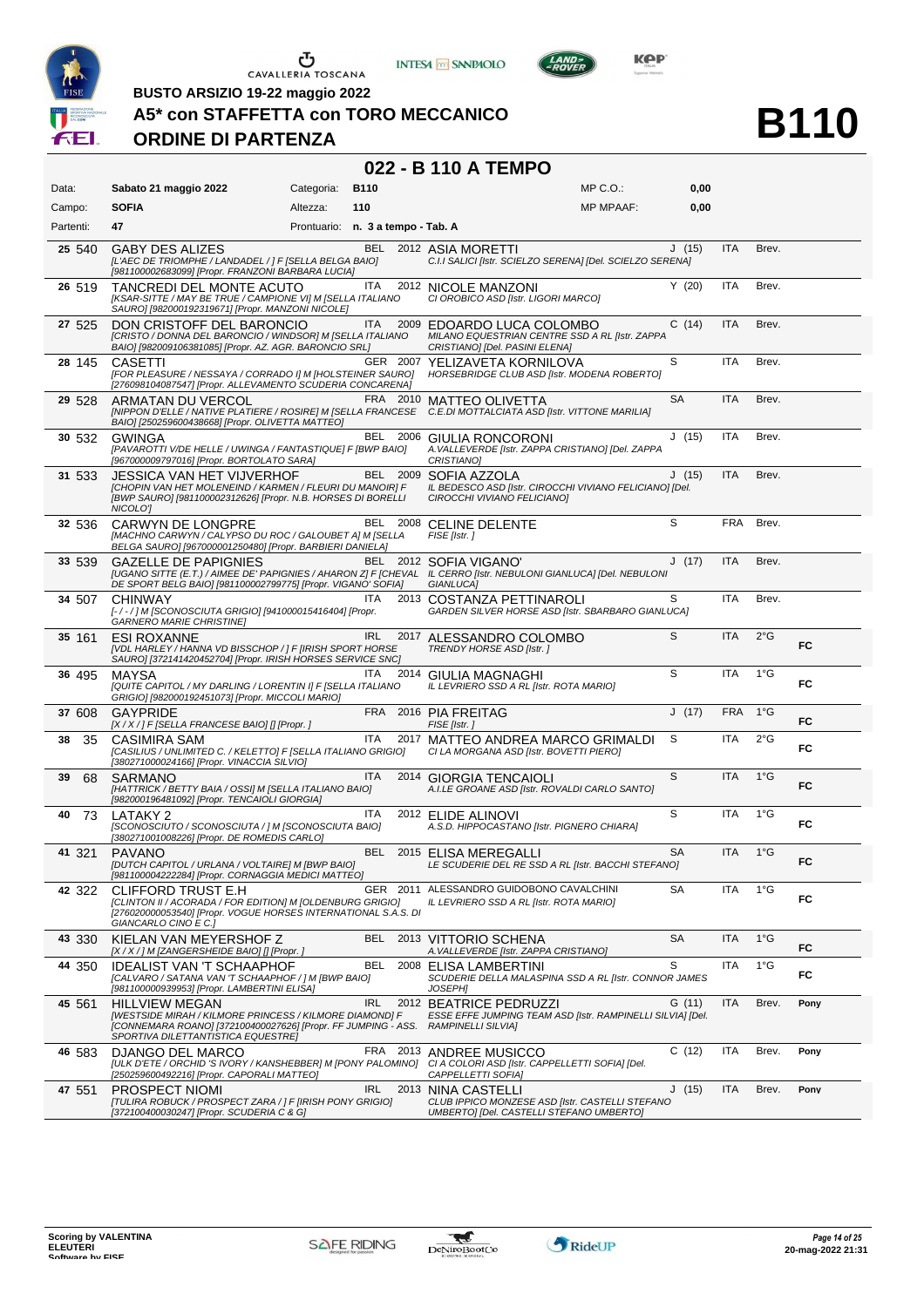BUSTO ARSIZIO 19-22 maggio 2022

# A5* con STAFFETTA con TORO MECCANICO

## ORDINE DI PARTENZA

# B110

## 022 - B 110 A TEMPO

| | | | | | |
|---|---|---|---|---|---|
| Data: | Sabato 21 maggio 2022 | Categoria: | B110 | MP C.O.: | 0,00 |
| Campo: | SOFIA | Altezza: | 110 | MP MPAAF: | 0,00 |
| Partenti: | 47 | Prontuario: | n. 3 a tempo - Tab. A | | |

| N. | Pett. | Cavallo | Naz. | Anno | Cavaliere | Cat. | Naz. | Pat. | |
|---|---|---|---|---|---|---|---|---|---|
| 25 | 540 | GABY DES ALIZES [L'AEC DE TRIOMPHE / LANDADEL / ] F [SELLA BELGA BAIO] [981100002683099] [Propr. FRANZONI BARBARA LUCIA] | BEL | 2012 | ASIA MORETTI C.I.I SALICI [Istr. SCIELZO SERENA] [Del. SCIELZO SERENA] | J (15) | ITA | Brev. | |
| 26 | 519 | TANCREDI DEL MONTE ACUTO [KSAR-SITTE / MAY BE TRUE / CAMPIONE VI] M [SELLA ITALIANO SAURO] [982000192319671] [Propr. MANZONI NICOLE] | ITA | 2012 | NICOLE MANZONI CI OROBICO ASD [Istr. LIGORI MARCO] | Y (20) | ITA | Brev. | |
| 27 | 525 | DON CRISTOFF DEL BARONCIO [CRISTO / DONNA DEL BARONCIO / WINDSOR] M [SELLA ITALIANO BAIO] [982009106381085] [Propr. AZ. AGR. BARONCIO SRL] | ITA | 2009 | EDOARDO LUCA COLOMBO MILANO EQUESTRIAN CENTRE SSD A RL [Istr. ZAPPA CRISTIANO] [Del. PASINI ELENA] | C (14) | ITA | Brev. | |
| 28 | 145 | CASETTI [FOR PLEASURE / NESSAYA / CORRADO I] M [HOLSTEINER SAURO] [276098104087547] [Propr. ALLEVAMENTO SCUDERIA CONCARENA] | GER | 2007 | YELIZAVETA KORNILOVA HORSEBRIDGE CLUB ASD [Istr. MODENA ROBERTO] | S | ITA | Brev. | |
| 29 | 528 | ARMATAN DU VERCOL [NIPPON D'ELLE / NATIVE PLATIERE / ROSIRE] M [SELLA FRANCESE BAIO] [250259600438668] [Propr. OLIVETTA MATTEO] | FRA | 2010 | MATTEO OLIVETTA C.E.DI MOTTALCIATA ASD [Istr. VITTONE MARILIA] | SA | ITA | Brev. | |
| 30 | 532 | GWINGA [PAVAROTTI V/DE HELLE / UWINGA / FANTASTIQUE] F [BWP BAIO] [967000009797016] [Propr. BORTOLATO SARA] | BEL | 2006 | GIULIA RONCORONI A.VALLEVERDE [Istr. ZAPPA CRISTIANO] [Del. ZAPPA CRISTIANO] | J (15) | ITA | Brev. | |
| 31 | 533 | JESSICA VAN HET VIJVERHOF [CHOPIN VAN HET MOLENEIND / KARMEN / FLEURI DU MANOIR] F [BWP SAURO] [981100002312626] [Propr. N.B. HORSES DI BORELLI NICOLO'] | BEL | 2009 | SOFIA AZZOLA IL BEDESCO ASD [Istr. CIROCCHI VIVIANO FELICIANO] [Del. CIROCCHI VIVIANO FELICIANO] | J (15) | ITA | Brev. | |
| 32 | 536 | CARWYN DE LONGPRE [MACHNO CARWYN / CALYPSO DU ROC / GALOUBET A] M [SELLA BELGA SAURO] [967000001250480] [Propr. BARBIERI DANIELA] | BEL | 2008 | CELINE DELENTE FISE [Istr. ] | S | FRA | Brev. | |
| 33 | 539 | GAZELLE DE PAPIGNIES [UGANO SITTE (E.T.) / AIMEE DE' PAPIGNIES / AHARON Z] F [CHEVAL DE SPORT BELG BAIO] [981100002799775] [Propr. VIGANO' SOFIA] | BEL | 2012 | SOFIA VIGANO' IL CERRO [Istr. NEBULONI GIANLUCA] [Del. NEBULONI GIANLUCA] | J (17) | ITA | Brev. | |
| 34 | 507 | CHINWAY [- / - / ] M [SCONOSCIUTA GRIGIO] [941000015416404] [Propr. GARNERO MARIE CHRISTINE] | ITA | 2013 | COSTANZA PETTINAROLI GARDEN SILVER HORSE ASD [Istr. SBARBARO GIANLUCA] | S | ITA | Brev. | |
| 35 | 161 | ESI ROXANNE [VDL HARLEY / HANNA VD BISSCHOP / ] F [IRISH SPORT HORSE SAURO] [372141420452704] [Propr. IRISH HORSES SERVICE SNC] | IRL | 2017 | ALESSANDRO COLOMBO TRENDY HORSE ASD [Istr. ] | S | ITA | 2°G | FC |
| 36 | 495 | MAYSA [QUITE CAPITOL / MY DARLING / LORENTIN I] F [SELLA ITALIANO GRIGIO] [982000192451073] [Propr. MICCOLI MARIO] | ITA | 2014 | GIULIA MAGNAGHI IL LEVRIERO SSD A RL [Istr. ROTA MARIO] | S | ITA | 1°G | FC |
| 37 | 608 | GAYPRIDE [X / X / ] F [SELLA FRANCESE BAIO] [] [Propr. ] | FRA | 2016 | PIA FREITAG FISE [Istr. ] | J (17) | FRA | 1°G | FC |
| 38 | 35 | CASIMIRA SAM [CASILIUS / UNLIMITED C. / KELETTO] F [SELLA ITALIANO GRIGIO] [380271000024166] [Propr. VINACCIA SILVIO] | ITA | 2017 | MATTEO ANDREA MARCO GRIMALDI CI LA MORGANA ASD [Istr. BOVETTI PIERO] | S | ITA | 2°G | FC |
| 39 | 68 | SARMANO [HATTRICK / BETTY BAIA / OSSI] M [SELLA ITALIANO BAIO] [982000196481092] [Propr. TENCAIOLI GIORGIA] | ITA | 2014 | GIORGIA TENCAIOLI A.I.LE GROANE ASD [Istr. ROVALDI CARLO SANTO] | S | ITA | 1°G | FC |
| 40 | 73 | LATAKY 2 [SCONOSCIUTO / SCONOSCIUTA / ] M [SCONOSCIUTA BAIO] [380271001008226] [Propr. DE ROMEDIS CARLO] | ITA | 2012 | ELIDE ALINOVI A.S.D. HIPPOCASTANO [Istr. PIGNERO CHIARA] | S | ITA | 1°G | FC |
| 41 | 321 | PAVANO [DUTCH CAPITOL / URLANA / VOLTAIRE] M [BWP BAIO] [981100004222284] [Propr. CORNAGGIA MEDICI MATTEO] | BEL | 2015 | ELISA MEREGALLI LE SCUDERIE DEL RE SSD A RL [Istr. BACCHI STEFANO] | SA | ITA | 1°G | FC |
| 42 | 322 | CLIFFORD TRUST E.H [CLINTON II / ACORADA / FOR EDITION] M [OLDENBURG GRIGIO] [276020000053540] [Propr. VOGUE HORSES INTERNATIONAL S.A.S. DI GIANCARLO CINO E C.] | GER | 2011 | ALESSANDRO GUIDOBONO CAVALCHINI IL LEVRIERO SSD A RL [Istr. ROTA MARIO] | SA | ITA | 1°G | FC |
| 43 | 330 | KIELAN VAN MEYERSHOF Z [X / X / ] M [ZANGERSHEIDE BAIO] [] [Propr. ] | BEL | 2013 | VITTORIO SCHENA A.VALLEVERDE [Istr. ZAPPA CRISTIANO] | SA | ITA | 1°G | FC |
| 44 | 350 | IDEALIST VAN 'T SCHAAPHOF [CALVARO / SATANA VAN 'T SCHAAPHOF / ] M [BWP BAIO] [981100000939953] [Propr. LAMBERTINI ELISA] | BEL | 2008 | ELISA LAMBERTINI SCUDERIE DELLA MALASPINA SSD A RL [Istr. CONNOR JAMES JOSEPH] | S | ITA | 1°G | FC |
| 45 | 561 | HILLVIEW MEGAN [WESTSIDE MIRAH / KILMORE PRINCESS / KILMORE DIAMOND] F [CONNEMARA ROANO] [372100400027626] [Propr. FF JUMPING - ASS. SPORTIVA DILETTANTISTICA EQUESTRE] | IRL | 2012 | BEATRICE PEDRUZZI ESSE EFFE JUMPING TEAM ASD [Istr. RAMPINELLI SILVIA] [Del. RAMPINELLI SILVIA] | G (11) | ITA | Brev. | Pony |
| 46 | 583 | DJANGO DEL MARCO [ULK D'ETE / ORCHID 'S IVORY / KANSHEBBER] M [PONY PALOMINO] [250259600492216] [Propr. CAPORALI MATTEO] | FRA | 2013 | ANDREE MUSICCO CI A COLORI ASD [Istr. CAPPELLETTI SOFIA] [Del. CAPPELLETTI SOFIA] | C (12) | ITA | Brev. | Pony |
| 47 | 551 | PROSPECT NIOMI [TULIRA ROBUCK / PROSPECT ZARA / ] F [IRISH PONY GRIGIO] [372100400030247] [Propr. SCUDERIA C & G] | IRL | 2013 | NINA CASTELLI CLUB IPPICO MONZESE ASD [Istr. CASTELLI STEFANO UMBERTO] [Del. CASTELLI STEFANO UMBERTO] | J (15) | ITA | Brev. | Pony |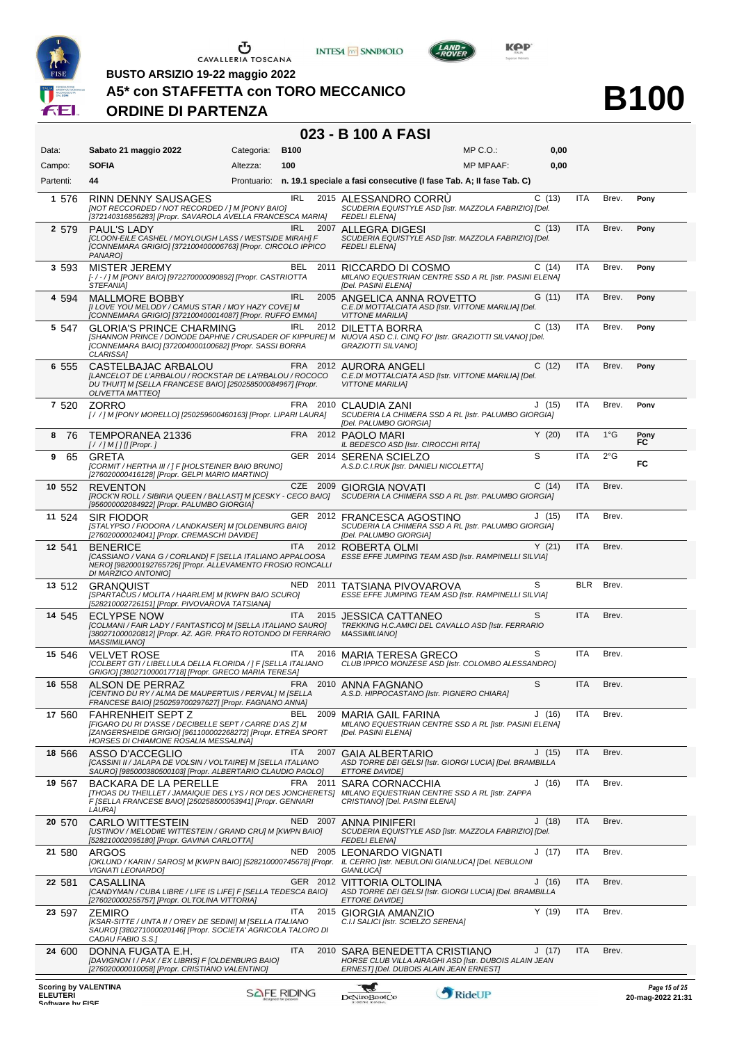BUSTO ARSIZIO 19-22 maggio 2022

## A5* con STAFFETTA con TORO MECCANICO

## ORDINE DI PARTENZA

# B100

## 023 - B 100 A FASI

Data: **Sabato 21 maggio 2022** Categoria: **B100** MP C.O.: **0,00**

Campo: **SOFIA** Altezza: **100** MP MPAAF: **0,00**

Partenti: **44** Prontuario: **n. 19.1 speciale a fasi consecutive (I fase Tab. A; II fase Tab. C)**

| # | Testiera | Cavallo | Naz. | Anno | Cavaliere / Società | Cat. | Naz. | Pat. | Note |
|---|---|---|---|---|---|---|---|---|---|
| 1 | 576 | RINN DENNY SAUSAGES *[NOT RECCORDED / NOT RECORDED / ] M [PONY BAIO] [372140316856283] [Propr. SAVAROLA AVELLA FRANCESCA MARIA]* | IRL | 2015 | ALESSANDRO CORRÙ *SCUDERIA EQUISTYLE ASD [Istr. MAZZOLA FABRIZIO] [Del. FEDELI ELENA]* | C (13) | ITA | Brev. | Pony |
| 2 | 579 | PAUL'S LADY *[CLOON-EILE CASHEL / MOYLOUGH LASS / WESTSIDE MIRAH] F [CONNEMARA GRIGIO] [372100400006763] [Propr. CIRCOLO IPPICO PANARO]* | IRL | 2007 | ALLEGRA DIGESI *SCUDERIA EQUISTYLE ASD [Istr. MAZZOLA FABRIZIO] [Del. FEDELI ELENA]* | C (13) | ITA | Brev. | Pony |
| 3 | 593 | MISTER JEREMY *[- / - / ] M [PONY BAIO] [972270000090892] [Propr. CASTRIOTTA STEFANIA]* | BEL | 2011 | RICCARDO DI COSMO *MILANO EQUESTRIAN CENTRE SSD A RL [Istr. PASINI ELENA] [Del. PASINI ELENA]* | C (14) | ITA | Brev. | Pony |
| 4 | 594 | MALLMORE BOBBY *[I LOVE YOU MELODY / CAMUS STAR / MOY HAZY COVE] M [CONNEMARA GRIGIO] [372100400014087] [Propr. RUFFO EMMA]* | IRL | 2005 | ANGELICA ANNA ROVETTO *C.E.DI MOTTALCIATA ASD [Istr. VITTONE MARILIA] [Del. VITTONE MARILIA]* | G (11) | ITA | Brev. | Pony |
| 5 | 547 | GLORIA'S PRINCE CHARMING *[SHANNON PRINCE / DONODE DAPHNE / CRUSADER OF KIPPURE] M [CONNEMARA BAIO] [372004000100682] [Propr. SASSI BORRA CLARISSA]* | IRL | 2012 | DILETTA BORRA *NUOVA ASD C.I. CINQ FO' [Istr. GRAZIOTTI SILVANO] [Del. GRAZIOTTI SILVANO]* | C (13) | ITA | Brev. | Pony |
| 6 | 555 | CASTELBAJAC ARBALOU *[LANCELOT DE L'ARBALOU / ROCKSTAR DE LA'RBALOU / ROCOCO DU THUIT] M [SELLA FRANCESE BAIO] [250258500084967] [Propr. OLIVETTA MATTEO]* | FRA | 2012 | AURORA ANGELI *C.E.DI MOTTALCIATA ASD [Istr. VITTONE MARILIA] [Del. VITTONE MARILIA]* | C (12) | ITA | Brev. | Pony |
| 7 | 520 | ZORRO *[ / / ] M [PONY MORELLO] [250259600460163] [Propr. LIPARI LAURA]* | FRA | 2010 | CLAUDIA ZANI *SCUDERIA LA CHIMERA SSD A RL [Istr. PALUMBO GIORGIA] [Del. PALUMBO GIORGIA]* | J (15) | ITA | Brev. | Pony |
| 8 | 76 | TEMPORANEA 21336 *[ / / ] M [ ] [] [Propr. ]* | FRA | 2012 | PAOLO MARI *IL BEDESCO ASD [Istr. CIROCCHI RITA]* | Y (20) | ITA | 1°G | Pony FC |
| 9 | 65 | GRETA *[CORMIT / HERTHA III / ] F [HOLSTEINER BAIO BRUNO] [276020000416128] [Propr. GELPI MARIO MARTINO]* | GER | 2014 | SERENA SCIELZO *A.S.D.C.I.RUK [Istr. DANIELI NICOLETTA]* | S | ITA | 2°G | FC |
| 10 | 552 | REVENTON *[ROCK'N ROLL / SIBIRIA QUEEN / BALLAST] M [CESKY - CECO BAIO] [956000002084922] [Propr. PALUMBO GIORGIA]* | CZE | 2009 | GIORGIA NOVATI *SCUDERIA LA CHIMERA SSD A RL [Istr. PALUMBO GIORGIA]* | C (14) | ITA | Brev. | |
| 11 | 524 | SIR FIODOR *[STALYPSO / FIODORA / LANDKAISER] M [OLDENBURG BAIO] [276020000024041] [Propr. CREMASCHI DAVIDE]* | GER | 2012 | FRANCESCA AGOSTINO *SCUDERIA LA CHIMERA SSD A RL [Istr. PALUMBO GIORGIA] [Del. PALUMBO GIORGIA]* | J (15) | ITA | Brev. | |
| 12 | 541 | BENERICE *[CASSIANO / VANA G / CORLAND] F [SELLA ITALIANO APPALOOSA NERO] [982000192765726] [Propr. ALLEVAMENTO FROSIO RONCALLI DI MARZICO ANTONIO]* | ITA | 2012 | ROBERTA OLMI *ESSE EFFE JUMPING TEAM ASD [Istr. RAMPINELLI SILVIA]* | Y (21) | ITA | Brev. | |
| 13 | 512 | GRANQUIST *[SPARTACUS / MOLITA / HAARLEM] M [KWPN BAIO SCURO] [528210002726151] [Propr. PIVOVAROVA TATSIANA]* | NED | 2011 | TATSIANA PIVOVAROVA *ESSE EFFE JUMPING TEAM ASD [Istr. RAMPINELLI SILVIA]* | S | BLR | Brev. | |
| 14 | 545 | ECLYPSE NOW *[COLMANI / FAIR LADY / FANTASTICO] M [SELLA ITALIANO SAURO] [380271000020812] [Propr. AZ. AGR. PRATO ROTONDO DI FERRARIO MASSIMILIANO]* | ITA | 2015 | JESSICA CATTANEO *TREKKING H.C.AMICI DEL CAVALLO ASD [Istr. FERRARIO MASSIMILIANO]* | S | ITA | Brev. | |
| 15 | 546 | VELVET ROSE *[COLBERT GTI / LIBELLULA DELLA FLORIDA / ] F [SELLA ITALIANO GRIGIO] [380271000017718] [Propr. GRECO MARIA TERESA]* | ITA | 2016 | MARIA TERESA GRECO *CLUB IPPICO MONZESE ASD [Istr. COLOMBO ALESSANDRO]* | S | ITA | Brev. | |
| 16 | 558 | ALSON DE PERRAZ *[CENTINO DU RY / ALMA DE MAUPERTUIS / PERVAL] M [SELLA FRANCESE BAIO] [250259700297627] [Propr. FAGNANO ANNA]* | FRA | 2010 | ANNA FAGNANO *A.S.D. HIPPOCASTANO [Istr. PIGNERO CHIARA]* | S | ITA | Brev. | |
| 17 | 560 | FAHRENHEIT SEPT Z *[FIGARO DU RI D'ASSE / DECIBELLE SEPT / CARRE D'AS Z] M [ZANGERSHEIDE GRIGIO] [961100002268272] [Propr. ETREA SPORT HORSES DI CHIAMONE ROSALIA MESSALINA]* | BEL | 2009 | MARIA GAIL FARINA *MILANO EQUESTRIAN CENTRE SSD A RL [Istr. PASINI ELENA] [Del. PASINI ELENA]* | J (16) | ITA | Brev. | |
| 18 | 566 | ASSO D'ACCEGLIO *[CASSINI II / JALAPA DE VOLSIN / VOLTAIRE] M [SELLA ITALIANO SAURO] [985000380500103] [Propr. ALBERTARIO CLAUDIO PAOLO]* | ITA | 2007 | GAIA ALBERTARIO *ASD TORRE DEI GELSI [Istr. GIORGI LUCIA] [Del. BRAMBILLA ETTORE DAVIDE]* | J (15) | ITA | Brev. | |
| 19 | 567 | BACKARA DE LA PERELLE *[THOAS DU THEILLET / JAMAIQUE DES LYS / ROI DES JONCHERETS] F [SELLA FRANCESE BAIO] [250258500053941] [Propr. GENNARI LAURA]* | FRA | 2011 | SARA CORNACCHIA *MILANO EQUESTRIAN CENTRE SSD A RL [Istr. ZAPPA CRISTIANO] [Del. PASINI ELENA]* | J (16) | ITA | Brev. | |
| 20 | 570 | CARLO WITTESTEIN *[USTINOV / MELODIE WITTESTEIN / GRAND CRU] M [KWPN BAIO] [528210002095180] [Propr. GAVINA CARLOTTA]* | NED | 2007 | ANNA PINIFERI *SCUDERIA EQUISTYLE ASD [Istr. MAZZOLA FABRIZIO] [Del. FEDELI ELENA]* | J (18) | ITA | Brev. | |
| 21 | 580 | ARGOS *[OKLUND / KARIN / SAROS] M [KWPN BAIO] [528210000745678] [Propr. VIGNATI LEONARDO]* | NED | 2005 | LEONARDO VIGNATI *IL CERRO [Istr. NEBULONI GIANLUCA] [Del. NEBULONI GIANLUCA]* | J (17) | ITA | Brev. | |
| 22 | 581 | CASALLINA *[CANDYMAN / CUBA LIBRE / LIFE IS LIFE] F [SELLA TEDESCA BAIO] [276020000255757] [Propr. OLTOLINA VITTORIA]* | GER | 2012 | VITTORIA OLTOLINA *ASD TORRE DEI GELSI [Istr. GIORGI LUCIA] [Del. BRAMBILLA ETTORE DAVIDE]* | J (16) | ITA | Brev. | |
| 23 | 597 | ZEMIRO *[KSAR-SITTE / UNTA II / O'REY DE SEDINI] M [SELLA ITALIANO SAURO] [380271000020146] [Propr. SOCIETA' AGRICOLA TALORO DI CADAU FABIO S.S.]* | ITA | 2015 | GIORGIA AMANZIO *C.I.I SALICI [Istr. SCIELZO SERENA]* | Y (19) | ITA | Brev. | |
| 24 | 600 | DONNA FUGATA E.H. *[DAVIGNON I / PAX / EX LIBRIS] F [OLDENBURG BAIO] [276020000010058] [Propr. CRISTIANO VALENTINO]* | ITA | 2010 | SARA BENEDETTA CRISTIANO *HORSE CLUB VILLA AIRAGHI ASD [Istr. DUBOIS ALAIN JEAN ERNEST] [Del. DUBOIS ALAIN JEAN ERNEST]* | J (17) | ITA | Brev. | |

Scoring by VALENTINA ELEUTERI

20-mag-2022 21:31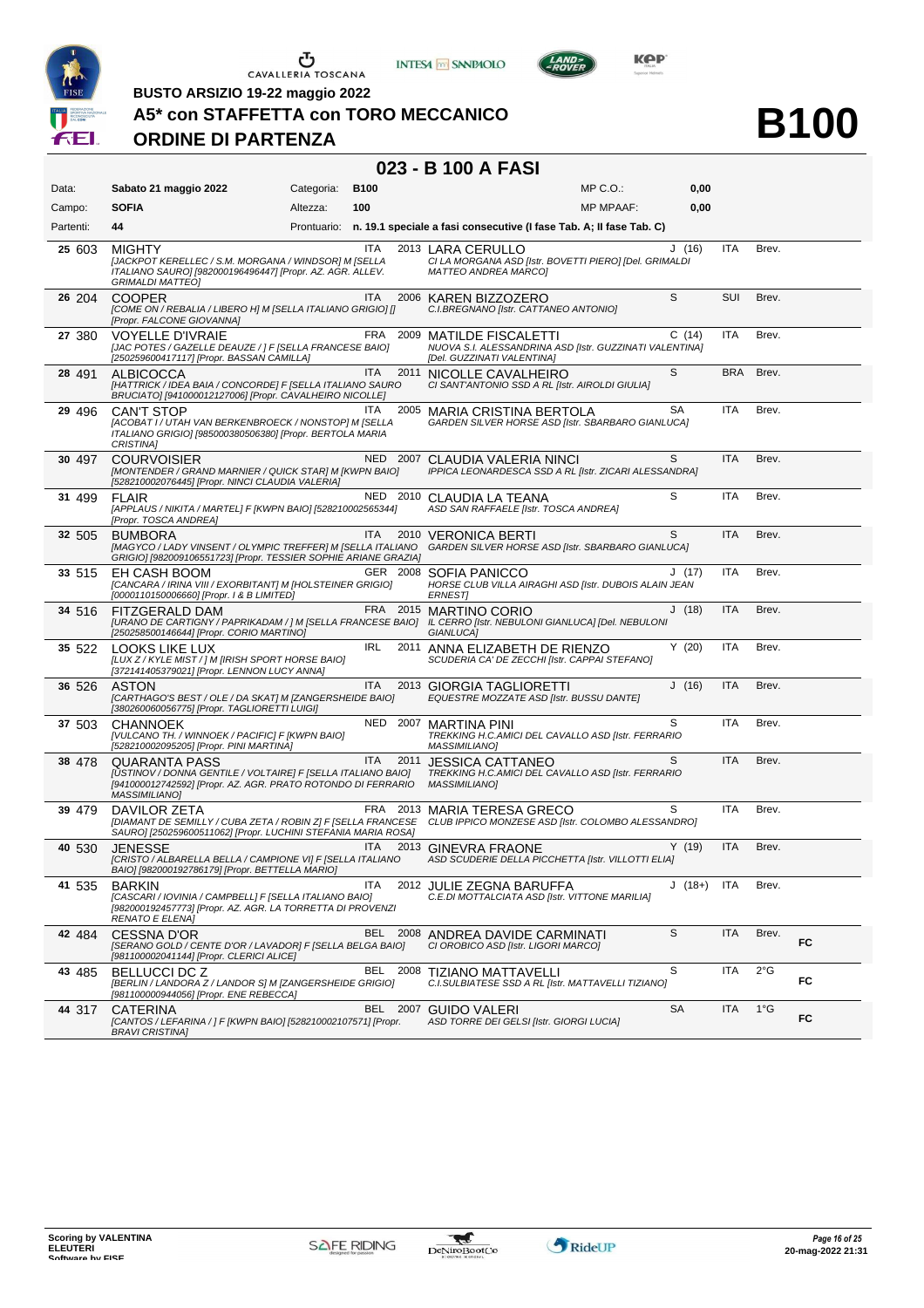# BUSTO ARSIZIO 19-22 maggio 2022

## A5* con STAFFETTA con TORO MECCANICO

## ORDINE DI PARTENZA

# B100

## 023 - B 100 A FASI

| | | | | | |
|---|---|---|---|---|---|
| Data: | Sabato 21 maggio 2022 | Categoria: | B100 | MP C.O.: | 0,00 |
| Campo: | SOFIA | Altezza: | 100 | MP MPAAF: | 0,00 |
| Partenti: | 44 | Prontuario: | n. 19.1 speciale a fasi consecutive (I fase Tab. A; II fase Tab. C) | | |

| N. | Testiera | Cavallo | Naz. | Anno | Cavaliere | Cat. | Naz. | Brev. | |
|---|---|---|---|---|---|---|---|---|---|
| 25 | 603 | MIGHTY *[JACKPOT KERELLEC / S.M. MORGANA / WINDSOR] M [SELLA ITALIANO SAURO] [982000196496447] [Propr. AZ. AGR. ALLEV. GRIMALDI MATTEO]* | ITA | 2013 | LARA CERULLO *CI LA MORGANA ASD [Istr. BOVETTI PIERO] [Del. GRIMALDI MATTEO ANDREA MARCO]* | J (16) | ITA | Brev. | |
| 26 | 204 | COOPER *[COME ON / REBALIA / LIBERO H] M [SELLA ITALIANO GRIGIO] [] [Propr. FALCONE GIOVANNA]* | ITA | 2006 | KAREN BIZZOZERO *C.I.BREGNANO [Istr. CATTANEO ANTONIO]* | S | SUI | Brev. | |
| 27 | 380 | VOYELLE D'IVRAIE *[JAC POTES / GAZELLE DEAUZE / ] F [SELLA FRANCESE BAIO] [250259600417117] [Propr. BASSAN CAMILLA]* | FRA | 2009 | MATILDE FISCALETTI *NUOVA S.I. ALESSANDRINA ASD [Istr. GUZZINATI VALENTINA] [Del. GUZZINATI VALENTINA]* | C (14) | ITA | Brev. | |
| 28 | 491 | ALBICOCCA *[HATTRICK / IDEA BAIA / CONCORDE] F [SELLA ITALIANO SAURO BRUCIATO] [941000012127006] [Propr. CAVALHEIRO NICOLLE]* | ITA | 2011 | NICOLLE CAVALHEIRO *CI SANT'ANTONIO SSD A RL [Istr. AIROLDI GIULIA]* | S | BRA | Brev. | |
| 29 | 496 | CAN'T STOP *[ACOBAT I / UTAH VAN BERKENBROECK / NONSTOP] M [SELLA ITALIANO GRIGIO] [985000380506380] [Propr. BERTOLA MARIA CRISTINA]* | ITA | 2005 | MARIA CRISTINA BERTOLA *GARDEN SILVER HORSE ASD [Istr. SBARBARO GIANLUCA]* | SA | ITA | Brev. | |
| 30 | 497 | COURVOISIER *[MONTENDER / GRAND MARNIER / QUICK STAR] M [KWPN BAIO] [528210002076445] [Propr. NINCI CLAUDIA VALERIA]* | NED | 2007 | CLAUDIA VALERIA NINCI *IPPICA LEONARDESCA SSD A RL [Istr. ZICARI ALESSANDRA]* | S | ITA | Brev. | |
| 31 | 499 | FLAIR *[APPLAUS / NIKITA / MARTEL] F [KWPN BAIO] [528210002565344] [Propr. TOSCA ANDREA]* | NED | 2010 | CLAUDIA LA TEANA *ASD SAN RAFFAELE [Istr. TOSCA ANDREA]* | S | ITA | Brev. | |
| 32 | 505 | BUMBORA *[MAGYCO / LADY VINSENT / OLYMPIC TREFFER] M [SELLA ITALIANO GRIGIO] [982009106551723] [Propr. TESSIER SOPHIE ARIANE GRAZIA]* | ITA | 2010 | VERONICA BERTI *GARDEN SILVER HORSE ASD [Istr. SBARBARO GIANLUCA]* | S | ITA | Brev. | |
| 33 | 515 | EH CASH BOOM *[CANCARA / IRINA VIII / EXORBITANT] M [HOLSTEINER GRIGIO] [000011015006660] [Propr. I & B LIMITED]* | GER | 2008 | SOFIA PANICCO *HORSE CLUB VILLA AIRAGHI ASD [Istr. DUBOIS ALAIN JEAN ERNEST]* | J (17) | ITA | Brev. | |
| 34 | 516 | FITZGERALD DAM *[URANO DE CARTIGNY / PAPRIKADAM / ] M [SELLA FRANCESE BAIO] [250258500146644] [Propr. CORIO MARTINO]* | FRA | 2015 | MARTINO CORIO *IL CERRO [Istr. NEBULONI GIANLUCA] [Del. NEBULONI GIANLUCA]* | J (18) | ITA | Brev. | |
| 35 | 522 | LOOKS LIKE LUX *[LUX Z / KYLE MIST / ] M [IRISH SPORT HORSE BAIO] [372141405379021] [Propr. LENNON LUCY ANNA]* | IRL | 2011 | ANNA ELIZABETH DE RIENZO *SCUDERIA CA' DE ZECCHI [Istr. CAPPAI STEFANO]* | Y (20) | ITA | Brev. | |
| 36 | 526 | ASTON *[CARTHAGO'S BEST / OLE / DA SKAT] M [ZANGERSHEIDE BAIO] [380260060056775] [Propr. TAGLIORETTI LUIGI]* | ITA | 2013 | GIORGIA TAGLIORETTI *EQUESTRE MOZZATE ASD [Istr. BUSSU DANTE]* | J (16) | ITA | Brev. | |
| 37 | 503 | CHANNOEK *[VULCANO TH. / WINNOEK / PACIFIC] F [KWPN BAIO] [528210002095205] [Propr. PINI MARTINA]* | NED | 2007 | MARTINA PINI *TREKKING H.C.AMICI DEL CAVALLO ASD [Istr. FERRARIO MASSIMILIANO]* | S | ITA | Brev. | |
| 38 | 478 | QUARANTA PASS *[USTINOV / DONNA GENTILE / VOLTAIRE] F [SELLA ITALIANO BAIO] [941000012742592] [Propr. AZ. AGR. PRATO ROTONDO DI FERRARIO MASSIMILIANO]* | ITA | 2011 | JESSICA CATTANEO *TREKKING H.C.AMICI DEL CAVALLO ASD [Istr. FERRARIO MASSIMILIANO]* | S | ITA | Brev. | |
| 39 | 479 | DAVILOR ZETA *[DIAMANT DE SEMILLY / CUBA ZETA / ROBIN Z] F [SELLA FRANCESE SAURO] [250259600511062] [Propr. LUCHINI STEFANIA MARIA ROSA]* | FRA | 2013 | MARIA TERESA GRECO *CLUB IPPICO MONZESE ASD [Istr. COLOMBO ALESSANDRO]* | S | ITA | Brev. | |
| 40 | 530 | JENESSE *[CRISTO / ALBARELLA BELLA / CAMPIONE VI] F [SELLA ITALIANO BAIO] [982000192786179] [Propr. BETTELLA MARIO]* | ITA | 2013 | GINEVRA FRAONE *ASD SCUDERIE DELLA PICCHETTA [Istr. VILLOTTI ELIA]* | Y (19) | ITA | Brev. | |
| 41 | 535 | BARKIN *[CASCARI / IOVINIA / CAMPBELL] F [SELLA ITALIANO BAIO] [982000192457773] [Propr. AZ. AGR. LA TORRETTA DI PROVENZI RENATO E ELENA]* | ITA | 2012 | JULIE ZEGNA BARUFFA *C.E.DI MOTTALCIATA ASD [Istr. VITTONE MARILIA]* | J (18+) | ITA | Brev. | |
| 42 | 484 | CESSNA D'OR *[SERANO GOLD / CENTE D'OR / LAVADOR] F [SELLA BELGA BAIO] [981100002041144] [Propr. CLERICI ALICE]* | BEL | 2008 | ANDREA DAVIDE CARMINATI *CI OROBICO ASD [Istr. LIGORI MARCO]* | S | ITA | Brev. | FC |
| 43 | 485 | BELLUCCI DC Z *[BERLIN / LANDORA Z / LANDOR S] M [ZANGERSHEIDE GRIGIO] [981100000944056] [Propr. ENE REBECCA]* | BEL | 2008 | TIZIANO MATTAVELLI *C.I.SULBIATESE SSD A RL [Istr. MATTAVELLI TIZIANO]* | S | ITA | 2°G | FC |
| 44 | 317 | CATERINA *[CANTOS / LEFARINA / ] F [KWPN BAIO] [528210002107571] [Propr. BRAVI CRISTINA]* | BEL | 2007 | GUIDO VALERI *ASD TORRE DEI GELSI [Istr. GIORGI LUCIA]* | SA | ITA | 1°G | FC |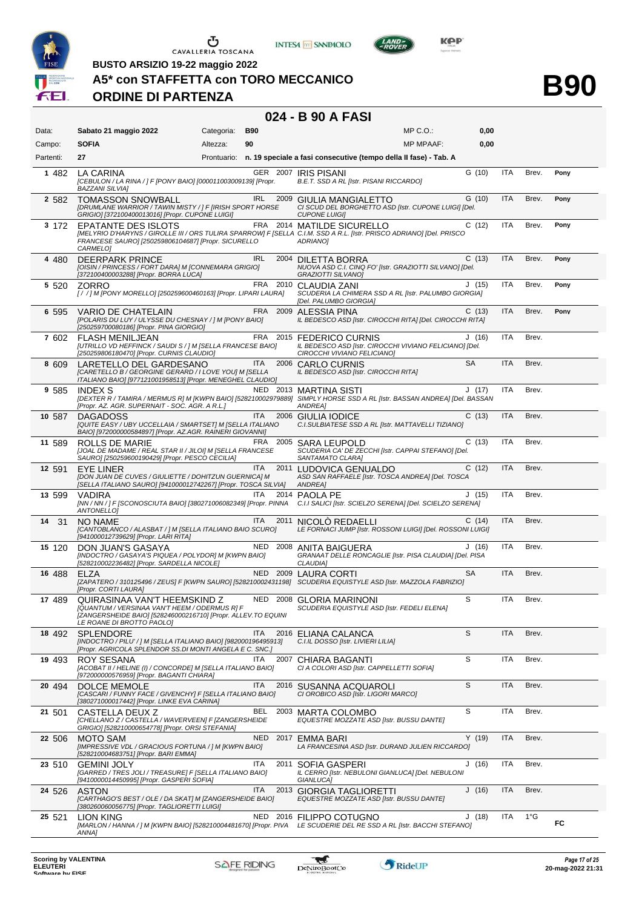BUSTO ARSIZIO 19-22 maggio 2022

# A5* con STAFFETTA con TORO MECCANICO

## ORDINE DI PARTENZA

**B90**

## 024 - B 90 A FASI

| | | | | | |
|---|---|---|---|---|---|
| Data: | Sabato 21 maggio 2022 | Categoria: | B90 | MP C.O.: | 0,00 |
| Campo: | SOFIA | Altezza: | 90 | MP MPAAF: | 0,00 |
| Partenti: | 27 | Prontuario: | n. 19 speciale a fasi consecutive (tempo della II fase) - Tab. A | | |

| N. | Pett. | Cavallo | Naz. | Anno | Cavaliere | Cat. | Naz. | Brev. | |
|---|---|---|---|---|---|---|---|---|---|
| 1 | 482 | LA CARINA *[CEBULON / LA RINA / ] F [PONY BAIO] [000011003009139] [Propr. BAZZANI SILVIA]* | GER | 2007 | IRIS PISANI *B.E.T. SSD A RL [Istr. PISANI RICCARDO]* | G (10) | ITA | Brev. | Pony |
| 2 | 582 | TOMASSON SNOWBALL *[DRUMLANE WARRIOR / TAWIN MISTY / ] F [IRISH SPORT HORSE GRIGIO] [372100400013016] [Propr. CUPONE LUIGI]* | IRL | 2009 | GIULIA MANGIALETTO *CI SCUD DEL BORGHETTO ASD [Istr. CUPONE LUIGI] [Del. CUPONE LUIGI]* | G (10) | ITA | Brev. | Pony |
| 3 | 172 | EPATANTE DES ISLOTS *[MELYRIO D'HARYNS / GIROLLE III / ORS TULIRA SPARROW] F [SELLA FRANCESE SAURO] [250259806104687] [Propr. SICURELLO CARMELO]* | FRA | 2014 | MATILDE SICURELLO *C.I.M. SSD A R.L. [Istr. PRISCO ADRIANO] [Del. PRISCO ADRIANO]* | C (12) | ITA | Brev. | Pony |
| 4 | 480 | DEERPARK PRINCE *[OISIN / PRINCESS / FORT DARA] M [CONNEMARA GRIGIO] [372100400003288] [Propr. BORRA LUCA]* | IRL | 2004 | DILETTA BORRA *NUOVA ASD C.I. CINQ FO' [Istr. GRAZIOTTI SILVANO] [Del. GRAZIOTTI SILVANO]* | C (13) | ITA | Brev. | Pony |
| 5 | 520 | ZORRO *[ / / ] M [PONY MORELLO] [250259600460163] [Propr. LIPARI LAURA]* | FRA | 2010 | CLAUDIA ZANI *SCUDERIA LA CHIMERA SSD A RL [Istr. PALUMBO GIORGIA] [Del. PALUMBO GIORGIA]* | J (15) | ITA | Brev. | Pony |
| 6 | 595 | VARIO DE CHATELAIN *[POLARIS DU LUY / ULYSSE DU CHESNAY / ] M [PONY BAIO] [250259700080186] [Propr. PINA GIORGIO]* | FRA | 2009 | ALESSIA PINA *IL BEDESCO ASD [Istr. CIROCCHI RITA] [Del. CIROCCHI RITA]* | C (13) | ITA | Brev. | Pony |
| 7 | 602 | FLASH MENILJEAN *[UTRILLO VD HEFFINCK / SAUDI S / ] M [SELLA FRANCESE BAIO] [250259806180470] [Propr. CURNIS CLAUDIO]* | FRA | 2015 | FEDERICO CURNIS *IL BEDESCO ASD [Istr. CIROCCHI VIVIANO FELICIANO] [Del. CIROCCHI VIVIANO FELICIANO]* | J (16) | ITA | Brev. | |
| 8 | 609 | LARETELLO DEL GARDESANO *[CARETELLO B / GEORGINE GERARD / I LOVE YOU] M [SELLA ITALIANO BAIO] [977121001958513] [Propr. MENEGHEL CLAUDIO]* | ITA | 2006 | CARLO CURNIS *IL BEDESCO ASD [Istr. CIROCCHI RITA]* | SA | ITA | Brev. | |
| 9 | 585 | INDEX S *[DEXTER R / TAMIRA / MERMUS R] M [KWPN BAIO] [528210002979889] [Propr. AZ. AGR. SUPERNAIT - SOC. AGR. A R.L.]* | NED | 2013 | MARTINA SISTI *SIMPLY HORSE SSD A RL [Istr. BASSAN ANDREA] [Del. BASSAN ANDREA]* | J (17) | ITA | Brev. | |
| 10 | 587 | DAGADOSS *[QUITE EASY / UBY UCCELLAIA / SMARTSET] M [SELLA ITALIANO BAIO] [972000000584897] [Propr. AZ.AGR. RAINERI GIOVANNI]* | ITA | 2006 | GIULIA IODICE *C.I.SULBIATESE SSD A RL [Istr. MATTAVELLI TIZIANO]* | C (13) | ITA | Brev. | |
| 11 | 589 | ROLLS DE MARIE *[JOAL DE MADAME / REAL STAR II / JILOI] M [SELLA FRANCESE SAURO] [250259600190429] [Propr. PESCO CECILIA]* | FRA | 2005 | SARA LEUPOLD *SCUDERIA CA' DE ZECCHI [Istr. CAPPAI STEFANO] [Del. SANTAMATO CLARA]* | C (13) | ITA | Brev. | |
| 12 | 591 | EYE LINER *[DON JUAN DE CUVES / GIULIETTE / DOHITZUN GUERNICA] M [SELLA ITALIANO SAURO] [941000012742267] [Propr. TOSCA SILVIA]* | ITA | 2011 | LUDOVICA GENUALDO *ASD SAN RAFFAELE [Istr. TOSCA ANDREA] [Del. TOSCA ANDREA]* | C (12) | ITA | Brev. | |
| 13 | 599 | VADIRA *[NN / NN / ] F [SCONOSCIUTA BAIO] [380271006082349] [Propr. PINNA ANTONELLO]* | ITA | 2014 | PAOLA PE *C.I.I SALICI [Istr. SCIELZO SERENA] [Del. SCIELZO SERENA]* | J (15) | ITA | Brev. | |
| 14 | 31 | NO NAME *[CANTOBLANCO / ALASBAT / ] M [SELLA ITALIANO BAIO SCURO] [941000012739629] [Propr. LARI RITA]* | ITA | 2011 | NICOLÒ REDAELLI *LE FORNACI JUMP [Istr. ROSSONI LUIGI] [Del. ROSSONI LUIGI]* | C (14) | ITA | Brev. | |
| 15 | 120 | DON JUAN'S GASAYA *[INDOCTRO / GASAYA'S PIQUEA / POLYDOR] M [KWPN BAIO] [528210002236482] [Propr. SARDELLA NICOLE]* | NED | 2008 | ANITA BAIGUERA *GRANAAT DELLE RONCAGLIE [Istr. PISA CLAUDIA] [Del. PISA CLAUDIA]* | J (16) | ITA | Brev. | |
| 16 | 488 | ELZA *[ZAPATERO / 310125496 / ZEUS] F [KWPN SAURO] [528210002431198] [Propr. CORTI LAURA]* | NED | 2009 | LAURA CORTI *SCUDERIA EQUISTYLE ASD [Istr. MAZZOLA FABRIZIO]* | SA | ITA | Brev. | |
| 17 | 489 | QUIRASINAA VAN'T HEEMSKIND Z *[QUANTUM / VERSINAA VAN'T HEEM / ODERMUS R] F [ZANGERSHEIDE BAIO] [528246000216710] [Propr. ALLEV.TO EQUINI LE ROANE DI BROTTO PAOLO]* | NED | 2008 | GLORIA MARINONI *SCUDERIA EQUISTYLE ASD [Istr. FEDELI ELENA]* | S | ITA | Brev. | |
| 18 | 492 | SPLENDORE *[INDOCTRO / PILU' / ] M [SELLA ITALIANO BAIO] [982000196495913] [Propr. AGRICOLA SPLENDOR SS.DI MONTI ANGELA E C. SNC.]* | ITA | 2016 | ELIANA CALANCA *C.I.IL DOSSO [Istr. LIVIERI LILIA]* | S | ITA | Brev. | |
| 19 | 493 | ROY SESANA *[ACOBAT II / HELINE (I) / CONCORDE] M [SELLA ITALIANO BAIO] [972000000576959] [Propr. BAGANTI CHIARA]* | ITA | 2007 | CHIARA BAGANTI *CI A COLORI ASD [Istr. CAPPELLETTI SOFIA]* | S | ITA | Brev. | |
| 20 | 494 | DOLCE MEMOLE *[CASCARI / FUNNY FACE / GIVENCHY] F [SELLA ITALIANO BAIO] [380271000017442] [Propr. LINKE EVA CARINA]* | ITA | 2016 | SUSANNA ACQUAROLI *CI OROBICO ASD [Istr. LIGORI MARCO]* | S | ITA | Brev. | |
| 21 | 501 | CASTELLA DEUX Z *[CHELLANO Z / CASTELLA / WAVERVEEN] F [ZANGERSHEIDE GRIGIO] [528210000654778] [Propr. ORSI STEFANIA]* | BEL | 2003 | MARTA COLOMBO *EQUESTRE MOZZATE ASD [Istr. BUSSU DANTE]* | S | ITA | Brev. | |
| 22 | 506 | MOTO SAM *[IMPRESSIVE VDL / GRACIOUS FORTUNA / ] M [KWPN BAIO] [528210004683751] [Propr. BARI EMMA]* | NED | 2017 | EMMA BARI *LA FRANCESINA ASD [Istr. DURAND JULIEN RICCARDO]* | Y (19) | ITA | Brev. | |
| 23 | 510 | GEMINI JOLY *[GARRED / TRES JOLI / TREASURE] F [SELLA ITALIANO BAIO] [941000014450995] [Propr. GASPERI SOFIA]* | ITA | 2011 | SOFIA GASPERI *IL CERRO [Istr. NEBULONI GIANLUCA] [Del. NEBULONI GIANLUCA]* | J (16) | ITA | Brev. | |
| 24 | 526 | ASTON *[CARTHAGO'S BEST / OLE / DA SKAT] M [ZANGERSHEIDE BAIO] [380260060056775] [Propr. TAGLIORETTI LUIGI]* | ITA | 2013 | GIORGIA TAGLIORETTI *EQUESTRE MOZZATE ASD [Istr. BUSSU DANTE]* | J (16) | ITA | Brev. | |
| 25 | 521 | LION KING *[MARLON / HANNA / ] M [KWPN BAIO] [528210004481670] [Propr. PIVA ANNA]* | NED | 2016 | FILIPPO COTUGNO *LE SCUDERIE DEL RE SSD A RL [Istr. BACCHI STEFANO]* | J (18) | ITA | 1°G | FC |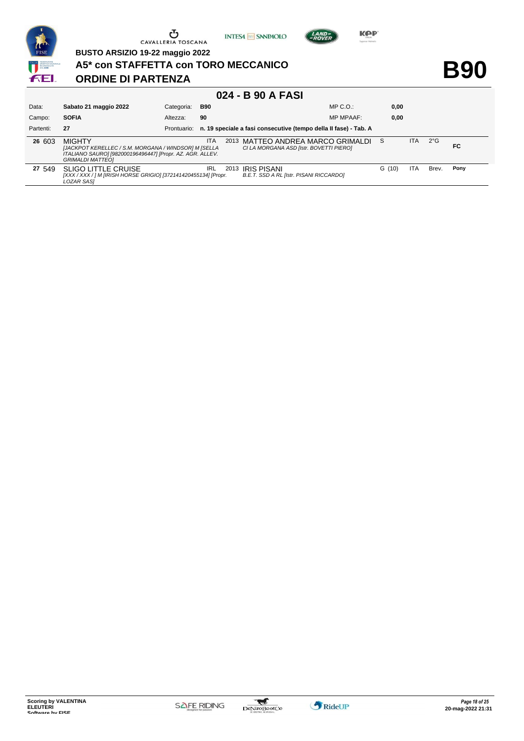BUSTO ARSIZIO 19-22 maggio 2022

## A5* con STAFFETTA con TORO MECCANICO

## ORDINE DI PARTENZA

# B90

### 024 - B 90 A FASI

| | | | | | |
|---|---|---|---|---|---|
| Data: | **Sabato 21 maggio 2022** | Categoria: | **B90** | MP C.O.: | **0,00** |
| Campo: | **SOFIA** | Altezza: | **90** | MP MPAAF: | **0,00** |
| Partenti: | **27** | Prontuario: | **n. 19 speciale a fasi consecutive (tempo della II fase) - Tab. A** | | |

| N. | Testiera | Cavallo | Naz. | Anno | Cavaliere | | Naz. | Grado | |
|---|---|---|---|---|---|---|---|---|---|
| **26** | 603 | MIGHTY *[JACKPOT KERELLEC / S.M. MORGANA / WINDSOR] M [SELLA ITALIANO SAURO] [982000196496447] [Propr. AZ. AGR. ALLEV. GRIMALDI MATTEO]* | ITA | 2013 | MATTEO ANDREA MARCO GRIMALDI *CI LA MORGANA ASD [Istr. BOVETTI PIERO]* | S | ITA | 2°G | **FC** |
| **27** | 549 | SLIGO LITTLE CRUISE *[XXX / XXX / ] M [IRISH HORSE GRIGIO] [372141420455134] [Propr. LOZAR SAS]* | IRL | 2013 | IRIS PISANI *B.E.T. SSD A RL [Istr. PISANI RICCARDO]* | G (10) | ITA | Brev. | **Pony** |

Scoring by VALENTINA ELEUTERI Software by FISE

20-mag-2022 21:31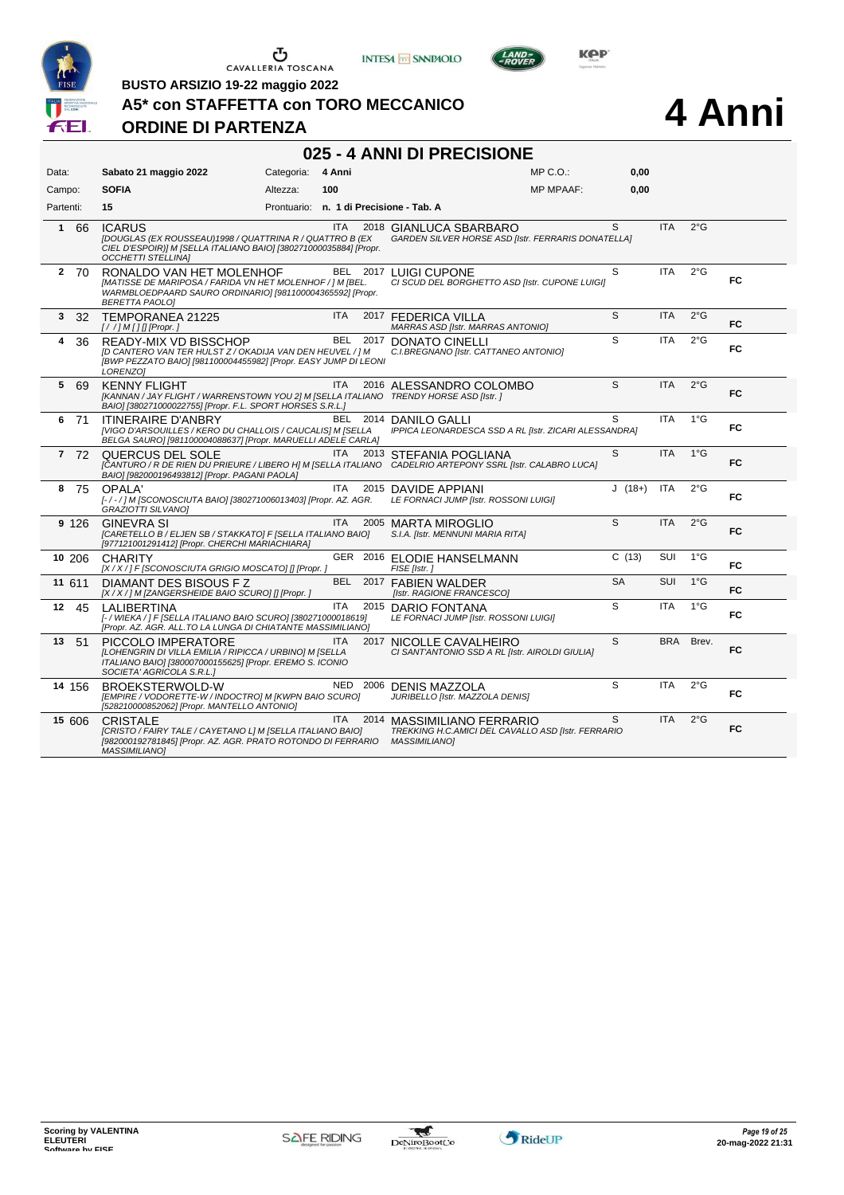BUSTO ARSIZIO 19-22 maggio 2022

# A5* con STAFFETTA con TORO MECCANICO

## ORDINE DI PARTENZA

# 4 Anni

## 025 - 4 ANNI DI PRECISIONE

| | | | | | |
|---|---|---|---|---|---|
| Data: | Sabato 21 maggio 2022 | Categoria: | 4 Anni | MP C.O.: | 0,00 |
| Campo: | SOFIA | Altezza: | 100 | MP MPAAF: | 0,00 |
| Partenti: | 15 | Prontuario: | n. 1 di Precisione - Tab. A | | |

| # | N. | Cavallo | Naz. | Anno | Cavaliere | Cat. | Naz. | Grado | |
|---|---|---|---|---|---|---|---|---|---|
| 1 | 66 | ICARUS<br>*[DOUGLAS (EX ROUSSEAU)1998 / QUATTRINA R / QUATTRO B (EX CIEL D'ESPOIR)] M [SELLA ITALIANO BAIO] [380271000035884] [Propr. OCCHETTI STELLINA]* | ITA | 2018 | GIANLUCA SBARBARO<br>*GARDEN SILVER HORSE ASD [Istr. FERRARIS DONATELLA]* | S | ITA | 2°G | |
| 2 | 70 | RONALDO VAN HET MOLENHOF<br>*[MATISSE DE MARIPOSA / FARIDA VN HET MOLENHOF / ] M [BEL. WARMBLOEDPAARD SAURO ORDINARIO] [981100004365592] [Propr. BERETTA PAOLO]* | BEL | 2017 | LUIGI CUPONE<br>*CI SCUD DEL BORGHETTO ASD [Istr. CUPONE LUIGI]* | S | ITA | 2°G | FC |
| 3 | 32 | TEMPORANEA 21225<br>*[ / / ] M [ ] [] [Propr. ]* | ITA | 2017 | FEDERICA VILLA<br>*MARRAS ASD [Istr. MARRAS ANTONIO]* | S | ITA | 2°G | FC |
| 4 | 36 | READY-MIX VD BISSCHOP<br>*[D CANTERO VAN TER HULST Z / OKADIJA VAN DEN HEUVEL / ] M [BWP PEZZATO BAIO] [981100004455982] [Propr. EASY JUMP DI LEONI LORENZO]* | BEL | 2017 | DONATO CINELLI<br>*C.I.BREGNANO [Istr. CATTANEO ANTONIO]* | S | ITA | 2°G | FC |
| 5 | 69 | KENNY FLIGHT<br>*[KANNAN / JAY FLIGHT / WARRENSTOWN YOU 2] M [SELLA ITALIANO BAIO] [380271000022755] [Propr. F.L. SPORT HORSES S.R.L.]* | ITA | 2016 | ALESSANDRO COLOMBO<br>*TRENDY HORSE ASD [Istr. ]* | S | ITA | 2°G | FC |
| 6 | 71 | ITINERAIRE D'ANBRY<br>*[VIGO D'ARSOUILLES / KERO DU CHALLOIS / CAUCALIS] M [SELLA BELGA SAURO] [981100004088637] [Propr. MARUELLI ADELE CARLA]* | BEL | 2014 | DANILO GALLI<br>*IPPICA LEONARDESCA SSD A RL [Istr. ZICARI ALESSANDRA]* | S | ITA | 1°G | FC |
| 7 | 72 | QUERCUS DEL SOLE<br>*[CANTURO / R DE RIEN DU PRIEURE / LIBERO H] M [SELLA ITALIANO BAIO] [982000196493812] [Propr. PAGANI PAOLA]* | ITA | 2013 | STEFANIA POGLIANA<br>*CADELRIO ARTEPONY SSRL [Istr. CALABRO LUCA]* | S | ITA | 1°G | FC |
| 8 | 75 | OPALA'<br>*[- / - / ] M [SCONOSCIUTA BAIO] [380271006013403] [Propr. AZ. AGR. GRAZIOTTI SILVANO]* | ITA | 2015 | DAVIDE APPIANI<br>*LE FORNACI JUMP [Istr. ROSSONI LUIGI]* | J (18+) | ITA | 2°G | FC |
| 9 | 126 | GINEVRA SI<br>*[CARETELLO B / ELJEN SB / STAKKATO] F [SELLA ITALIANO BAIO] [977121001291412] [Propr. CHERCHI MARIACHIARA]* | ITA | 2005 | MARTA MIROGLIO<br>*S.I.A. [Istr. MENNUNI MARIA RITA]* | S | ITA | 2°G | FC |
| 10 | 206 | CHARITY<br>*[X / X / ] F [SCONOSCIUTA GRIGIO MOSCATO] [] [Propr. ]* | GER | 2016 | ELODIE HANSELMANN<br>*FISE [Istr. ]* | C (13) | SUI | 1°G | FC |
| 11 | 611 | DIAMANT DES BISOUS F Z<br>*[X / X / ] M [ZANGERSHEIDE BAIO SCURO] [] [Propr. ]* | BEL | 2017 | FABIEN WALDER<br>*[Istr. RAGIONE FRANCESCO]* | SA | SUI | 1°G | FC |
| 12 | 45 | LALIBERTINA<br>*[- / WIEKA / ] F [SELLA ITALIANO BAIO SCURO] [380271000018619] [Propr. AZ. AGR. ALL.TO LA LUNGA DI CHIATANTE MASSIMILIANO]* | ITA | 2015 | DARIO FONTANA<br>*LE FORNACI JUMP [Istr. ROSSONI LUIGI]* | S | ITA | 1°G | FC |
| 13 | 51 | PICCOLO IMPERATORE<br>*[LOHENGRIN DI VILLA EMILIA / RIPICCA / URBINO] M [SELLA ITALIANO BAIO] [380007000155625] [Propr. EREMO S. ICONIO SOCIETA' AGRICOLA S.R.L.]* | ITA | 2017 | NICOLLE CAVALHEIRO<br>*CI SANT'ANTONIO SSD A RL [Istr. AIROLDI GIULIA]* | S | BRA | Brev. | FC |
| 14 | 156 | BROEKSTERWOLD-W<br>*[EMPIRE / VODORETTE-W / INDOCTRO] M [KWPN BAIO SCURO] [528210000852062] [Propr. MANTELLO ANTONIO]* | NED | 2006 | DENIS MAZZOLA<br>*JURIBELLO [Istr. MAZZOLA DENIS]* | S | ITA | 2°G | FC |
| 15 | 606 | CRISTALE<br>*[CRISTO / FAIRY TALE / CAYETANO L] M [SELLA ITALIANO BAIO] [982000192781845] [Propr. AZ. AGR. PRATO ROTONDO DI FERRARIO MASSIMILIANO]* | ITA | 2014 | MASSIMILIANO FERRARIO<br>*TREKKING H.C.AMICI DEL CAVALLO ASD [Istr. FERRARIO MASSIMILIANO]* | S | ITA | 2°G | FC |

Scoring by VALENTINA ELEUTERI Software by FISE

20-mag-2022 21:31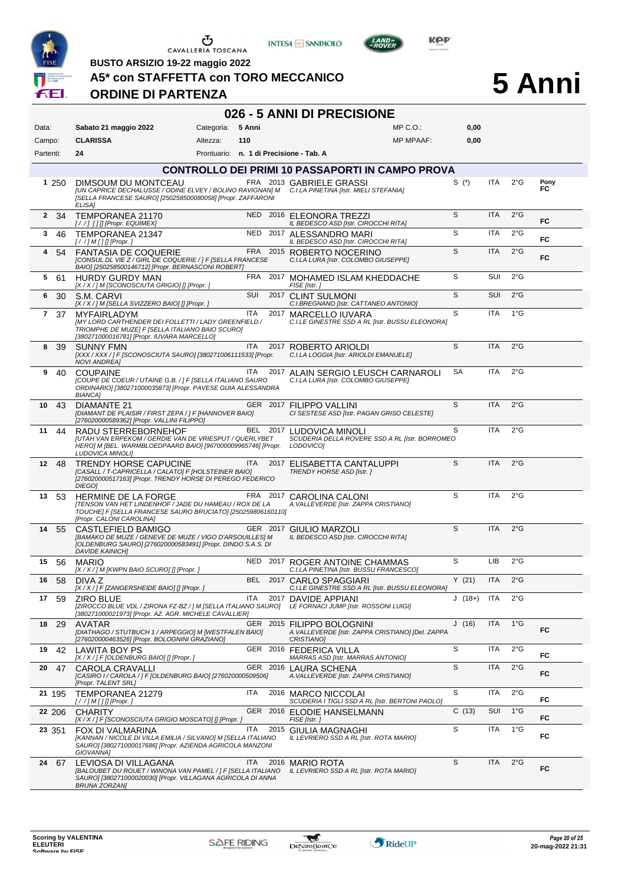BUSTO ARSIZIO 19-22 maggio 2022

**A5\* con STAFFETTA con TORO MECCANICO**

**ORDINE DI PARTENZA**

# 5 Anni

## 026 - 5 ANNI DI PRECISIONE

| | | | | | |
|---|---|---|---|---|---|
| Data: | **Sabato 21 maggio 2022** | Categoria: | **5 Anni** | MP C.O.: | **0,00** |
| Campo: | **CLARISSA** | Altezza: | **110** | MP MPAAF: | **0,00** |
| Partenti: | **24** | Prontuario: | **n. 1 di Precisione - Tab. A** | | |

### CONTROLLO DEI PRIMI 10 PASSAPORTI IN CAMPO PROVA

| # | N. | Cavallo | Naz. | Anno | Cavaliere | Cat. | Naz. | Grado | |
|---|---|---|---|---|---|---|---|---|---|
| 1 | 250 | DIMSOUM DU MONTCEAU *[UN CAPRICE DECHALUSSE / ODINE ELVEY / BOLINO RAVIGNAN] M [SELLA FRANCESE SAURO] [250258500080058] [Propr. ZAFFARONI ELISA]* | FRA | 2013 | GABRIELE GRASSI *C.I.LA PINETINA [Istr. MIELI STEFANIA]* | S (\*) | ITA | 2°G | Pony FC |
| 2 | 34 | TEMPORANEA 21170 *[ / / ] [ ] [] [Propr. EQUIMEX]* | NED | 2016 | ELEONORA TREZZI *IL BEDESCO ASD [Istr. CIROCCHI RITA]* | S | ITA | 2°G | FC |
| 3 | 46 | TEMPORANEA 21347 *[ / / ] M [ ] [] [Propr. ]* | NED | 2017 | ALESSANDRO MARI *IL BEDESCO ASD [Istr. CIROCCHI RITA]* | S | ITA | 2°G | FC |
| 4 | 54 | FANTASIA DE COQUERIE *[CONSUL DL VIE Z / GIRL DE COQUERIE / ] F [SELLA FRANCESE BAIO] [250258500146712] [Propr. BERNASCONI ROBERT]* | FRA | 2015 | ROBERTO NOCERINO *C.I.LA LURA [Istr. COLOMBO GIUSEPPE]* | S | ITA | 2°G | FC |
| 5 | 61 | HURDY GURDY MAN *[X / X / ] M [SCONOSCIUTA GRIGIO] [] [Propr. ]* | FRA | 2017 | MOHAMED ISLAM KHEDDACHE *FISE [Istr. ]* | S | SUI | 2°G | |
| 6 | 30 | S.M. CARVI *[X / X / ] M [SELLA SVIZZERO BAIO] [] [Propr. ]* | SUI | 2017 | CLINT SULMONI *C.I.BREGNANO [Istr. CATTANEO ANTONIO]* | S | SUI | 2°G | |
| 7 | 37 | MYFAIRLADYM *[MY LORD CARTHENDER DEI FOLLETTI / LADY GREENFIELD / TRIOMPHE DE MUZE] F [SELLA ITALIANO BAIO SCURO] [380271000016781] [Propr. IUVARA MARCELLO]* | ITA | 2017 | MARCELLO IUVARA *C.I.LE GINESTRE SSD A RL [Istr. BUSSU ELEONORA]* | S | ITA | 1°G | |
| 8 | 39 | SUNNY FMN *[XXX / XXX / ] F [SCONOSCIUTA SAURO] [380271006111533] [Propr. NOVI ANDREA]* | ITA | 2017 | ROBERTO ARIOLDI *C.I.LA LOGGIA [Istr. ARIOLDI EMANUELE]* | S | ITA | 2°G | |
| 9 | 40 | COUPAINE *[COUPE DE COEUR / UTAINE G.B. / ] F [SELLA ITALIANO SAURO ORDINARIO] [380271000035873] [Propr. PAVESE GUIA ALESSANDRA BIANCA]* | ITA | 2017 | ALAIN SERGIO LEUSCH CARNAROLI *C.I.LA LURA [Istr. COLOMBO GIUSEPPE]* | SA | ITA | 2°G | |
| 10 | 43 | DIAMANTE 21 *[DIAMANT DE PLAISIR / FIRST ZEPA / ] F [HANNOVER BAIO] [276020000589362] [Propr. VALLINI FILIPPO]* | GER | 2017 | FILIPPO VALLINI *CI SESTESE ASD [Istr. PAGAN GRISO CELESTE]* | S | ITA | 2°G | |
| 11 | 44 | RADU STERREBORNEHOF *[UTAH VAN ERPEKOM / GERDIE VAN DE VRIESPUT / QUERLYBET HERO] M [BEL. WARMBLOEDPAARD BAIO] [967000009965746] [Propr. LUDOVICA MINOLI]* | BEL | 2017 | LUDOVICA MINOLI *SCUDERIA DELLA ROVERE SSD A RL [Istr. BORROMEO LODOVICO]* | S | ITA | 2°G | |
| 12 | 48 | TRENDY HORSE CAPUCINE *[CASALL / T-CAPRICELLA / CALATO] F [HOLSTEINER BAIO] [276020000517163] [Propr. TRENDY HORSE DI PEREGO FEDERICO DIEGO]* | ITA | 2017 | ELISABETTA CANTALUPPI *TRENDY HORSE ASD [Istr. ]* | S | ITA | 2°G | |
| 13 | 53 | HERMINE DE LA FORGE *[TENSON VAN HET LINDENHOF / JADE DU HAMEAU / ROX DE LA TOUCHE] F [SELLA FRANCESE SAURO BRUCIATO] [250259806160110] [Propr. CALONI CAROLINA]* | FRA | 2017 | CAROLINA CALONI *A.VALLEVERDE [Istr. ZAPPA CRISTIANO]* | S | ITA | 2°G | |
| 14 | 55 | CASTLEFIELD BAMIGO *[BAMAKO DE MUZE / GENEVE DE MUZE / VIGO D'ARSOUILLES] M [OLDENBURG SAURO] [276020000583491] [Propr. DINDO S.A.S. DI DAVIDE KAINICH]* | GER | 2017 | GIULIO MARZOLI *IL BEDESCO ASD [Istr. CIROCCHI RITA]* | S | ITA | 2°G | |
| 15 | 56 | MARIO *[X / X / ] M [KWPN BAIO SCURO] [] [Propr. ]* | NED | 2017 | ROGER ANTOINE CHAMMAS *C.I.LA PINETINA [Istr. BUSSU FRANCESCO]* | S | LIB | 2°G | |
| 16 | 58 | DIVA Z *[X / X / ] F [ZANGERSHEIDE BAIO] [] [Propr. ]* | BEL | 2017 | CARLO SPAGGIARI *C.I.LE GINESTRE SSD A RL [Istr. BUSSU ELEONORA]* | Y (21) | ITA | 2°G | |
| 17 | 59 | ZIRO BLUE *[ZIROCCO BLUE VDL / ZIRONA FZ-BZ / ] M [SELLA ITALIANO SAURO] [380271000021973] [Propr. AZ. AGR. MICHELE CAVALLIER]* | ITA | 2017 | DAVIDE APPIANI *LE FORNACI JUMP [Istr. ROSSONI LUIGI]* | J (18+) | ITA | 2°G | |
| 18 | 29 | AVATAR *[DIATHAGO / STUTBUCH 1 / ARPEGGIO] M [WESTFALEN BAIO] [276020000463526] [Propr. BOLOGNINI GRAZIANO]* | GER | 2015 | FILIPPO BOLOGNINI *A.VALLEVERDE [Istr. ZAPPA CRISTIANO] [Del. ZAPPA CRISTIANO]* | J (16) | ITA | 1°G | FC |
| 19 | 42 | LAWITA BOY PS *[X / X / ] F [OLDENBURG BAIO] [] [Propr. ]* | GER | 2016 | FEDERICA VILLA *MARRAS ASD [Istr. MARRAS ANTONIO]* | S | ITA | 2°G | FC |
| 20 | 47 | CAROLA CRAVALLI *[CASIRO I / CAROLA / ] F [OLDENBURG BAIO] [276020000509506] [Propr. TALENT SRL]* | GER | 2016 | LAURA SCHENA *A.VALLEVERDE [Istr. ZAPPA CRISTIANO]* | S | ITA | 2°G | FC |
| 21 | 195 | TEMPORANEA 21279 *[ / / ] M [ ] [] [Propr. ]* | ITA | 2016 | MARCO NICCOLAI *SCUDERIA I TIGLI SSD A RL [Istr. BERTONI PAOLO]* | S | ITA | 2°G | FC |
| 22 | 206 | CHARITY *[X / X / ] F [SCONOSCIUTA GRIGIO MOSCATO] [] [Propr. ]* | GER | 2016 | ELODIE HANSELMANN *FISE [Istr. ]* | C (13) | SUI | 1°G | FC |
| 23 | 351 | FOX DI VALMARINA *[KANNAN / NICOLE DI VILLA EMILIA / SILVANO] M [SELLA ITALIANO SAURO] [380271000017686] [Propr. AZIENDA AGRICOLA MANZONI GIOVANNA]* | ITA | 2015 | GIULIA MAGNAGHI *IL LEVRIERO SSD A RL [Istr. ROTA MARIO]* | S | ITA | 1°G | FC |
| 24 | 67 | LEVIOSA DI VILLAGANA *[BALOUBET DU ROUET / WINONA VAN PAMEL / ] F [SELLA ITALIANO SAURO] [380271000020030] [Propr. VILLAGANA AGRICOLA DI ANNA BRUNA ZORZAN]* | ITA | 2016 | MARIO ROTA *IL LEVRIERO SSD A RL [Istr. ROTA MARIO]* | S | ITA | 2°G | FC |

Scoring by VALENTINA ELEUTERI
Software by FISE

20-mag-2022 21:31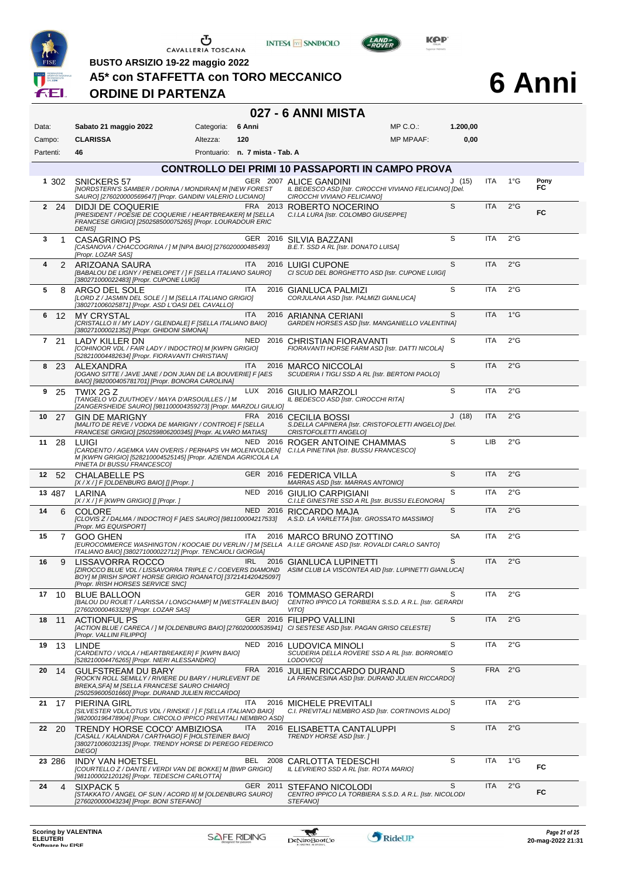BUSTO ARSIZIO 19-22 maggio 2022

# A5* con STAFFETTA con TORO MECCANICO

## ORDINE DI PARTENZA

# 6 Anni

## 027 - 6 ANNI MISTA

| | | | | | |
|---|---|---|---|---|---|
| Data: | Sabato 21 maggio 2022 | Categoria: | 6 Anni | MP C.O.: | 1.200,00 |
| Campo: | CLARISSA | Altezza: | 120 | MP MPAAF: | 0,00 |
| Partenti: | 46 | Prontuario: | n. 7 mista - Tab. A | | |

### CONTROLLO DEI PRIMI 10 PASSAPORTI IN CAMPO PROVA

| # | N. | Cavallo | Naz. | Anno | Cavaliere | Cat. | Naz. | Grado | |
|---|---|---|---|---|---|---|---|---|---|
| 1 | 302 | SNICKERS 57 *[NORDSTERN'S SAMBER / DORINA / MONDIRAN] M [NEW FOREST SAURO] [276020000569647] [Propr. GANDINI VALERIO LUCIANO]* | GER | 2007 | ALICE GANDINI *IL BEDESCO ASD [Istr. CIROCCHI VIVIANO FELICIANO] [Del. CIROCCHI VIVIANO FELICIANO]* | J (15) | ITA | 1°G | Pony FC |
| 2 | 24 | DIDJI DE COQUERIE *[PRESIDENT / POESIE DE COQUERIE / HEARTBREAKER] M [SELLA FRANCESE GRIGIO] [250258500075265] [Propr. LOURADOUR ERIC DENIS]* | FRA | 2013 | ROBERTO NOCERINO *C.I.LA LURA [Istr. COLOMBO GIUSEPPE]* | S | ITA | 2°G | FC |
| 3 | 1 | CASAGRINO PS *[CASANOVA / CHACCOGRINA / ] M [NPA BAIO] [276020000485493] [Propr. LOZAR SAS]* | GER | 2016 | SILVIA BAZZANI *B.E.T. SSD A RL [Istr. DONATO LUISA]* | S | ITA | 2°G | |
| 4 | 2 | ARIZOANA SAURA *[BABALOU DE LIGNY / PENELOPET / ] F [SELLA ITALIANO SAURO] [380271000022483] [Propr. CUPONE LUIGI]* | ITA | 2016 | LUIGI CUPONE *CI SCUD DEL BORGHETTO ASD [Istr. CUPONE LUIGI]* | S | ITA | 2°G | |
| 5 | 8 | ARGO DEL SOLE *[LORD Z / JASMIN DEL SOLE / ] M [SELLA ITALIANO GRIGIO] [380271006025871] [Propr. ASD L'OASI DEL CAVALLO]* | ITA | 2016 | GIANLUCA PALMIZI *CORJULANA ASD [Istr. PALMIZI GIANLUCA]* | S | ITA | 2°G | |
| 6 | 12 | MY CRYSTAL *[CRISTALLO II / MY LADY / GLENDALE] F [SELLA ITALIANO BAIO] [380271000021352] [Propr. GHIDONI SIMONA]* | ITA | 2016 | ARIANNA CERIANI *GARDEN HORSES ASD [Istr. MANGANIELLO VALENTINA]* | S | ITA | 1°G | |
| 7 | 21 | LADY KILLER DN *[COHINOOR VDL / FAIR LADY / INDOCTRO] M [KWPN GRIGIO] [528210004482634] [Propr. FIORAVANTI CHRISTIAN]* | NED | 2016 | CHRISTIAN FIORAVANTI *FIORAVANTI HORSE FARM ASD [Istr. DATTI NICOLA]* | S | ITA | 2°G | |
| 8 | 23 | ALEXANDRA *[OGANO SITTE / JAVE JANE / DON JUAN DE LA BOUVERIE] F [AES BAIO] [982000405781701] [Propr. BONORA CAROLINA]* | ITA | 2016 | MARCO NICCOLAI *SCUDERIA I TIGLI SSD A RL [Istr. BERTONI PAOLO]* | S | ITA | 2°G | |
| 9 | 25 | TWIX 2G Z *[TANGELO VD ZUUTHOEV / MAYA D'ARSOUILLES / ] M [ZANGERSHEIDE SAURO] [981100004359273] [Propr. MARZOLI GIULIO]* | LUX | 2016 | GIULIO MARZOLI *IL BEDESCO ASD [Istr. CIROCCHI RITA]* | S | ITA | 2°G | |
| 10 | 27 | GIN DE MARIGNY *[MALITO DE REVE / VODKA DE MARIGNY / CONTROE] F [SELLA FRANCESE GRIGIO] [250259806200345] [Propr. ALVARO MATIAS]* | FRA | 2016 | CECILIA BOSSI *S.DELLA CAPINERA [Istr. CRISTOFOLETTI ANGELO] [Del. CRISTOFOLETTI ANGELO]* | J (18) | ITA | 2°G | |
| 11 | 28 | LUIGI *[CARDENTO / AGEMKA VAN OVERIS / PERHAPS VH MOLENVOLDEN] M [KWPN GRIGIO] [528210004525145] [Propr. AZIENDA AGRICOLA LA PINETA DI BUSSU FRANCESCO]* | NED | 2016 | ROGER ANTOINE CHAMMAS *C.I.LA PINETINA [Istr. BUSSU FRANCESCO]* | S | LIB | 2°G | |
| 12 | 52 | CHALABELLE PS *[X / X / ] F [OLDENBURG BAIO] [] [Propr. ]* | GER | 2016 | FEDERICA VILLA *MARRAS ASD [Istr. MARRAS ANTONIO]* | S | ITA | 2°G | |
| 13 | 487 | LARINA *[X / X / ] F [KWPN GRIGIO] [] [Propr. ]* | NED | 2016 | GIULIO CARPIGIANI *C.I.LE GINESTRE SSD A RL [Istr. BUSSU ELEONORA]* | S | ITA | 2°G | |
| 14 | 6 | COLORE *[CLOVIS Z / DALMA / INDOCTRO] F [AES SAURO] [981100004217533] [Propr. MG EQUIPSPORT]* | NED | 2016 | RICCARDO MAJA *A.S.D. LA VARLETTA [Istr. GROSSATO MASSIMO]* | S | ITA | 2°G | |
| 15 | 7 | GOO GHEN *[EUROCOMMERCE WASHINGTON / KOOCAIE DU VERLIN / ] M [SELLA ITALIANO BAIO] [380271000022712] [Propr. TENCAIOLI GIORGIA]* | ITA | 2016 | MARCO BRUNO ZOTTINO *A.I.LE GROANE ASD [Istr. ROVALDI CARLO SANTO]* | SA | ITA | 2°G | |
| 16 | 9 | LISSAVORRA ROCCO *[ZIROCCO BLUE VDL / LISSAVORRA TRIPLE C / COEVERS DIAMOND BOY] M [IRISH SPORT HORSE GRIGIO ROANATO] [372141420425097] [Propr. IRISH HORSES SERVICE SNC]* | IRL | 2016 | GIANLUCA LUPINETTI *ASIM CLUB LA VISCONTEA AID [Istr. LUPINETTI GIANLUCA]* | S | ITA | 2°G | |
| 17 | 10 | BLUE BALLOON *[BALOU DU ROUET / LARISSA / LONGCHAMP] M [WESTFALEN BAIO] [276020000463329] [Propr. LOZAR SAS]* | GER | 2016 | TOMMASO GERARDI *CENTRO IPPICO LA TORBIERA S.S.D. A R.L. [Istr. GERARDI VITO]* | S | ITA | 2°G | |
| 18 | 11 | ACTIONFUL PS *[ACTION BLUE / CARECA / ] M [OLDENBURG BAIO] [276020000535941] [Propr. VALLINI FILIPPO]* | GER | 2016 | FILIPPO VALLINI *CI SESTESE ASD [Istr. PAGAN GRISO CELESTE]* | S | ITA | 2°G | |
| 19 | 13 | LINDE *[CARDENTO / VIOLA / HEARTBREAKER] F [KWPN BAIO] [528210004476265] [Propr. NIERI ALESSANDRO]* | NED | 2016 | LUDOVICA MINOLI *SCUDERIA DELLA ROVERE SSD A RL [Istr. BORROMEO LODOVICO]* | S | ITA | 2°G | |
| 20 | 14 | GULFSTREAM DU BARY *[ROCK'N ROLL SEMILLY / RIVIERE DU BARY / HURLEVENT DE BREKA,SFA] M [SELLA FRANCESE SAURO CHIARO] [250259600501660] [Propr. DURAND JULIEN RICCARDO]* | FRA | 2016 | JULIEN RICCARDO DURAND *LA FRANCESINA ASD [Istr. DURAND JULIEN RICCARDO]* | S | FRA | 2°G | |
| 21 | 17 | PIERINA GIRL *[SILVESTER VDL/LOTUS VDL / RINSKE / ] F [SELLA ITALIANO BAIO] [982000196478904] [Propr. CIRCOLO IPPICO PREVITALI NEMBRO ASD]* | ITA | 2016 | MICHELE PREVITALI *C.I. PREVITALI NEMBRO ASD [Istr. CORTINOVIS ALDO]* | S | ITA | 2°G | |
| 22 | 20 | TRENDY HORSE COCO' AMBIZIOSA *[CASALL / KALANDRA / CARTHAGO] F [HOLSTEINER BAIO] [380271006032135] [Propr. TRENDY HORSE DI PEREGO FEDERICO DIEGO]* | ITA | 2016 | ELISABETTA CANTALUPPI *TRENDY HORSE ASD [Istr. ]* | S | ITA | 2°G | |
| 23 | 286 | INDY VAN HOETSEL *[COURTELLO Z / DANTE / VERDI VAN DE BOKKE] M [BWP GRIGIO] [981100002120126] [Propr. TEDESCHI CARLOTTA]* | BEL | 2008 | CARLOTTA TEDESCHI *IL LEVRIERO SSD A RL [Istr. ROTA MARIO]* | S | ITA | 1°G | FC |
| 24 | 4 | SIXPACK 5 *[STAKKATO / ANGEL OF SUN / ACORD II] M [OLDENBURG SAURO] [276020000043234] [Propr. BONI STEFANO]* | GER | 2011 | STEFANO NICOLODI *CENTRO IPPICO LA TORBIERA S.S.D. A R.L. [Istr. NICOLODI STEFANO]* | S | ITA | 2°G | FC |

Scoring by VALENTINA ELEUTERI Software by FISE

20-mag-2022 21:31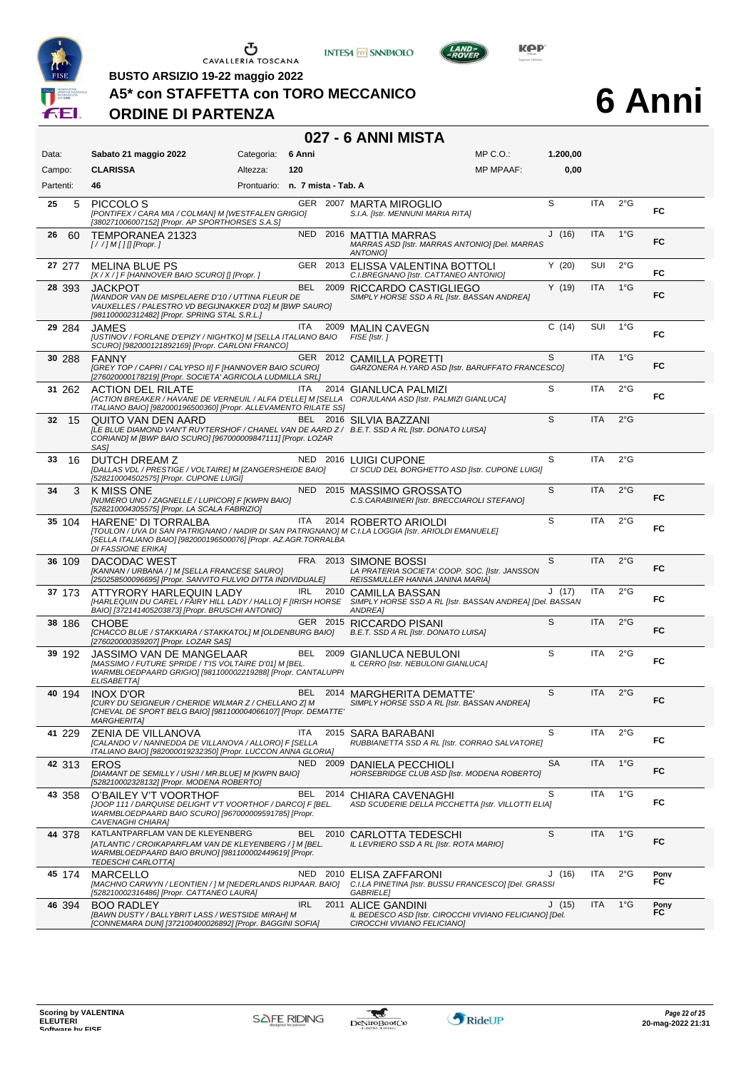**BUSTO ARSIZIO 19-22 maggio 2022**

# A5* con STAFFETTA con TORO MECCANICO

## ORDINE DI PARTENZA

# 6 Anni

## 027 - 6 ANNI MISTA

| | | | | | |
|---|---|---|---|---|---|
| Data: | **Sabato 21 maggio 2022** | Categoria: | **6 Anni** | MP C.O.: | **1.200,00** |
| Campo: | **CLARISSA** | Altezza: | **120** | MP MPAAF: | **0,00** |
| Partenti: | **46** | Prontuario: | **n. 7 mista - Tab. A** | | |

| # | N. | Cavallo | Naz. | Anno | Cavaliere | Cat. | Naz. | Grado | |
|---|---|---|---|---|---|---|---|---|---|
| 25 | 5 | PICCOLO S *[PONTIFEX / CARA MIA / COLMAN] M [WESTFALEN GRIGIO] [380271006007152] [Propr. AP SPORTHORSES S.A.S]* | GER | 2007 | MARTA MIROGLIO *S.I.A. [Istr. MENNUNI MARIA RITA]* | S | ITA | 2°G | FC |
| 26 | 60 | TEMPORANEA 21323 *[ / / ] M [ ] [] [Propr. ]* | NED | 2016 | MATTIA MARRAS *MARRAS ASD [Istr. MARRAS ANTONIO] [Del. MARRAS ANTONIO]* | J (16) | ITA | 1°G | FC |
| 27 | 277 | MELINA BLUE PS *[X / X / ] F [HANNOVER BAIO SCURO] [] [Propr. ]* | GER | 2013 | ELISSA VALENTINA BOTTOLI *C.I.BREGNANO [Istr. CATTANEO ANTONIO]* | Y (20) | SUI | 2°G | FC |
| 28 | 393 | JACKPOT *[WANDOR VAN DE MISPELAERE D'10 / UTTINA FLEUR DE VAUXELLES / PALESTRO VD BEGIJNAKKER D'02] M [BWP SAURO] [981100002312482] [Propr. SPRING STAL S.R.L.]* | BEL | 2009 | RICCARDO CASTIGLIEGO *SIMPLY HORSE SSD A RL [Istr. BASSAN ANDREA]* | Y (19) | ITA | 1°G | FC |
| 29 | 284 | JAMES *[USTINOV / FORLANE D'EPIZY / NIGHTKO] M [SELLA ITALIANO BAIO SCURO] [982000121892169] [Propr. CARLONI FRANCO]* | ITA | 2009 | MALIN CAVEGN *FISE [Istr. ]* | C (14) | SUI | 1°G | FC |
| 30 | 288 | FANNY *[GREY TOP / CAPRI / CALYPSO II] F [HANNOVER BAIO SCURO] [276020000178219] [Propr. SOCIETA' AGRICOLA LUDMILLA SRL]* | GER | 2012 | CAMILLA PORETTI *GARZONERA H.YARD ASD [Istr. BARUFFATO FRANCESCO]* | S | ITA | 1°G | FC |
| 31 | 262 | ACTION DEL RILATE *[ACTION BREAKER / HAVANE DE VERNEUIL / ALFA D'ELLE] M [SELLA ITALIANO BAIO] [982000196500360] [Propr. ALLEVAMENTO RILATE SS]* | ITA | 2014 | GIANLUCA PALMIZI *CORJULANA ASD [Istr. PALMIZI GIANLUCA]* | S | ITA | 2°G | FC |
| 32 | 15 | QUITO VAN DEN AARD *[LE BLUE DIAMOND VAN'T RUYTERSHOF / CHANEL VAN DE AARD Z / CORIAND] M [BWP BAIO SCURO] [967000009847111] [Propr. LOZAR SAS]* | BEL | 2016 | SILVIA BAZZANI *B.E.T. SSD A RL [Istr. DONATO LUISA]* | S | ITA | 2°G | |
| 33 | 16 | DUTCH DREAM Z *[DALLAS VDL / PRESTIGE / VOLTAIRE] M [ZANGERSHEIDE BAIO] [528210004502575] [Propr. CUPONE LUIGI]* | NED | 2016 | LUIGI CUPONE *CI SCUD DEL BORGHETTO ASD [Istr. CUPONE LUIGI]* | S | ITA | 2°G | |
| 34 | 3 | K MISS ONE *[NUMERO UNO / ZAGNELLE / LUPICOR] F [KWPN BAIO] [528210004305575] [Propr. LA SCALA FABRIZIO]* | NED | 2015 | MASSIMO GROSSATO *C.S.CARABINIERI [Istr. BRECCIAROLI STEFANO]* | S | ITA | 2°G | FC |
| 35 | 104 | HARENE' DI TORRALBA *[TOULON / UVA DI SAN PATRIGNANO / NADIR DI SAN PATRIGNANO] M [SELLA ITALIANO BAIO] [982000196500076] [Propr. AZ.AGR.TORRALBA DI FASSIONE ERIKA]* | ITA | 2014 | ROBERTO ARIOLDI *C.I.LA LOGGIA [Istr. ARIOLDI EMANUELE]* | S | ITA | 2°G | FC |
| 36 | 109 | DACODAC WEST *[KANNAN / URBANA / ] M [SELLA FRANCESE SAURO] [250258500096695] [Propr. SANVITO FULVIO DITTA INDIVIDUALE]* | FRA | 2013 | SIMONE BOSSI *LA PRATERIA SOCIETA' COOP. SOC. [Istr. JANSSON REISSMULLER HANNA JANINA MARIA]* | S | ITA | 2°G | FC |
| 37 | 173 | ATTYRORY HARLEQUIN LADY *[HARLEQUIN DU CAREL / FAIRY HILL LADY / HALLO] F [IRISH HORSE BAIO] [372141405203873] [Propr. BRUSCHI ANTONIO]* | IRL | 2010 | CAMILLA BASSAN *SIMPLY HORSE SSD A RL [Istr. BASSAN ANDREA] [Del. BASSAN ANDREA]* | J (17) | ITA | 2°G | FC |
| 38 | 186 | CHOBE *[CHACCO BLUE / STAKKIARA / STAKKATOL] M [OLDENBURG BAIO] [276020000359207] [Propr. LOZAR SAS]* | GER | 2015 | RICCARDO PISANI *B.E.T. SSD A RL [Istr. DONATO LUISA]* | S | ITA | 2°G | FC |
| 39 | 192 | JASSIMO VAN DE MANGELAAR *[MASSIMO / FUTURE SPRIDE / T'IS VOLTAIRE D'01] M [BEL. WARMBLOEDPAARD GRIGIO] [981100002219288] [Propr. CANTALUPPI ELISABETTA]* | BEL | 2009 | GIANLUCA NEBULONI *IL CERRO [Istr. NEBULONI GIANLUCA]* | S | ITA | 2°G | FC |
| 40 | 194 | INOX D'OR *[CURY DU SEIGNEUR / CHERIDE WILMAR Z / CHELLANO Z] M [CHEVAL DE SPORT BELG BAIO] [981100004066107] [Propr. DEMATTE' MARGHERITA]* | BEL | 2014 | MARGHERITA DEMATTE' *SIMPLY HORSE SSD A RL [Istr. BASSAN ANDREA]* | S | ITA | 2°G | FC |
| 41 | 229 | ZENIA DE VILLANOVA *[CALANDO V / NANNEDDA DE VILLANOVA / ALLORO] F [SELLA ITALIANO BAIO] [982000019232350] [Propr. LUCCON ANNA GLORIA]* | ITA | 2015 | SARA BARABANI *RUBBIANETTA SSD A RL [Istr. CORRAO SALVATORE]* | S | ITA | 2°G | FC |
| 42 | 313 | EROS *[DIAMANT DE SEMILLY / USHI / MR.BLUE] M [KWPN BAIO] [528210002328132] [Propr. MODENA ROBERTO]* | NED | 2009 | DANIELA PECCHIOLI *HORSEBRIDGE CLUB ASD [Istr. MODENA ROBERTO]* | SA | ITA | 1°G | FC |
| 43 | 358 | O'BAILEY V'T VOORTHOF *[JOOP 111 / DARQUISE DELIGHT V'T VOORTHOF / DARCO] F [BEL. WARMBLOEDPAARD BAIO SCURO] [967000009591785] [Propr. CAVENAGHI CHIARA]* | BEL | 2014 | CHIARA CAVENAGHI *ASD SCUDERIE DELLA PICCHETTA [Istr. VILLOTTI ELIA]* | S | ITA | 1°G | FC |
| 44 | 378 | KATLANTPARFLAM VAN DE KLEYENBERG *[ATLANTIC / CROIKAPARFLAM VAN DE KLEYENBERG / ] M [BEL. WARMBLOEDPAARD BAIO BRUNO] [981100002449619] [Propr. TEDESCHI CARLOTTA]* | BEL | 2010 | CARLOTTA TEDESCHI *IL LEVRIERO SSD A RL [Istr. ROTA MARIO]* | S | ITA | 1°G | FC |
| 45 | 174 | MARCELLO *[MACHNO CARWYN / LEONTIEN / ] M [NEDERLANDS RIJPAAR. BAIO] [528210002316486] [Propr. CATTANEO LAURA]* | NED | 2010 | ELISA ZAFFARONI *C.I.LA PINETINA [Istr. BUSSU FRANCESCO] [Del. GRASSI GABRIELE]* | J (16) | ITA | 2°G | Pony FC |
| 46 | 394 | BOO RADLEY *[BAWN DUSTY / BALLYBRIT LASS / WESTSIDE MIRAH] M [CONNEMARA DUN] [372100400026892] [Propr. BAGGINI SOFIA]* | IRL | 2011 | ALICE GANDINI *IL BEDESCO ASD [Istr. CIROCCHI VIVIANO FELICIANO] [Del. CIROCCHI VIVIANO FELICIANO]* | J (15) | ITA | 1°G | Pony FC |

Scoring by VALENTINA ELEUTERI
Software by FISE

20-mag-2022 21:31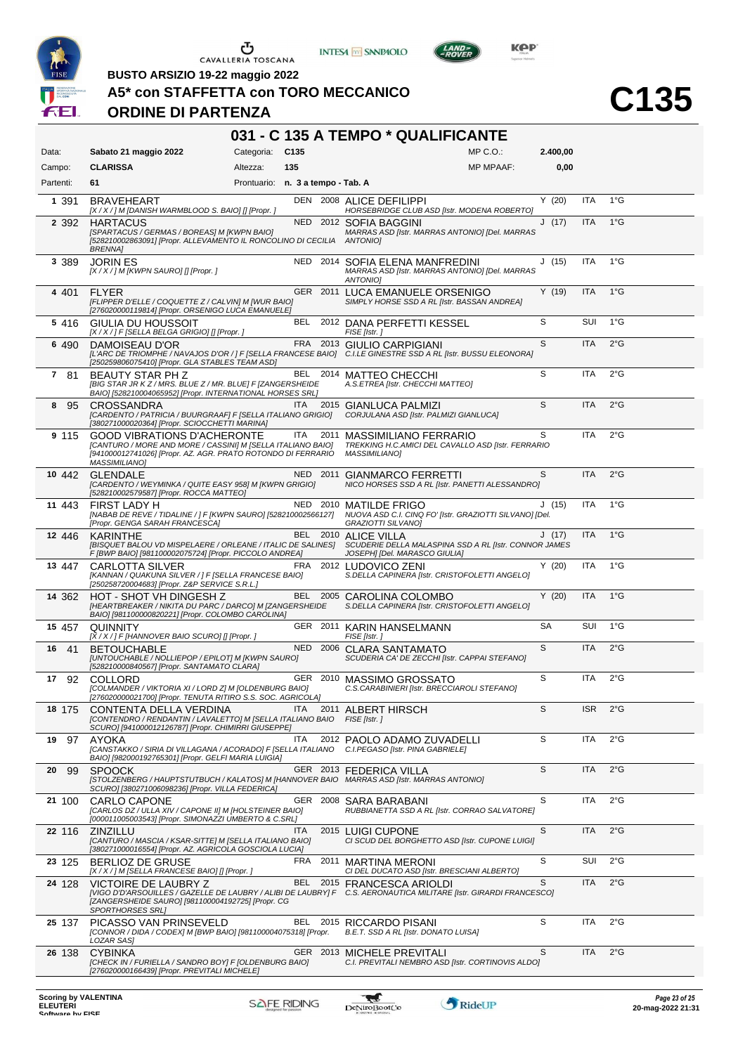BUSTO ARSIZIO 19-22 maggio 2022

# A5* con STAFFETTA con TORO MECCANICO

## ORDINE DI PARTENZA

# C135

## 031 - C 135 A TEMPO * QUALIFICANTE

| | | | | | |
|---|---|---|---|---|---|
| Data: | Sabato 21 maggio 2022 | Categoria: | C135 | MP C.O.: | 2.400,00 |
| Campo: | CLARISSA | Altezza: | 135 | MP MPAAF: | 0,00 |
| Partenti: | 61 | Prontuario: | n. 3 a tempo - Tab. A | | |

| N. | Testiera | Cavallo | Naz. | Anno | Cavaliere | Cat. | Naz. | Grado |
|---|---|---|---|---|---|---|---|---|
| 1 | 391 | BRAVEHEART<br>*[X / X / ] M [DANISH WARMBLOOD S. BAIO] [] [Propr. ]* | DEN | 2008 | ALICE DEFILIPPI<br>*HORSEBRIDGE CLUB ASD [Istr. MODENA ROBERTO]* | Y (20) | ITA | 1°G |
| 2 | 392 | HARTACUS<br>*[SPARTACUS / GERMAS / BOREAS] M [KWPN BAIO] [528210002863091] [Propr. ALLEVAMENTO IL RONCOLINO DI CECILIA BRENNA]* | NED | 2012 | SOFIA BAGGINI<br>*MARRAS ASD [Istr. MARRAS ANTONIO] [Del. MARRAS ANTONIO]* | J (17) | ITA | 1°G |
| 3 | 389 | JORIN ES<br>*[X / X / ] M [KWPN SAURO] [] [Propr. ]* | NED | 2014 | SOFIA ELENA MANFREDINI<br>*MARRAS ASD [Istr. MARRAS ANTONIO] [Del. MARRAS ANTONIO]* | J (15) | ITA | 1°G |
| 4 | 401 | FLYER<br>*[FLIPPER D'ELLE / COQUETTE Z / CALVIN] M [WUR BAIO] [276020000119814] [Propr. ORSENIGO LUCA EMANUELE]* | GER | 2011 | LUCA EMANUELE ORSENIGO<br>*SIMPLY HORSE SSD A RL [Istr. BASSAN ANDREA]* | Y (19) | ITA | 1°G |
| 5 | 416 | GIULIA DU HOUSSOIT<br>*[X / X / ] F [SELLA BELGA GRIGIO] [] [Propr. ]* | BEL | 2012 | DANA PERFETTI KESSEL<br>*FISE [Istr. ]* | S | SUI | 1°G |
| 6 | 490 | DAMOISEAU D'OR<br>*[L'ARC DE TRIOMPHE / NAVAJOS D'OR / ] F [SELLA FRANCESE BAIO] [250259806075410] [Propr. GLA STABLES TEAM ASD]* | FRA | 2013 | GIULIO CARPIGIANI<br>*C.I.LE GINESTRE SSD A RL [Istr. BUSSU ELEONORA]* | S | ITA | 2°G |
| 7 | 81 | BEAUTY STAR PH Z<br>*[BIG STAR JR K Z / MRS. BLUE Z / MR. BLUE] F [ZANGERSHEIDE BAIO] [528210004065952] [Propr. INTERNATIONAL HORSES SRL]* | BEL | 2014 | MATTEO CHECCHI<br>*A.S.ETREA [Istr. CHECCHI MATTEO]* | S | ITA | 2°G |
| 8 | 95 | CROSSANDRA<br>*[CARDENTO / PATRICIA / BUURGRAAF] F [SELLA ITALIANO GRIGIO] [380271000020364] [Propr. SCIOCCHETTI MARINA]* | ITA | 2015 | GIANLUCA PALMIZI<br>*CORJULANA ASD [Istr. PALMIZI GIANLUCA]* | S | ITA | 2°G |
| 9 | 115 | GOOD VIBRATIONS D'ACHERONTE<br>*[CANTURO / MORE AND MORE / CASSINI] M [SELLA ITALIANO BAIO] [941000012741026] [Propr. AZ. AGR. PRATO ROTONDO DI FERRARIO MASSIMILIANO]* | ITA | 2011 | MASSIMILIANO FERRARIO<br>*TREKKING H.C.AMICI DEL CAVALLO ASD [Istr. FERRARIO MASSIMILIANO]* | S | ITA | 2°G |
| 10 | 442 | GLENDALE<br>*[CARDENTO / WEYMINKA / QUITE EASY 958] M [KWPN GRIGIO] [528210002579587] [Propr. ROCCA MATTEO]* | NED | 2011 | GIANMARCO FERRETTI<br>*NICO HORSES SSD A RL [Istr. PANETTI ALESSANDRO]* | S | ITA | 2°G |
| 11 | 443 | FIRST LADY H<br>*[NABAB DE REVE / TIDALINE / ] F [KWPN SAURO] [528210002566127] [Propr. GENGA SARAH FRANCESCA]* | NED | 2010 | MATILDE FRIGO<br>*NUOVA ASD C.I. CINQ FO' [Istr. GRAZIOTTI SILVANO] [Del. GRAZIOTTI SILVANO]* | J (15) | ITA | 1°G |
| 12 | 446 | KARINTHE<br>*[BISQUET BALOU VD MISPELAERE / ORLEANE / ITALIC DE SALINES] F [BWP BAIO] [981100002075724] [Propr. PICCOLO ANDREA]* | BEL | 2010 | ALICE VILLA<br>*SCUDERIE DELLA MALASPINA SSD A RL [Istr. CONNOR JAMES JOSEPH] [Del. MARASCO GIULIA]* | J (17) | ITA | 1°G |
| 13 | 447 | CARLOTTA SILVER<br>*[KANNAN / QUAKUNA SILVER / ] F [SELLA FRANCESE BAIO] [250258720004683] [Propr. Z&P SERVICE S.R.L.]* | FRA | 2012 | LUDOVICO ZENI<br>*S.DELLA CAPINERA [Istr. CRISTOFOLETTI ANGELO]* | Y (20) | ITA | 1°G |
| 14 | 362 | HOT - SHOT VH DINGESH Z<br>*[HEARTBREAKER / NIKITA DU PARC / DARCO] M [ZANGERSHEIDE BAIO] [981100000820221] [Propr. COLOMBO CAROLINA]* | BEL | 2005 | CAROLINA COLOMBO<br>*S.DELLA CAPINERA [Istr. CRISTOFOLETTI ANGELO]* | Y (20) | ITA | 1°G |
| 15 | 457 | QUINNITY<br>*[X / X / ] F [HANNOVER BAIO SCURO] [] [Propr. ]* | GER | 2011 | KARIN HANSELMANN<br>*FISE [Istr. ]* | SA | SUI | 1°G |
| 16 | 41 | BETOUCHABLE<br>*[UNTOUCHABLE / NOLLIEPOP / EPILOT] M [KWPN SAURO] [528210000840567] [Propr. SANTAMATO CLARA]* | NED | 2006 | CLARA SANTAMATO<br>*SCUDERIA CA' DE ZECCHI [Istr. CAPPAI STEFANO]* | S | ITA | 2°G |
| 17 | 92 | COLLORD<br>*[COLMANDER / VIKTORIA XI / LORD Z] M [OLDENBURG BAIO] [276020000021700] [Propr. TENUTA RITIRO S.S. SOC. AGRICOLA]* | GER | 2010 | MASSIMO GROSSATO<br>*C.S.CARABINIERI [Istr. BRECCIAROLI STEFANO]* | S | ITA | 2°G |
| 18 | 175 | CONTENTA DELLA VERDINA<br>*[CONTENDRO / RENDANTIN / LAVALETTO] M [SELLA ITALIANO BAIO SCURO] [941000012126787] [Propr. CHIMIRRI GIUSEPPE]* | ITA | 2011 | ALBERT HIRSCH<br>*FISE [Istr. ]* | S | ISR | 2°G |
| 19 | 97 | AYOKA<br>*[CANSTAKKO / SIRIA DI VILLAGANA / ACORADO] F [SELLA ITALIANO BAIO] [982000192765301] [Propr. GELFI MARIA LUIGIA]* | ITA | 2012 | PAOLO ADAMO ZUVADELLI<br>*C.I.PEGASO [Istr. PINA GABRIELE]* | S | ITA | 2°G |
| 20 | 99 | SPOOCK<br>*[STOLZENBERG / HAUPTSTUTBUCH / KALATOS] M [HANNOVER BAIO SCURO] [380271006098236] [Propr. VILLA FEDERICA]* | GER | 2013 | FEDERICA VILLA<br>*MARRAS ASD [Istr. MARRAS ANTONIO]* | S | ITA | 2°G |
| 21 | 100 | CARLO CAPONE<br>*[CARLOS DZ / ULLA XIV / CAPONE II] M [HOLSTEINER BAIO] [000011005003543] [Propr. SIMONAZZI UMBERTO & C.SRL]* | GER | 2008 | SARA BARABANI<br>*RUBBIANETTA SSD A RL [Istr. CORRAO SALVATORE]* | S | ITA | 2°G |
| 22 | 116 | ZINZILLU<br>*[CANTURO / MASCIA / KSAR-SITTE] M [SELLA ITALIANO BAIO] [380271000016554] [Propr. AZ. AGRICOLA GOSCIOLA LUCIA]* | ITA | 2015 | LUIGI CUPONE<br>*CI SCUD DEL BORGHETTO ASD [Istr. CUPONE LUIGI]* | S | ITA | 2°G |
| 23 | 125 | BERLIOZ DE GRUSE<br>*[X / X / ] M [SELLA FRANCESE BAIO] [] [Propr. ]* | FRA | 2011 | MARTINA MERONI<br>*CI DEL DUCATO ASD [Istr. BRESCIANI ALBERTO]* | S | SUI | 2°G |
| 24 | 128 | VICTOIRE DE LAUBRY Z<br>*[VIGO D'D'ARSOUILLES / GAZELLE DE LAUBRY / ALIBI DE LAUBRY] F [ZANGERSHEIDE SAURO] [981100004192725] [Propr. CG SPORTHORSES SRL]* | BEL | 2015 | FRANCESCA ARIOLDI<br>*C.S. AERONAUTICA MILITARE [Istr. GIRARDI FRANCESCO]* | S | ITA | 2°G |
| 25 | 137 | PICASSO VAN PRINSEVELD<br>*[CONNOR / DIDA / CODEX] M [BWP BAIO] [981100004075318] [Propr. LOZAR SAS]* | BEL | 2015 | RICCARDO PISANI<br>*B.E.T. SSD A RL [Istr. DONATO LUISA]* | S | ITA | 2°G |
| 26 | 138 | CYBINKA<br>*[CHECK IN / FURIELLA / SANDRO BOY] F [OLDENBURG BAIO] [276020000166439] [Propr. PREVITALI MICHELE]* | GER | 2013 | MICHELE PREVITALI<br>*C.I. PREVITALI NEMBRO ASD [Istr. CORTINOVIS ALDO]* | S | ITA | 2°G |

Scoring by VALENTINA ELEUTERI

20-mag-2022 21:31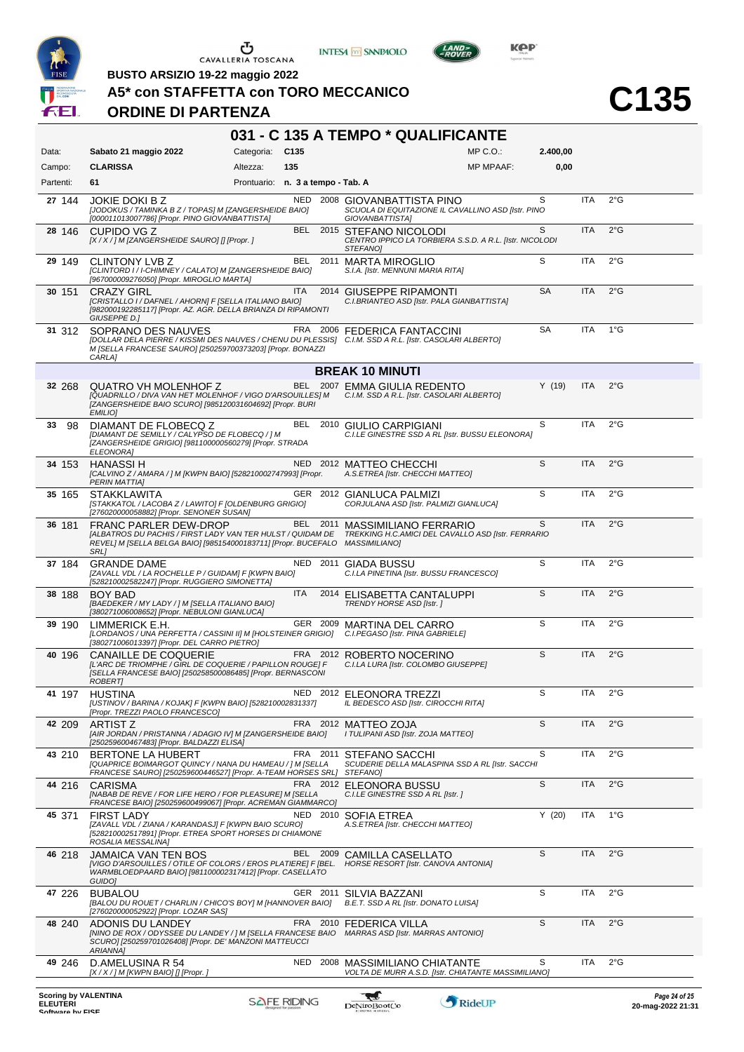# C135

**BUSTO ARSIZIO 19-22 maggio 2022**

**A5* con STAFFETTA con TORO MECCANICO**

**ORDINE DI PARTENZA**

## 031 - C 135 A TEMPO * QUALIFICANTE

| | | | | | |
|---|---|---|---|---|---|
| Data: | Sabato 21 maggio 2022 | Categoria: | C135 | MP C.O.: | 2.400,00 |
| Campo: | CLARISSA | Altezza: | 135 | MP MPAAF: | 0,00 |
| Partenti: | 61 | Prontuario: | n. 3 a tempo - Tab. A | | |

| N. | Pett. | Cavallo | Naz. | Anno | Cavaliere | Cat. | Naz. | Gr. |
|---|---|---|---|---|---|---|---|---|
| 27 | 144 | JOKIE DOKI B Z [JODOKUS / TAMINKA B Z / TOPAS] M [ZANGERSHEIDE BAIO] [000011013007786] [Propr. PINO GIOVANBATTISTA] | NED | 2008 | GIOVANBATTISTA PINO SCUOLA DI EQUITAZIONE IL CAVALLINO ASD [Istr. PINO GIOVANBATTISTA] | S | ITA | 2°G |
| 28 | 146 | CUPIDO VG Z [X / X / ] M [ZANGERSHEIDE SAURO] [] [Propr. ] | BEL | 2015 | STEFANO NICOLODI CENTRO IPPICO LA TORBIERA S.S.D. A R.L. [Istr. NICOLODI STEFANO] | S | ITA | 2°G |
| 29 | 149 | CLINTONY LVB Z [CLINTORD I / I-CHIMNEY / CALATO] M [ZANGERSHEIDE BAIO] [967000009276050] [Propr. MIROGLIO MARTA] | BEL | 2011 | MARTA MIROGLIO S.I.A. [Istr. MENNUNI MARIA RITA] | S | ITA | 2°G |
| 30 | 151 | CRAZY GIRL [CRISTALLO I / DAFNEL / AHORN] F [SELLA ITALIANO BAIO] [982000192285117] [Propr. AZ. AGR. DELLA BRIANZA DI RIPAMONTI GIUSEPPE D.] | ITA | 2014 | GIUSEPPE RIPAMONTI C.I.BRIANTEO ASD [Istr. PALA GIANBATTISTA] | SA | ITA | 2°G |
| 31 | 312 | SOPRANO DES NAUVES [DOLLAR DELA PIERRE / KISSMI DES NAUVES / CHENU DU PLESSIS] M [SELLA FRANCESE SAURO] [250259700373203] [Propr. BONAZZI CARLA] | FRA | 2006 | FEDERICA FANTACCINI C.I.M. SSD A R.L. [Istr. CASOLARI ALBERTO] | SA | ITA | 1°G |
| | | **BREAK 10 MINUTI** | | | | | | |
| 32 | 268 | QUATRO VH MOLENHOF Z [QUADRILLO / DIVA VAN HET MOLENHOF / VIGO D'ARSOUILLES] M [ZANGERSHEIDE BAIO SCURO] [985120031604692] [Propr. BURI EMILIO] | BEL | 2007 | EMMA GIULIA REDENTO C.I.M. SSD A R.L. [Istr. CASOLARI ALBERTO] | Y (19) | ITA | 2°G |
| 33 | 98 | DIAMANT DE FLOBECQ Z [DIAMANT DE SEMILLY / CALYPSO DE FLOBECQ / ] M [ZANGERSHEIDE GRIGIO] [981100000560279] [Propr. STRADA ELEONORA] | BEL | 2010 | GIULIO CARPIGIANI C.I.LE GINESTRE SSD A RL [Istr. BUSSU ELEONORA] | S | ITA | 2°G |
| 34 | 153 | HANASSI H [CALVINO Z / AMARA / ] M [KWPN BAIO] [528210002747993] [Propr. PERIN MATTIA] | NED | 2012 | MATTEO CHECCHI A.S.ETREA [Istr. CHECCHI MATTEO] | S | ITA | 2°G |
| 35 | 165 | STAKKLAWITA [STAKKATOL / LACOBA Z / LAWITO] F [OLDENBURG GRIGIO] [276020000058882] [Propr. SENONER SUSAN] | GER | 2012 | GIANLUCA PALMIZI CORJULANA ASD [Istr. PALMIZI GIANLUCA] | S | ITA | 2°G |
| 36 | 181 | FRANC PARLER DEW-DROP [ALBATROS DU PACHIS / FIRST LADY VAN TER HULST / QUIDAM DE REVEL] M [SELLA BELGA BAIO] [985154000183711] [Propr. BUCEFALO SRL] | BEL | 2011 | MASSIMILIANO FERRARIO TREKKING H.C.AMICI DEL CAVALLO ASD [Istr. FERRARIO MASSIMILIANO] | S | ITA | 2°G |
| 37 | 184 | GRANDE DAME [ZAVALL VDL / LA ROCHELLE P / GUIDAM] F [KWPN BAIO] [528210002582247] [Propr. RUGGIERO SIMONETTA] | NED | 2011 | GIADA BUSSU C.I.LA PINETINA [Istr. BUSSU FRANCESCO] | S | ITA | 2°G |
| 38 | 188 | BOY BAD [BAEDEKER / MY LADY / ] M [SELLA ITALIANO BAIO] [380271006008652] [Propr. NEBULONI GIANLUCA] | ITA | 2014 | ELISABETTA CANTALUPPI TRENDY HORSE ASD [Istr. ] | S | ITA | 2°G |
| 39 | 190 | LIMMERICK E.H. [LORDANOS / UNA PERFETTA / CASSINI II] M [HOLSTEINER GRIGIO] [380271006013397] [Propr. DEL CARRO PIETRO] | GER | 2009 | MARTINA DEL CARRO C.I.PEGASO [Istr. PINA GABRIELE] | S | ITA | 2°G |
| 40 | 196 | CANAILLE DE COQUERIE [L'ARC DE TRIOMPHE / GIRL DE COQUERIE / PAPILLON ROUGE] F [SELLA FRANCESE BAIO] [250258500086485] [Propr. BERNASCONI ROBERT] | FRA | 2012 | ROBERTO NOCERINO C.I.LA LURA [Istr. COLOMBO GIUSEPPE] | S | ITA | 2°G |
| 41 | 197 | HUSTINA [USTINOV / BARINA / KOJAK] F [KWPN BAIO] [528210002831337] [Propr. TREZZI PAOLO FRANCESCO] | NED | 2012 | ELEONORA TREZZI IL BEDESCO ASD [Istr. CIROCCHI RITA] | S | ITA | 2°G |
| 42 | 209 | ARTIST Z [AIR JORDAN / PRISTANNA / ADAGIO IV] M [ZANGERSHEIDE BAIO] [250259600467483] [Propr. BALDAZZI ELISA] | FRA | 2012 | MATTEO ZOJA I TULIPANI ASD [Istr. ZOJA MATTEO] | S | ITA | 2°G |
| 43 | 210 | BERTONE LA HUBERT [QUAPRICE BOIMARGOT QUINCY / NANA DU HAMEAU / ] M [SELLA FRANCESE SAURO] [250259600446527] [Propr. A-TEAM HORSES SRL] | FRA | 2011 | STEFANO SACCHI SCUDERIE DELLA MALASPINA SSD A RL [Istr. SACCHI STEFANO] | S | ITA | 2°G |
| 44 | 216 | CARISMA [NABAB DE REVE / FOR LIFE HERO / FOR PLEASURE] M [SELLA FRANCESE BAIO] [250259600499067] [Propr. ACREMAN GIAMMARCO] | FRA | 2012 | ELEONORA BUSSU C.I.LE GINESTRE SSD A RL [Istr. ] | S | ITA | 2°G |
| 45 | 371 | FIRST LADY [ZAVALL VDL / ZIANA / KARANDASJ] F [KWPN BAIO SCURO] [528210002517891] [Propr. ETREA SPORT HORSES DI CHIAMONE ROSALIA MESSALINA] | NED | 2010 | SOFIA ETREA A.S.ETREA [Istr. CHECCHI MATTEO] | Y (20) | ITA | 1°G |
| 46 | 218 | JAMAICA VAN TEN BOS [VIGO D'ARSOUILLES / OTILE OF COLORS / EROS PLATIERE] F [BEL. WARMBLOEDPAARD BAIO] [981100002317412] [Propr. CASELLATO GUIDO] | BEL | 2009 | CAMILLA CASELLATO HORSE RESORT [Istr. CANOVA ANTONIA] | S | ITA | 2°G |
| 47 | 226 | BUBALOU [BALOU DU ROUET / CHARLIN / CHICO'S BOY] M [HANNOVER BAIO] [276020000052922] [Propr. LOZAR SAS] | GER | 2011 | SILVIA BAZZANI B.E.T. SSD A RL [Istr. DONATO LUISA] | S | ITA | 2°G |
| 48 | 240 | ADONIS DU LANDEY [NINO DE ROX / ODYSSEE DU LANDEY / ] M [SELLA FRANCESE BAIO SCURO] [250259701026408] [Propr. DE' MANZONI MATTEUCCI ARIANNA] | FRA | 2010 | FEDERICA VILLA MARRAS ASD [Istr. MARRAS ANTONIO] | S | ITA | 2°G |
| 49 | 246 | D.AMELUSINA R 54 [X / X / ] M [KWPN BAIO] [] [Propr. ] | NED | 2008 | MASSIMILIANO CHIATANTE VOLTA DE MURR A.S.D. [Istr. CHIATANTE MASSIMILIANO] | S | ITA | 2°G |

Scoring by VALENTINA ELEUTERI Software by FISE

20-mag-2022 21:31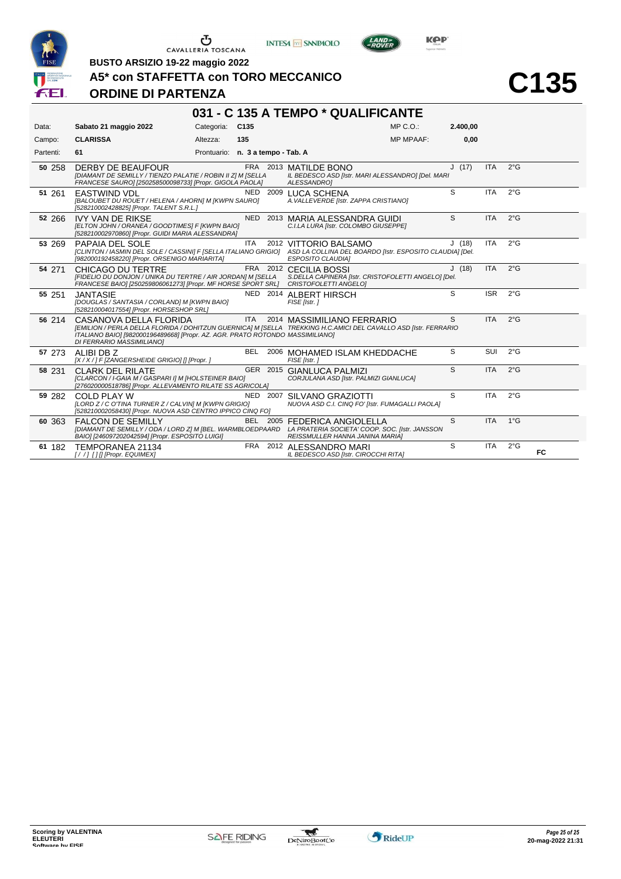BUSTO ARSIZIO 19-22 maggio 2022

**A5* con STAFFETTA con TORO MECCANICO**

**ORDINE DI PARTENZA**

# C135

## 031 - C 135 A TEMPO * QUALIFICANTE

| | | | | | |
|---|---|---|---|---|---|
| Data: | **Sabato 21 maggio 2022** | Categoria: | **C135** | MP C.O.: | **2.400,00** |
| Campo: | **CLARISSA** | Altezza: | **135** | MP MPAAF: | **0,00** |
| Partenti: | **61** | Prontuario: | **n. 3 a tempo - Tab. A** | | |

| N. | Pett. | Cavallo | Naz. | Anno | Cavaliere | Cat. | Naz. | Grado | |
|---|---|---|---|---|---|---|---|---|---|
| **50** | 258 | DERBY DE BEAUFOUR *[DIAMANT DE SEMILLY / TIENZO PALATIE / ROBIN II Z] M [SELLA FRANCESE SAURO] [250258500098733] [Propr. GIGOLA PAOLA]* | FRA | 2013 | MATILDE BONO *IL BEDESCO ASD [Istr. MARI ALESSANDRO] [Del. MARI ALESSANDRO]* | J (17) | ITA | 2°G | |
| **51** | 261 | EASTWIND VDL *[BALOUBET DU ROUET / HELENA / AHORN] M [KWPN SAURO] [528210002428825] [Propr. TALENT S.R.L.]* | NED | 2009 | LUCA SCHENA *A.VALLEVERDE [Istr. ZAPPA CRISTIANO]* | S | ITA | 2°G | |
| **52** | 266 | IVY VAN DE RIKSE *[ELTON JOHN / ORANEA / GOODTIMES] F [KWPN BAIO] [528210002970860] [Propr. GUIDI MARIA ALESSANDRA]* | NED | 2013 | MARIA ALESSANDRA GUIDI *C.I.LA LURA [Istr. COLOMBO GIUSEPPE]* | S | ITA | 2°G | |
| **53** | 269 | PAPAIA DEL SOLE *[CLINTON / IASMIN DEL SOLE / CASSINI] F [SELLA ITALIANO GRIGIO] [982000192458220] [Propr. ORSENIGO MARIARITA]* | ITA | 2012 | VITTORIO BALSAMO *ASD LA COLLINA DEL BOARDO [Istr. ESPOSITO CLAUDIA] [Del. ESPOSITO CLAUDIA]* | J (18) | ITA | 2°G | |
| **54** | 271 | CHICAGO DU TERTRE *[FIDELIO DU DONJON / UNIKA DU TERTRE / AIR JORDAN] M [SELLA FRANCESE BAIO] [250259806061273] [Propr. MF HORSE SPORT SRL]* | FRA | 2012 | CECILIA BOSSI *S.DELLA CAPINERA [Istr. CRISTOFOLETTI ANGELO] [Del. CRISTOFOLETTI ANGELO]* | J (18) | ITA | 2°G | |
| **55** | 251 | JANTASIE *[DOUGLAS / SANTASIA / CORLAND] M [KWPN BAIO] [528210004017554] [Propr. HORSESHOP SRL]* | NED | 2014 | ALBERT HIRSCH *FISE [Istr. ]* | S | ISR | 2°G | |
| **56** | 214 | CASANOVA DELLA FLORIDA *[EMILION / PERLA DELLA FLORIDA / DOHITZUN GUERNICA] M [SELLA ITALIANO BAIO] [982000196489668] [Propr. AZ. AGR. PRATO ROTONDO DI FERRARIO MASSIMILIANO]* | ITA | 2014 | MASSIMILIANO FERRARIO *TREKKING H.C.AMICI DEL CAVALLO ASD [Istr. FERRARIO MASSIMILIANO]* | S | ITA | 2°G | |
| **57** | 273 | ALIBI DB Z *[X / X / ] F [ZANGERSHEIDE GRIGIO] [] [Propr. ]* | BEL | 2006 | MOHAMED ISLAM KHEDDACHE *FISE [Istr. ]* | S | SUI | 2°G | |
| **58** | 231 | CLARK DEL RILATE *[CLARCON / I-GAIA M / GASPARI I] M [HOLSTEINER BAIO] [276020000518786] [Propr. ALLEVAMENTO RILATE SS AGRICOLA]* | GER | 2015 | GIANLUCA PALMIZI *CORJULANA ASD [Istr. PALMIZI GIANLUCA]* | S | ITA | 2°G | |
| **59** | 282 | COLD PLAY W *[LORD Z / C O'TINA TURNER Z / CALVIN] M [KWPN GRIGIO] [528210002058430] [Propr. NUOVA ASD CENTRO IPPICO CINQ FO]* | NED | 2007 | SILVANO GRAZIOTTI *NUOVA ASD C.I. CINQ FO' [Istr. FUMAGALLI PAOLA]* | S | ITA | 2°G | |
| **60** | 363 | FALCON DE SEMILLY *[DIAMANT DE SEMILLY / ODA / LORD Z] M [BEL. WARMBLOEDPAARD BAIO] [246097202042594] [Propr. ESPOSITO LUIGI]* | BEL | 2005 | FEDERICA ANGIOLELLA *LA PRATERIA SOCIETA' COOP. SOC. [Istr. JANSSON REISSMULLER HANNA JANINA MARIA]* | S | ITA | 1°G | |
| **61** | 182 | TEMPORANEA 21134 *[ / / ] [ ] [] [Propr. EQUIMEX]* | FRA | 2012 | ALESSANDRO MARI *IL BEDESCO ASD [Istr. CIROCCHI RITA]* | S | ITA | 2°G | **FC** |

**Scoring by VALENTINA ELEUTERI**
Software by FISE

20-mag-2022 21:31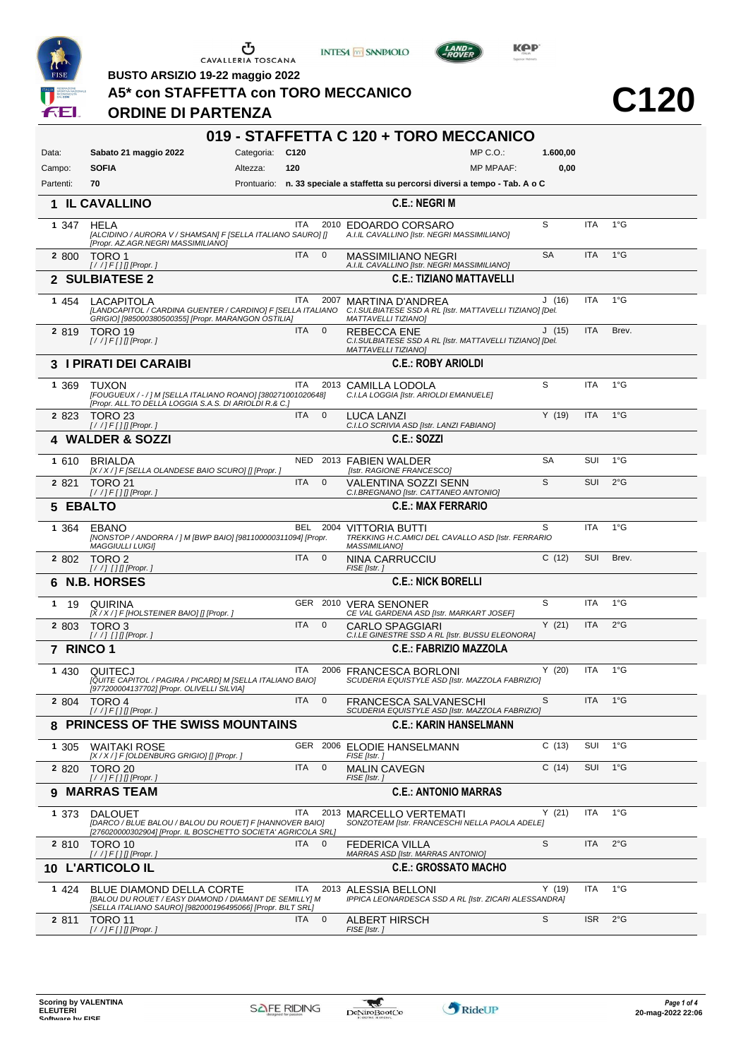BUSTO ARSIZIO 19-22 maggio 2022

**A5* con STAFFETTA con TORO MECCANICO**

**ORDINE DI PARTENZA**

# C120

## 019 - STAFFETTA C 120 + TORO MECCANICO

| | | | | | |
|---|---|---|---|---|---|
| Data: | **Sabato 21 maggio 2022** | Categoria: | **C120** | MP C.O.: | **1.600,00** |
| Campo: | **SOFIA** | Altezza: | **120** | MP MPAAF: | **0,00** |
| Partenti: | **70** | Prontuario: | **n. 33 speciale a staffetta su percorsi diversi a tempo - Tab. A o C** | | |

### 1 IL CAVALLINO — C.E.: NEGRI M

| | | | | | | | | |
|---|---|---|---|---|---|---|---|---|
| 1 | 347 | HELA<br>*[ALCIDINO / AURORA V / SHAMSAN] F [SELLA ITALIANO SAURO] [] [Propr. AZ.AGR.NEGRI MASSIMILIANO]* | ITA | 2010 | EDOARDO CORSARO<br>*A.I.IL CAVALLINO [Istr. NEGRI MASSIMILIANO]* | S | ITA | 1°G |
| 2 | 800 | TORO 1<br>*[ / / ] F [ ] [] [Propr. ]* | ITA | 0 | MASSIMILIANO NEGRI<br>*A.I.IL CAVALLINO [Istr. NEGRI MASSIMILIANO]* | SA | ITA | 1°G |

### 2 SULBIATESE 2 — C.E.: TIZIANO MATTAVELLI

| | | | | | | | | |
|---|---|---|---|---|---|---|---|---|
| 1 | 454 | LACAPITOLA<br>*[LANDCAPITOL / CARDINA GUENTER / CARDINO] F [SELLA ITALIANO GRIGIO] [985000380500355] [Propr. MARANGON OSTILIA]* | ITA | 2007 | MARTINA D'ANDREA<br>*C.I.SULBIATESE SSD A RL [Istr. MATTAVELLI TIZIANO] [Del. MATTAVELLI TIZIANO]* | J (16) | ITA | 1°G |
| 2 | 819 | TORO 19<br>*[ / / ] F [ ] [] [Propr. ]* | ITA | 0 | REBECCA ENE<br>*C.I.SULBIATESE SSD A RL [Istr. MATTAVELLI TIZIANO] [Del. MATTAVELLI TIZIANO]* | J (15) | ITA | Brev. |

### 3 I PIRATI DEI CARAIBI — C.E.: ROBY ARIOLDI

| | | | | | | | | |
|---|---|---|---|---|---|---|---|---|
| 1 | 369 | TUXON<br>*[FOUGUEUX / - / ] M [SELLA ITALIANO ROANO] [380271001020648] [Propr. ALL.TO DELLA LOGGIA S.A.S. DI ARIOLDI R.& C.]* | ITA | 2013 | CAMILLA LODOLA<br>*C.I.LA LOGGIA [Istr. ARIOLDI EMANUELE]* | S | ITA | 1°G |
| 2 | 823 | TORO 23<br>*[ / / ] F [ ] [] [Propr. ]* | ITA | 0 | LUCA LANZI<br>*C.I.LO SCRIVIA ASD [Istr. LANZI FABIANO]* | Y (19) | ITA | 1°G |

### 4 WALDER & SOZZI — C.E.: SOZZI

| | | | | | | | | |
|---|---|---|---|---|---|---|---|---|
| 1 | 610 | BRIALDA<br>*[X / X / ] F [SELLA OLANDESE BAIO SCURO] [] [Propr. ]* | NED | 2013 | FABIEN WALDER<br>*[Istr. RAGIONE FRANCESCO]* | SA | SUI | 1°G |
| 2 | 821 | TORO 21<br>*[ / / ] F [ ] [] [Propr. ]* | ITA | 0 | VALENTINA SOZZI SENN<br>*C.I.BREGNANO [Istr. CATTANEO ANTONIO]* | S | SUI | 2°G |

### 5 EBALTO — C.E.: MAX FERRARIO

| | | | | | | | | |
|---|---|---|---|---|---|---|---|---|
| 1 | 364 | EBANO<br>*[NONSTOP / ANDORRA / ] M [BWP BAIO] [981100000311094] [Propr. MAGGIULLI LUIGI]* | BEL | 2004 | VITTORIA BUTTI<br>*TREKKING H.C.AMICI DEL CAVALLO ASD [Istr. FERRARIO MASSIMILIANO]* | S | ITA | 1°G |
| 2 | 802 | TORO 2<br>*[ / / ] [ ] [] [Propr. ]* | ITA | 0 | NINA CARRUCCIU<br>*FISE [Istr. ]* | C (12) | SUI | Brev. |

### 6 N.B. HORSES — C.E.: NICK BORELLI

| | | | | | | | | |
|---|---|---|---|---|---|---|---|---|
| 1 | 19 | QUIRINA<br>*[X / X / ] F [HOLSTEINER BAIO] [] [Propr. ]* | GER | 2010 | VERA SENONER<br>*CE VAL GARDENA ASD [Istr. MARKART JOSEF]* | S | ITA | 1°G |
| 2 | 803 | TORO 3<br>*[ / / ] [ ] [] [Propr. ]* | ITA | 0 | CARLO SPAGGIARI<br>*C.I.LE GINESTRE SSD A RL [Istr. BUSSU ELEONORA]* | Y (21) | ITA | 2°G |

### 7 RINCO 1 — C.E.: FABRIZIO MAZZOLA

| | | | | | | | | |
|---|---|---|---|---|---|---|---|---|
| 1 | 430 | QUITECJ<br>*[QUITE CAPITOL / PAGIRA / PICARD] M [SELLA ITALIANO BAIO] [977200004137702] [Propr. OLIVELLI SILVIA]* | ITA | 2006 | FRANCESCA BORLONI<br>*SCUDERIA EQUISTYLE ASD [Istr. MAZZOLA FABRIZIO]* | Y (20) | ITA | 1°G |
| 2 | 804 | TORO 4<br>*[ / / ] F [ ] [] [Propr. ]* | ITA | 0 | FRANCESCA SALVANESCHI<br>*SCUDERIA EQUISTYLE ASD [Istr. MAZZOLA FABRIZIO]* | S | ITA | 1°G |

### 8 PRINCESS OF THE SWISS MOUNTAINS — C.E.: KARIN HANSELMANN

| | | | | | | | | |
|---|---|---|---|---|---|---|---|---|
| 1 | 305 | WAITAKI ROSE<br>*[X / X / ] F [OLDENBURG GRIGIO] [] [Propr. ]* | GER | 2006 | ELODIE HANSELMANN<br>*FISE [Istr. ]* | C (13) | SUI | 1°G |
| 2 | 820 | TORO 20<br>*[ / / ] F [ ] [] [Propr. ]* | ITA | 0 | MALIN CAVEGN<br>*FISE [Istr. ]* | C (14) | SUI | 1°G |

### 9 MARRAS TEAM — C.E.: ANTONIO MARRAS

| | | | | | | | | |
|---|---|---|---|---|---|---|---|---|
| 1 | 373 | DALOUET<br>*[DARCO / BLUE BALOU / BALOU DU ROUET] F [HANNOVER BAIO] [276020000302904] [Propr. IL BOSCHETTO SOCIETA' AGRICOLA SRL]* | ITA | 2013 | MARCELLO VERTEMATI<br>*SONZOTEAM [Istr. FRANCESCHI NELLA PAOLA ADELE]* | Y (21) | ITA | 1°G |
| 2 | 810 | TORO 10<br>*[ / / ] F [ ] [] [Propr. ]* | ITA | 0 | FEDERICA VILLA<br>*MARRAS ASD [Istr. MARRAS ANTONIO]* | S | ITA | 2°G |

### 10 L'ARTICOLO IL — C.E.: GROSSATO MACHO

| | | | | | | | | |
|---|---|---|---|---|---|---|---|---|
| 1 | 424 | BLUE DIAMOND DELLA CORTE<br>*[BALOU DU ROUET / EASY DIAMOND / DIAMANT DE SEMILLY] M [SELLA ITALIANO SAURO] [982000196495066] [Propr. BILT SRL]* | ITA | 2013 | ALESSIA BELLONI<br>*IPPICA LEONARDESCA SSD A RL [Istr. ZICARI ALESSANDRA]* | Y (19) | ITA | 1°G |
| 2 | 811 | TORO 11<br>*[ / / ] F [ ] [] [Propr. ]* | ITA | 0 | ALBERT HIRSCH<br>*FISE [Istr. ]* | S | ISR | 2°G |

Scoring by VALENTINA ELEUTERI

20-mag-2022 22:06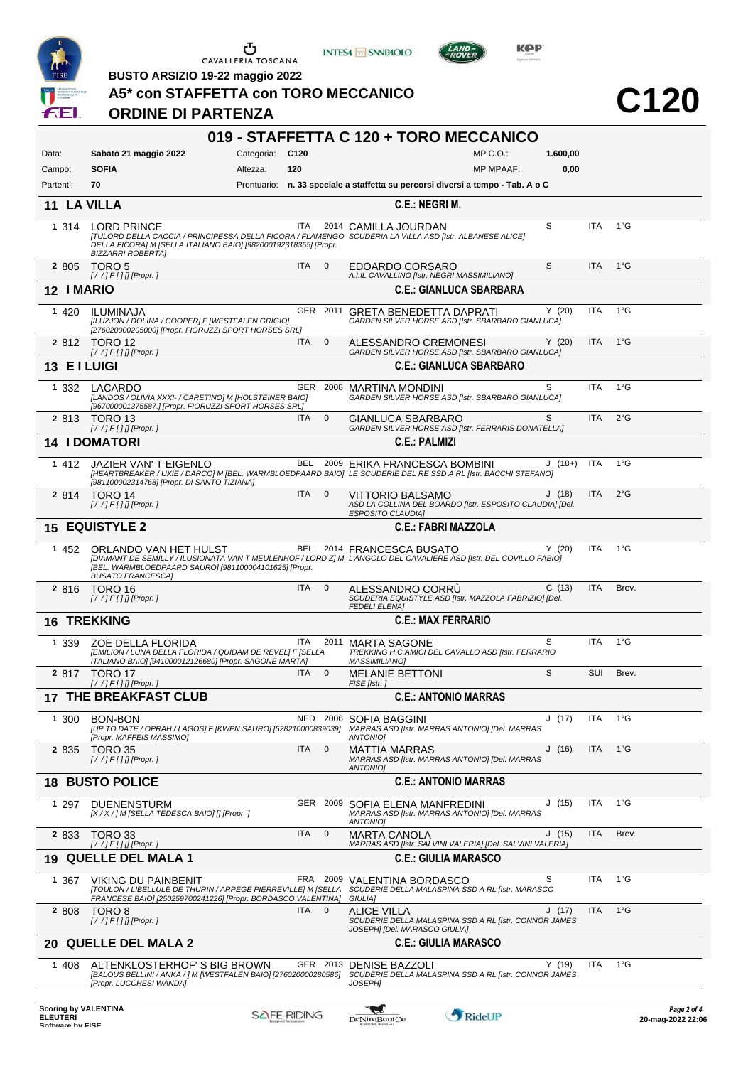BUSTO ARSIZIO 19-22 maggio 2022

**A5\* con STAFFETTA con TORO MECCANICO**

**ORDINE DI PARTENZA**

**C120**

## 019 - STAFFETTA C 120 + TORO MECCANICO

| | | | | | |
|---|---|---|---|---|---|
| Data: | **Sabato 21 maggio 2022** | Categoria: | **C120** | MP C.O.: | **1.600,00** |
| Campo: | **SOFIA** | Altezza: | **120** | MP MPAAF: | **0,00** |
| Partenti: | **70** | Prontuario: | **n. 33 speciale a staffetta su percorsi diversi a tempo - Tab. A o C** | | |

### 11 LA VILLA — C.E.: NEGRI M.

| | | Cavallo | Naz. | Anno | Cavaliere | Cat. | Naz. | Grado |
|---|---|---|---|---|---|---|---|---|
| 1 | 314 | LORD PRINCE *[TULORD DELLA CACCIA / PRINCIPESSA DELLA FICORA / FLAMENGO DELLA FICORA] M [SELLA ITALIANO BAIO] [982000192318355] [Propr. BIZZARRI ROBERTA]* | ITA | 2014 | CAMILLA JOURDAN *SCUDERIA LA VILLA ASD [Istr. ALBANESE ALICE]* | S | ITA | 1°G |
| 2 | 805 | TORO 5 *[ / / ] F [ ] [] [Propr. ]* | ITA | 0 | EDOARDO CORSARO *A.I.IL CAVALLINO [Istr. NEGRI MASSIMILIANO]* | S | ITA | 1°G |

### 12 I MARIO — C.E.: GIANLUCA SBARBARA

| | | Cavallo | Naz. | Anno | Cavaliere | Cat. | Naz. | Grado |
|---|---|---|---|---|---|---|---|---|
| 1 | 420 | ILUMINAJA *[ILUZJON / DOLINA / COOPER] F [WESTFALEN GRIGIO] [276020000205000] [Propr. FIORUZZI SPORT HORSES SRL]* | GER | 2011 | GRETA BENEDETTA DAPRATI *GARDEN SILVER HORSE ASD [Istr. SBARBARO GIANLUCA]* | Y (20) | ITA | 1°G |
| 2 | 812 | TORO 12 *[ / / ] F [ ] [] [Propr. ]* | ITA | 0 | ALESSANDRO CREMONESI *GARDEN SILVER HORSE ASD [Istr. SBARBARO GIANLUCA]* | Y (20) | ITA | 1°G |

### 13 E I LUIGI — C.E.: GIANLUCA SBARBARO

| | | Cavallo | Naz. | Anno | Cavaliere | Cat. | Naz. | Grado |
|---|---|---|---|---|---|---|---|---|
| 1 | 332 | LACARDO *[LANDOS / OLIVIA XXXI- / CARETINO] M [HOLSTEINER BAIO] [967000001375587.] [Propr. FIORUZZI SPORT HORSES SRL]* | GER | 2008 | MARTINA MONDINI *GARDEN SILVER HORSE ASD [Istr. SBARBARO GIANLUCA]* | S | ITA | 1°G |
| 2 | 813 | TORO 13 *[ / / ] F [ ] [] [Propr. ]* | ITA | 0 | GIANLUCA SBARBARO *GARDEN SILVER HORSE ASD [Istr. FERRARIS DONATELLA]* | S | ITA | 2°G |

### 14 I DOMATORI — C.E.: PALMIZI

| | | Cavallo | Naz. | Anno | Cavaliere | Cat. | Naz. | Grado |
|---|---|---|---|---|---|---|---|---|
| 1 | 412 | JAZIER VAN' T EIGENLO *[HEARTBREAKER / UXIE / DARCO] M [BEL. WARMBLOEDPAARD BAIO] [981100002314768] [Propr. DI SANTO TIZIANA]* | BEL | 2009 | ERIKA FRANCESCA BOMBINI *LE SCUDERIE DEL RE SSD A RL [Istr. BACCHI STEFANO]* | J (18+) | ITA | 1°G |
| 2 | 814 | TORO 14 *[ / / ] F [ ] [] [Propr. ]* | ITA | 0 | VITTORIO BALSAMO *ASD LA COLLINA DEL BOARDO [Istr. ESPOSITO CLAUDIA] [Del. ESPOSITO CLAUDIA]* | J (18) | ITA | 2°G |

### 15 EQUISTYLE 2 — C.E.: FABRI MAZZOLA

| | | Cavallo | Naz. | Anno | Cavaliere | Cat. | Naz. | Grado |
|---|---|---|---|---|---|---|---|---|
| 1 | 452 | ORLANDO VAN HET HULST *[DIAMANT DE SEMILLY / ILUSIONATA VAN T MEULENHOF / LORD Z] M [BEL. WARMBLOEDPAARD SAURO] [981100004101625] [Propr. BUSATO FRANCESCA]* | BEL | 2014 | FRANCESCA BUSATO *L'ANGOLO DEL CAVALIERE ASD [Istr. DEL COVILLO FABIO]* | Y (20) | ITA | 1°G |
| 2 | 816 | TORO 16 *[ / / ] F [ ] [] [Propr. ]* | ITA | 0 | ALESSANDRO CORRÙ *SCUDERIA EQUISTYLE ASD [Istr. MAZZOLA FABRIZIO] [Del. FEDELI ELENA]* | C (13) | ITA | Brev. |

### 16 TREKKING — C.E.: MAX FERRARIO

| | | Cavallo | Naz. | Anno | Cavaliere | Cat. | Naz. | Grado |
|---|---|---|---|---|---|---|---|---|
| 1 | 339 | ZOE DELLA FLORIDA *[EMILION / LUNA DELLA FLORIDA / QUIDAM DE REVEL] F [SELLA ITALIANO BAIO] [941000012126680] [Propr. SAGONE MARTA]* | ITA | 2011 | MARTA SAGONE *TREKKING H.C.AMICI DEL CAVALLO ASD [Istr. FERRARIO MASSIMILIANO]* | S | ITA | 1°G |
| 2 | 817 | TORO 17 *[ / / ] F [ ] [] [Propr. ]* | ITA | 0 | MELANIE BETTONI *FISE [Istr. ]* | S | SUI | Brev. |

### 17 THE BREAKFAST CLUB — C.E.: ANTONIO MARRAS

| | | Cavallo | Naz. | Anno | Cavaliere | Cat. | Naz. | Grado |
|---|---|---|---|---|---|---|---|---|
| 1 | 300 | BON-BON *[UP TO DATE / OPRAH / LAGOS] F [KWPN SAURO] [528210000839039] [Propr. MAFFEIS MASSIMO]* | NED | 2006 | SOFIA BAGGINI *MARRAS ASD [Istr. MARRAS ANTONIO] [Del. MARRAS ANTONIO]* | J (17) | ITA | 1°G |
| 2 | 835 | TORO 35 *[ / / ] F [ ] [] [Propr. ]* | ITA | 0 | MATTIA MARRAS *MARRAS ASD [Istr. MARRAS ANTONIO] [Del. MARRAS ANTONIO]* | J (16) | ITA | 1°G |

### 18 BUSTO POLICE — C.E.: ANTONIO MARRAS

| | | Cavallo | Naz. | Anno | Cavaliere | Cat. | Naz. | Grado |
|---|---|---|---|---|---|---|---|---|
| 1 | 297 | DUENENSTURM *[X / X / ] M [SELLA TEDESCA BAIO] [] [Propr. ]* | GER | 2009 | SOFIA ELENA MANFREDINI *MARRAS ASD [Istr. MARRAS ANTONIO] [Del. MARRAS ANTONIO]* | J (15) | ITA | 1°G |
| 2 | 833 | TORO 33 *[ / / ] F [ ] [] [Propr. ]* | ITA | 0 | MARTA CANOLA *MARRAS ASD [Istr. SALVINI VALERIA] [Del. SALVINI VALERIA]* | J (15) | ITA | Brev. |

### 19 QUELLE DEL MALA 1 — C.E.: GIULIA MARASCO

| | | Cavallo | Naz. | Anno | Cavaliere | Cat. | Naz. | Grado |
|---|---|---|---|---|---|---|---|---|
| 1 | 367 | VIKING DU PAINBENIT *[TOULON / LIBELLULE DE THURIN / ARPEGE PIERREVILLE] M [SELLA FRANCESE BAIO] [250259700241226] [Propr. BORDASCO VALENTINA]* | FRA | 2009 | VALENTINA BORDASCO *SCUDERIE DELLA MALASPINA SSD A RL [Istr. MARASCO GIULIA]* | S | ITA | 1°G |
| 2 | 808 | TORO 8 *[ / / ] F [ ] [] [Propr. ]* | ITA | 0 | ALICE VILLA *SCUDERIE DELLA MALASPINA SSD A RL [Istr. CONNOR JAMES JOSEPH] [Del. MARASCO GIULIA]* | J (17) | ITA | 1°G |

### 20 QUELLE DEL MALA 2 — C.E.: GIULIA MARASCO

| | | Cavallo | Naz. | Anno | Cavaliere | Cat. | Naz. | Grado |
|---|---|---|---|---|---|---|---|---|
| 1 | 408 | ALTENKLOSTERHOF' S BIG BROWN *[BALOUS BELLINI / ANKA / ] M [WESTFALEN BAIO] [276020000280586] [Propr. LUCCHESI WANDA]* | GER | 2013 | DENISE BAZZOLI *SCUDERIE DELLA MALASPINA SSD A RL [Istr. CONNOR JAMES JOSEPH]* | Y (19) | ITA | 1°G |

Scoring by VALENTINA ELEUTERI

20-mag-2022 22:06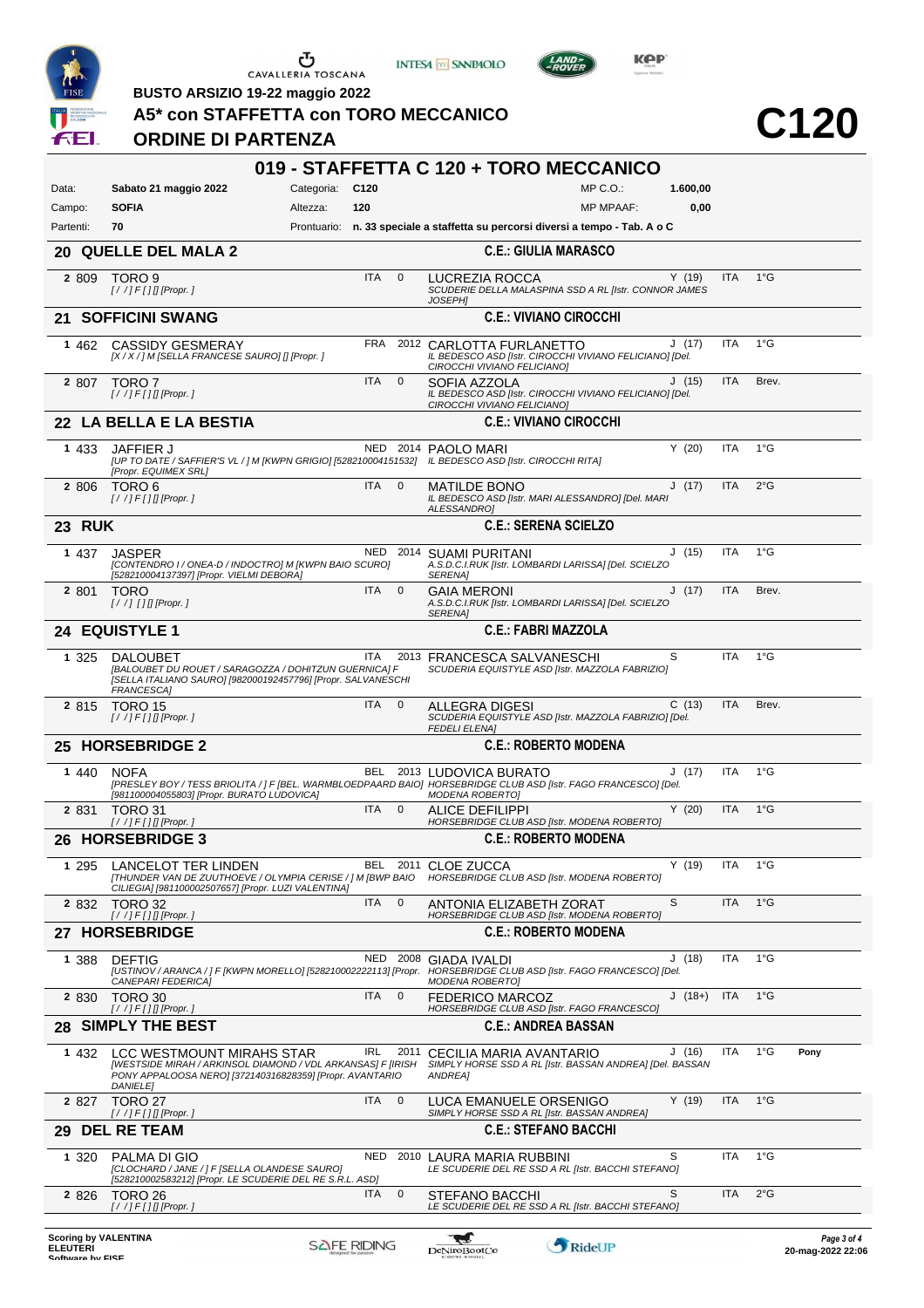BUSTO ARSIZIO 19-22 maggio 2022

# A5* con STAFFETTA con TORO MECCANICO

## ORDINE DI PARTENZA

# C120

## 019 - STAFFETTA C 120 + TORO MECCANICO

Data: **Sabato 21 maggio 2022** Categoria: **C120** MP C.O.: **1.600,00**

Campo: **SOFIA** Altezza: **120** MP MPAAF: **0,00**

Partenti: **70** Prontuario: **n. 33 speciale a staffetta su percorsi diversi a tempo - Tab. A o C**

### 20 QUELLE DEL MALA 2 — C.E.: GIULIA MARASCO

| | N. | Cavallo | Naz. | Anno | Cavaliere | Cat. | Naz. | Grado | |
|---|---|---|---|---|---|---|---|---|---|
| 2 | 809 | TORO 9 *[ / / ] F [ ] [] [Propr. ]* | ITA | 0 | LUCREZIA ROCCA *SCUDERIE DELLA MALASPINA SSD A RL [Istr. CONNOR JAMES JOSEPH]* | Y (19) | ITA | 1°G | |

### 21 SOFFICINI SWANG — C.E.: VIVIANO CIROCCHI

| | N. | Cavallo | Naz. | Anno | Cavaliere | Cat. | Naz. | Grado | |
|---|---|---|---|---|---|---|---|---|---|
| 1 | 462 | CASSIDY GESMERAY *[X / X / ] M [SELLA FRANCESE SAURO] [] [Propr. ]* | FRA | 2012 | CARLOTTA FURLANETTO *IL BEDESCO ASD [Istr. CIROCCHI VIVIANO FELICIANO] [Del. CIROCCHI VIVIANO FELICIANO]* | J (17) | ITA | 1°G | |
| 2 | 807 | TORO 7 *[ / / ] F [ ] [] [Propr. ]* | ITA | 0 | SOFIA AZZOLA *IL BEDESCO ASD [Istr. CIROCCHI VIVIANO FELICIANO] [Del. CIROCCHI VIVIANO FELICIANO]* | J (15) | ITA | Brev. | |

### 22 LA BELLA E LA BESTIA — C.E.: VIVIANO CIROCCHI

| | N. | Cavallo | Naz. | Anno | Cavaliere | Cat. | Naz. | Grado | |
|---|---|---|---|---|---|---|---|---|---|
| 1 | 433 | JAFFIER J *[UP TO DATE / SAFFIER'S VL / ] M [KWPN GRIGIO] [528210004151532] [Propr. EQUIMEX SRL]* | NED | 2014 | PAOLO MARI *IL BEDESCO ASD [Istr. CIROCCHI RITA]* | Y (20) | ITA | 1°G | |
| 2 | 806 | TORO 6 *[ / / ] F [ ] [] [Propr. ]* | ITA | 0 | MATILDE BONO *IL BEDESCO ASD [Istr. MARI ALESSANDRO] [Del. MARI ALESSANDRO]* | J (17) | ITA | 2°G | |

### 23 RUK — C.E.: SERENA SCIELZO

| | N. | Cavallo | Naz. | Anno | Cavaliere | Cat. | Naz. | Grado | |
|---|---|---|---|---|---|---|---|---|---|
| 1 | 437 | JASPER *[CONTENDRO I / ONEA-D / INDOCTRO] M [KWPN BAIO SCURO] [528210004137397] [Propr. VIELMI DEBORA]* | NED | 2014 | SUAMI PURITANI *A.S.D.C.I.RUK [Istr. LOMBARDI LARISSA] [Del. SCIELZO SERENA]* | J (15) | ITA | 1°G | |
| 2 | 801 | TORO *[ / / ] [ ] [] [Propr. ]* | ITA | 0 | GAIA MERONI *A.S.D.C.I.RUK [Istr. LOMBARDI LARISSA] [Del. SCIELZO SERENA]* | J (17) | ITA | Brev. | |

### 24 EQUISTYLE 1 — C.E.: FABRI MAZZOLA

| | N. | Cavallo | Naz. | Anno | Cavaliere | Cat. | Naz. | Grado | |
|---|---|---|---|---|---|---|---|---|---|
| 1 | 325 | DALOUBET *[BALOUBET DU ROUET / SARAGOZZA / DOHITZUN GUERNICA] F [SELLA ITALIANO SAURO] [982000192457796] [Propr. SALVANESCHI FRANCESCA]* | ITA | 2013 | FRANCESCA SALVANESCHI *SCUDERIA EQUISTYLE ASD [Istr. MAZZOLA FABRIZIO]* | S | ITA | 1°G | |
| 2 | 815 | TORO 15 *[ / / ] F [ ] [] [Propr. ]* | ITA | 0 | ALLEGRA DIGESI *SCUDERIA EQUISTYLE ASD [Istr. MAZZOLA FABRIZIO] [Del. FEDELI ELENA]* | C (13) | ITA | Brev. | |

### 25 HORSEBRIDGE 2 — C.E.: ROBERTO MODENA

| | N. | Cavallo | Naz. | Anno | Cavaliere | Cat. | Naz. | Grado | |
|---|---|---|---|---|---|---|---|---|---|
| 1 | 440 | NOFA *[PRESLEY BOY / TESS BRIOLITA / ] F [BEL. WARMBLOEDPAARD BAIO] [981100004055803] [Propr. BURATO LUDOVICA]* | BEL | 2013 | LUDOVICA BURATO *HORSEBRIDGE CLUB ASD [Istr. FAGO FRANCESCO] [Del. MODENA ROBERTO]* | J (17) | ITA | 1°G | |
| 2 | 831 | TORO 31 *[ / / ] F [ ] [] [Propr. ]* | ITA | 0 | ALICE DEFILIPPI *HORSEBRIDGE CLUB ASD [Istr. MODENA ROBERTO]* | Y (20) | ITA | 1°G | |

### 26 HORSEBRIDGE 3 — C.E.: ROBERTO MODENA

| | N. | Cavallo | Naz. | Anno | Cavaliere | Cat. | Naz. | Grado | |
|---|---|---|---|---|---|---|---|---|---|
| 1 | 295 | LANCELOT TER LINDEN *[THUNDER VAN DE ZUUTHOEVE / OLYMPIA CERISE / ] M [BWP BAIO CILIEGIA] [981100002507657] [Propr. LUZI VALENTINA]* | BEL | 2011 | CLOE ZUCCA *HORSEBRIDGE CLUB ASD [Istr. MODENA ROBERTO]* | Y (19) | ITA | 1°G | |
| 2 | 832 | TORO 32 *[ / / ] F [ ] [] [Propr. ]* | ITA | 0 | ANTONIA ELIZABETH ZORAT *HORSEBRIDGE CLUB ASD [Istr. MODENA ROBERTO]* | S | ITA | 1°G | |

### 27 HORSEBRIDGE — C.E.: ROBERTO MODENA

| | N. | Cavallo | Naz. | Anno | Cavaliere | Cat. | Naz. | Grado | |
|---|---|---|---|---|---|---|---|---|---|
| 1 | 388 | DEFTIG *[USTINOV / ARANCA / ] F [KWPN MORELLO] [528210002222113] [Propr. CANEPARI FEDERICA]* | NED | 2008 | GIADA IVALDI *HORSEBRIDGE CLUB ASD [Istr. FAGO FRANCESCO] [Del. MODENA ROBERTO]* | J (18) | ITA | 1°G | |
| 2 | 830 | TORO 30 *[ / / ] F [ ] [] [Propr. ]* | ITA | 0 | FEDERICO MARCOZ *HORSEBRIDGE CLUB ASD [Istr. FAGO FRANCESCO]* | J (18+) | ITA | 1°G | |

### 28 SIMPLY THE BEST — C.E.: ANDREA BASSAN

| | N. | Cavallo | Naz. | Anno | Cavaliere | Cat. | Naz. | Grado | |
|---|---|---|---|---|---|---|---|---|---|
| 1 | 432 | LCC WESTMOUNT MIRAHS STAR *[WESTSIDE MIRAH / ARKINSOL DIAMOND / VDL ARKANSAS] F [IRISH PONY APPALOOSA NERO] [372140316828359] [Propr. AVANTARIO DANIELE]* | IRL | 2011 | CECILIA MARIA AVANTARIO *SIMPLY HORSE SSD A RL [Istr. BASSAN ANDREA] [Del. BASSAN ANDREA]* | J (16) | ITA | 1°G | Pony |
| 2 | 827 | TORO 27 *[ / / ] F [ ] [] [Propr. ]* | ITA | 0 | LUCA EMANUELE ORSENIGO *SIMPLY HORSE SSD A RL [Istr. BASSAN ANDREA]* | Y (19) | ITA | 1°G | |

### 29 DEL RE TEAM — C.E.: STEFANO BACCHI

| | N. | Cavallo | Naz. | Anno | Cavaliere | Cat. | Naz. | Grado | |
|---|---|---|---|---|---|---|---|---|---|
| 1 | 320 | PALMA DI GIO *[CLOCHARD / JANE / ] F [SELLA OLANDESE SAURO] [528210002583212] [Propr. LE SCUDERIE DEL RE S.R.L. ASD]* | NED | 2010 | LAURA MARIA RUBBINI *LE SCUDERIE DEL RE SSD A RL [Istr. BACCHI STEFANO]* | S | ITA | 1°G | |
| 2 | 826 | TORO 26 *[ / / ] F [ ] [] [Propr. ]* | ITA | 0 | STEFANO BACCHI *LE SCUDERIE DEL RE SSD A RL [Istr. BACCHI STEFANO]* | S | ITA | 2°G | |

Scoring by VALENTINA ELEUTERI

20-mag-2022 22:06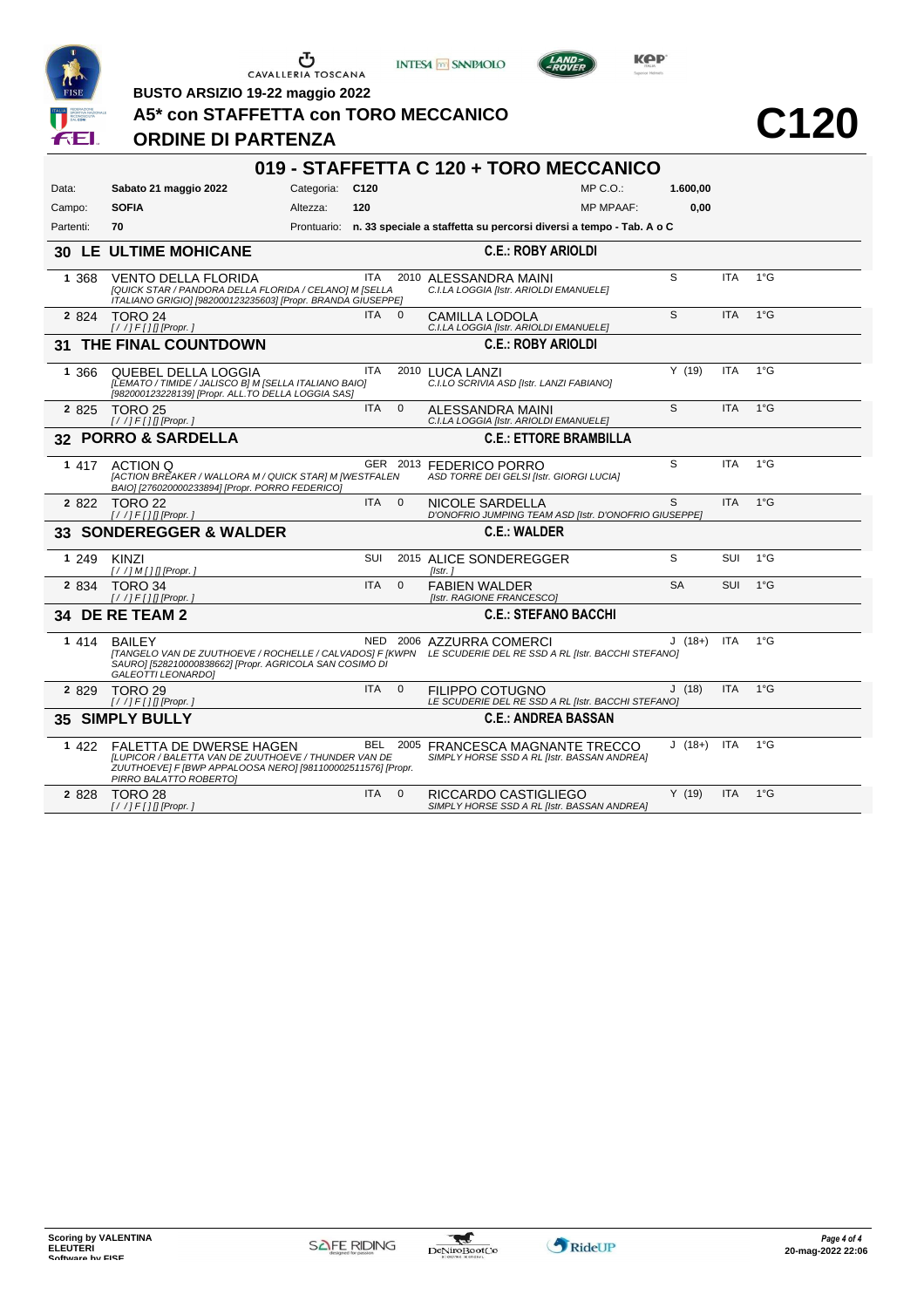BUSTO ARSIZIO 19-22 maggio 2022

**A5\* con STAFFETTA con TORO MECCANICO**

**ORDINE DI PARTENZA**

# C120

## 019 - STAFFETTA C 120 + TORO MECCANICO

| | | | | | |
|---|---|---|---|---|---|
| Data: | **Sabato 21 maggio 2022** | Categoria: | **C120** | MP C.O.: | **1.600,00** |
| Campo: | **SOFIA** | Altezza: | **120** | MP MPAAF: | **0,00** |
| Partenti: | **70** | Prontuario: | **n. 33 speciale a staffetta su percorsi diversi a tempo - Tab. A o C** | | |

### 30 LE ULTIME MOHICANE — C.E.: ROBY ARIOLDI

| | | Cavallo | Naz. | Anno | Cavaliere | Cat. | Naz. | Grado |
|---|---|---|---|---|---|---|---|---|
| 1 | 368 | VENTO DELLA FLORIDA *[QUICK STAR / PANDORA DELLA FLORIDA / CELANO] M [SELLA ITALIANO GRIGIO] [982000123235603] [Propr. BRANDA GIUSEPPE]* | ITA | 2010 | ALESSANDRA MAINI *C.I.LA LOGGIA [Istr. ARIOLDI EMANUELE]* | S | ITA | 1°G |
| 2 | 824 | TORO 24 *[ / / ] F [ ] [] [Propr. ]* | ITA | 0 | CAMILLA LODOLA *C.I.LA LOGGIA [Istr. ARIOLDI EMANUELE]* | S | ITA | 1°G |

### 31 THE FINAL COUNTDOWN — C.E.: ROBY ARIOLDI

| | | Cavallo | Naz. | Anno | Cavaliere | Cat. | Naz. | Grado |
|---|---|---|---|---|---|---|---|---|
| 1 | 366 | QUEBEL DELLA LOGGIA *[LEMATO / TIMIDE / JALISCO B] M [SELLA ITALIANO BAIO] [982000123228139] [Propr. ALL.TO DELLA LOGGIA SAS]* | ITA | 2010 | LUCA LANZI *C.I.LO SCRIVIA ASD [Istr. LANZI FABIANO]* | Y (19) | ITA | 1°G |
| 2 | 825 | TORO 25 *[ / / ] F [ ] [] [Propr. ]* | ITA | 0 | ALESSANDRA MAINI *C.I.LA LOGGIA [Istr. ARIOLDI EMANUELE]* | S | ITA | 1°G |

### 32 PORRO & SARDELLA — C.E.: ETTORE BRAMBILLA

| | | Cavallo | Naz. | Anno | Cavaliere | Cat. | Naz. | Grado |
|---|---|---|---|---|---|---|---|---|
| 1 | 417 | ACTION Q *[ACTION BREAKER / WALLORA M / QUICK STAR] M [WESTFALEN BAIO] [276020000233894] [Propr. PORRO FEDERICO]* | GER | 2013 | FEDERICO PORRO *ASD TORRE DEI GELSI [Istr. GIORGI LUCIA]* | S | ITA | 1°G |
| 2 | 822 | TORO 22 *[ / / ] F [ ] [] [Propr. ]* | ITA | 0 | NICOLE SARDELLA *D'ONOFRIO JUMPING TEAM ASD [Istr. D'ONOFRIO GIUSEPPE]* | S | ITA | 1°G |

### 33 SONDEREGGER & WALDER — C.E.: WALDER

| | | Cavallo | Naz. | Anno | Cavaliere | Cat. | Naz. | Grado |
|---|---|---|---|---|---|---|---|---|
| 1 | 249 | KINZI *[ / / ] M [ ] [] [Propr. ]* | SUI | 2015 | ALICE SONDEREGGER *[Istr. ]* | S | SUI | 1°G |
| 2 | 834 | TORO 34 *[ / / ] F [ ] [] [Propr. ]* | ITA | 0 | FABIEN WALDER *[Istr. RAGIONE FRANCESCO]* | SA | SUI | 1°G |

### 34 DE RE TEAM 2 — C.E.: STEFANO BACCHI

| | | Cavallo | Naz. | Anno | Cavaliere | Cat. | Naz. | Grado |
|---|---|---|---|---|---|---|---|---|
| 1 | 414 | BAILEY *[TANGELO VAN DE ZUUTHOEVE / ROCHELLE / CALVADOS] F [KWPN SAURO] [528210000838662] [Propr. AGRICOLA SAN COSIMO DI GALEOTTI LEONARDO]* | NED | 2006 | AZZURRA COMERCI *LE SCUDERIE DEL RE SSD A RL [Istr. BACCHI STEFANO]* | J (18+) | ITA | 1°G |
| 2 | 829 | TORO 29 *[ / / ] F [ ] [] [Propr. ]* | ITA | 0 | FILIPPO COTUGNO *LE SCUDERIE DEL RE SSD A RL [Istr. BACCHI STEFANO]* | J (18) | ITA | 1°G |

### 35 SIMPLY BULLY — C.E.: ANDREA BASSAN

| | | Cavallo | Naz. | Anno | Cavaliere | Cat. | Naz. | Grado |
|---|---|---|---|---|---|---|---|---|
| 1 | 422 | FALETTA DE DWERSE HAGEN *[LUPICOR / BALETTA VAN DE ZUUTHOEVE / THUNDER VAN DE ZUUTHOEVE] F [BWP APPALOOSA NERO] [981100002511576] [Propr. PIRRO BALATTO ROBERTO]* | BEL | 2005 | FRANCESCA MAGNANTE TRECCO *SIMPLY HORSE SSD A RL [Istr. BASSAN ANDREA]* | J (18+) | ITA | 1°G |
| 2 | 828 | TORO 28 *[ / / ] F [ ] [] [Propr. ]* | ITA | 0 | RICCARDO CASTIGLIEGO *SIMPLY HORSE SSD A RL [Istr. BASSAN ANDREA]* | Y (19) | ITA | 1°G |

Scoring by VALENTINA ELEUTERI
Software by FISE

20-mag-2022 22:06